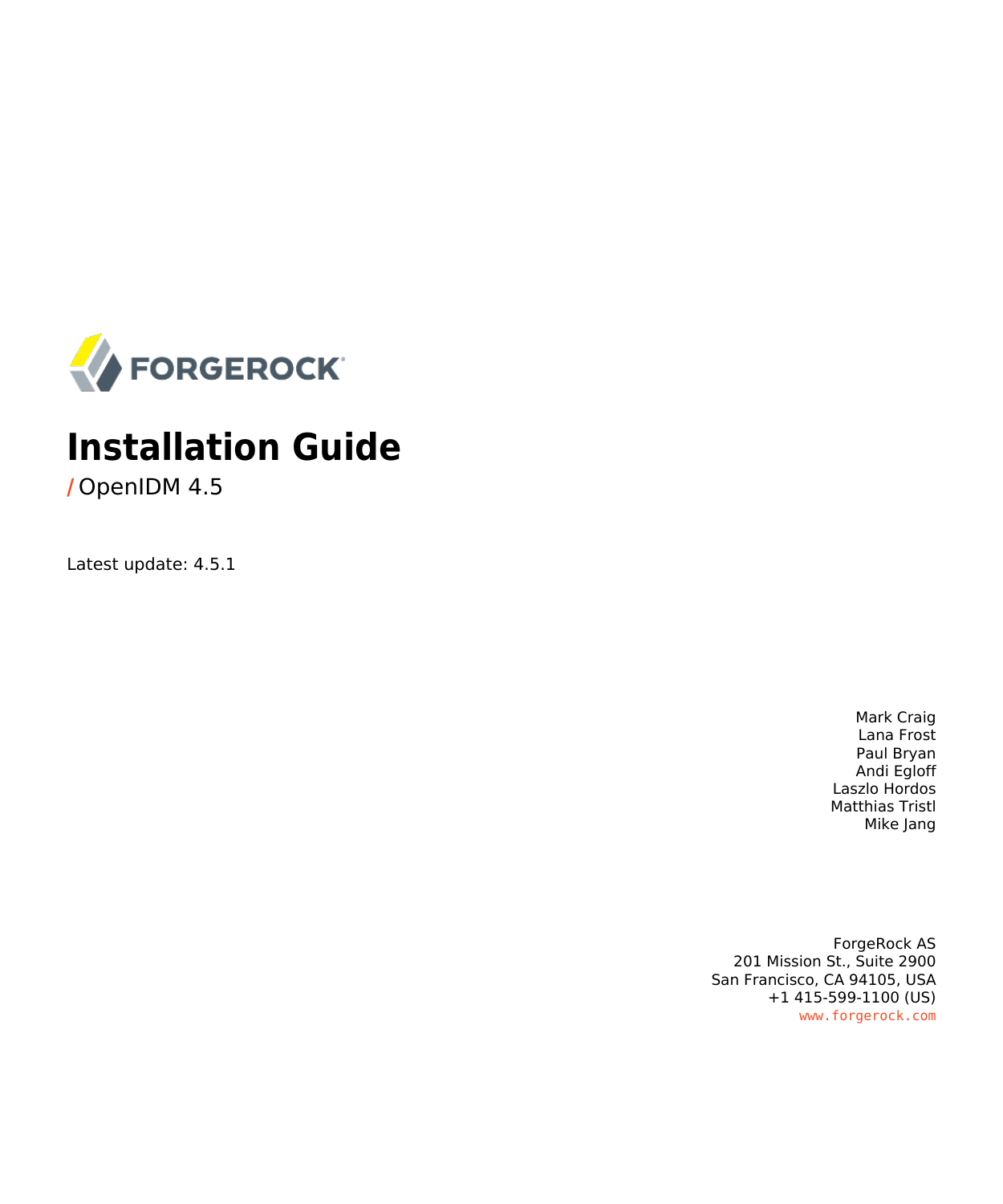# Installation Guide

/ OpenIDM 4.5

Latest update: 4.5.1

Mark Craig
Lana Frost
Paul Bryan
Andi Egloff
Laszlo Hordos
Matthias Tristl
Mike Jang

ForgeRock AS
201 Mission St., Suite 2900
San Francisco, CA 94105, USA
+1 415-599-1100 (US)
www.forgerock.com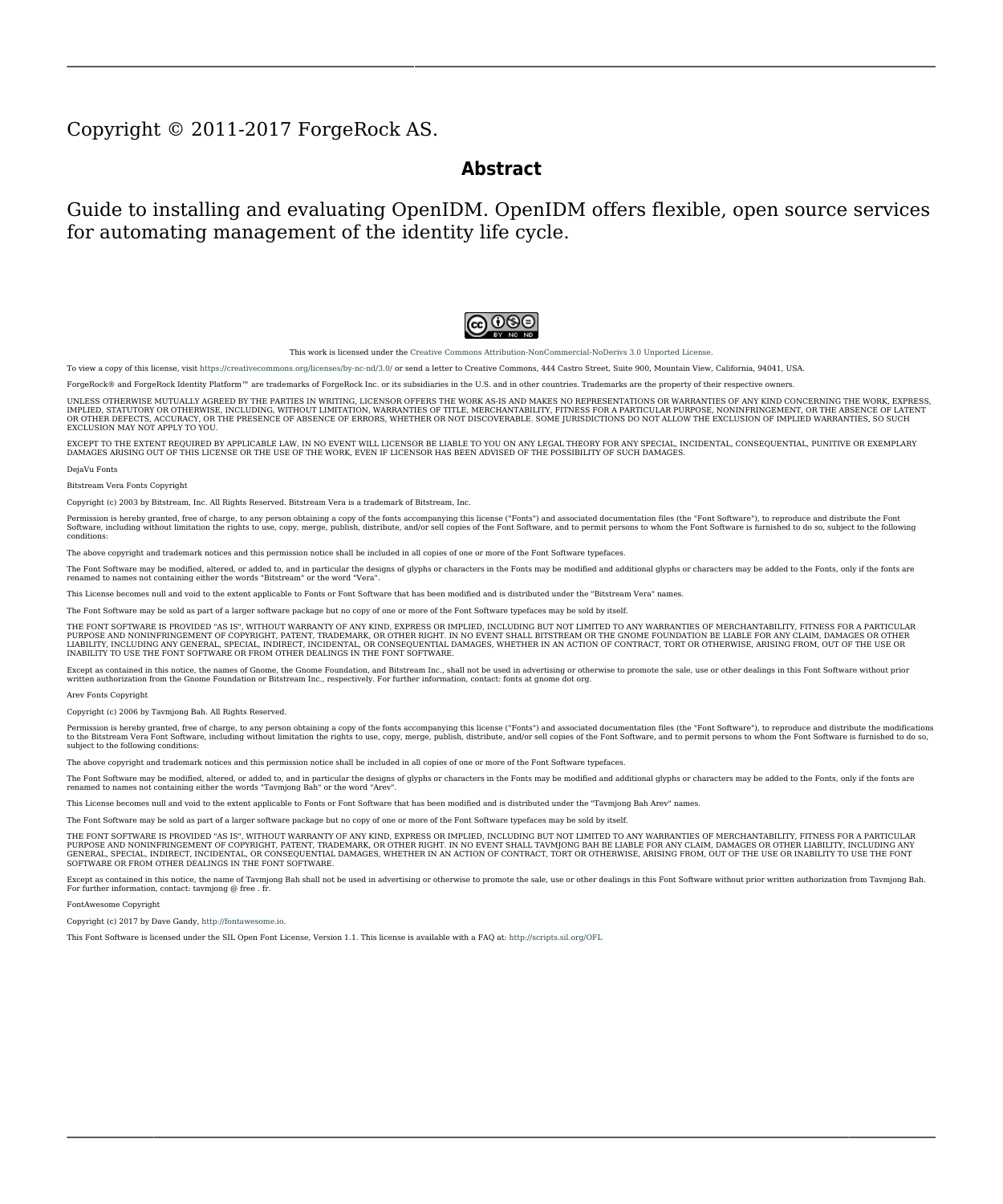Copyright © 2011-2017 ForgeRock AS.

## Abstract

Guide to installing and evaluating OpenIDM. OpenIDM offers flexible, open source services for automating management of the identity life cycle.

This work is licensed under the Creative Commons Attribution-NonCommercial-NoDerivs 3.0 Unported License.

To view a copy of this license, visit https://creativecommons.org/licenses/by-nc-nd/3.0/ or send a letter to Creative Commons, 444 Castro Street, Suite 900, Mountain View, California, 94041, USA.

ForgeRock® and ForgeRock Identity Platform™ are trademarks of ForgeRock Inc. or its subsidiaries in the U.S. and in other countries. Trademarks are the property of their respective owners.

UNLESS OTHERWISE MUTUALLY AGREED BY THE PARTIES IN WRITING, LICENSOR OFFERS THE WORK AS-IS AND MAKES NO REPRESENTATIONS OR WARRANTIES OF ANY KIND CONCERNING THE WORK, EXPRESS, IMPLIED, STATUTORY OR OTHERWISE, INCLUDING, WITHOUT LIMITATION, WARRANTIES OF TITLE, MERCHANTABILITY, FITNESS FOR A PARTICULAR PURPOSE, NONINFRINGEMENT, OR THE ABSENCE OF LATENT OR OTHER DEFECTS, ACCURACY, OR THE PRESENCE OF ABSENCE OF ERRORS, WHETHER OR NOT DISCOVERABLE. SOME JURISDICTIONS DO NOT ALLOW THE EXCLUSION OF IMPLIED WARRANTIES, SO SUCH EXCLUSION MAY NOT APPLY TO YOU.

EXCEPT TO THE EXTENT REQUIRED BY APPLICABLE LAW, IN NO EVENT WILL LICENSOR BE LIABLE TO YOU ON ANY LEGAL THEORY FOR ANY SPECIAL, INCIDENTAL, CONSEQUENTIAL, PUNITIVE OR EXEMPLARY DAMAGES ARISING OUT OF THIS LICENSE OR THE USE OF THE WORK, EVEN IF LICENSOR HAS BEEN ADVISED OF THE POSSIBILITY OF SUCH DAMAGES.

DejaVu Fonts

Bitstream Vera Fonts Copyright

Copyright (c) 2003 by Bitstream, Inc. All Rights Reserved. Bitstream Vera is a trademark of Bitstream, Inc.

Permission is hereby granted, free of charge, to any person obtaining a copy of the fonts accompanying this license ("Fonts") and associated documentation files (the "Font Software"), to reproduce and distribute the Font Software, including without limitation the rights to use, copy, merge, publish, distribute, and/or sell copies of the Font Software, and to permit persons to whom the Font Software is furnished to do so, subject to the following conditions:

The above copyright and trademark notices and this permission notice shall be included in all copies of one or more of the Font Software typefaces.

The Font Software may be modified, altered, or added to, and in particular the designs of glyphs or characters in the Fonts may be modified and additional glyphs or characters may be added to the Fonts, only if the fonts are renamed to names not containing either the words "Bitstream" or the word "Vera".

This License becomes null and void to the extent applicable to Fonts or Font Software that has been modified and is distributed under the "Bitstream Vera" names.

The Font Software may be sold as part of a larger software package but no copy of one or more of the Font Software typefaces may be sold by itself.

THE FONT SOFTWARE IS PROVIDED "AS IS", WITHOUT WARRANTY OF ANY KIND, EXPRESS OR IMPLIED, INCLUDING BUT NOT LIMITED TO ANY WARRANTIES OF MERCHANTABILITY, FITNESS FOR A PARTICULAR PURPOSE AND NONINFRINGEMENT OF COPYRIGHT, PATENT, TRADEMARK, OR OTHER RIGHT. IN NO EVENT SHALL BITSTREAM OR THE GNOME FOUNDATION BE LIABLE FOR ANY CLAIM, DAMAGES OR OTHER LIABILITY, INCLUDING ANY GENERAL, SPECIAL, INDIRECT, INCIDENTAL, OR CONSEQUENTIAL DAMAGES, WHETHER IN AN ACTION OF CONTRACT, TORT OR OTHERWISE, ARISING FROM, OUT OF THE USE OR INABILITY TO USE THE FONT SOFTWARE OR FROM OTHER DEALINGS IN THE FONT SOFTWARE.

Except as contained in this notice, the names of Gnome, the Gnome Foundation, and Bitstream Inc., shall not be used in advertising or otherwise to promote the sale, use or other dealings in this Font Software without prior written authorization from the Gnome Foundation or Bitstream Inc., respectively. For further information, contact: fonts at gnome dot org.

Arev Fonts Copyright

Copyright (c) 2006 by Tavmjong Bah. All Rights Reserved.

Permission is hereby granted, free of charge, to any person obtaining a copy of the fonts accompanying this license ("Fonts") and associated documentation files (the "Font Software"), to reproduce and distribute the modifications to the Bitstream Vera Font Software, including without limitation the rights to use, copy, merge, publish, distribute, and/or sell copies of the Font Software, and to permit persons to whom the Font Software is furnished to do so, subject to the following conditions:

The above copyright and trademark notices and this permission notice shall be included in all copies of one or more of the Font Software typefaces.

The Font Software may be modified, altered, or added to, and in particular the designs of glyphs or characters in the Fonts may be modified and additional glyphs or characters may be added to the Fonts, only if the fonts are renamed to names not containing either the words "Tavmjong Bah" or the word "Arev".

This License becomes null and void to the extent applicable to Fonts or Font Software that has been modified and is distributed under the "Tavmjong Bah Arev" names.

The Font Software may be sold as part of a larger software package but no copy of one or more of the Font Software typefaces may be sold by itself.

THE FONT SOFTWARE IS PROVIDED "AS IS", WITHOUT WARRANTY OF ANY KIND, EXPRESS OR IMPLIED, INCLUDING BUT NOT LIMITED TO ANY WARRANTIES OF MERCHANTABILITY, FITNESS FOR A PARTICULAR PURPOSE AND NONINFRINGEMENT OF COPYRIGHT, PATENT, TRADEMARK, OR OTHER RIGHT. IN NO EVENT SHALL TAVMJONG BAH BE LIABLE FOR ANY CLAIM, DAMAGES OR OTHER LIABILITY, INCLUDING ANY GENERAL, SPECIAL, INDIRECT, INCIDENTAL, OR CONSEQUENTIAL DAMAGES, WHETHER IN AN ACTION OF CONTRACT, TORT OR OTHERWISE, ARISING FROM, OUT OF THE USE OR INABILITY TO USE THE FONT SOFTWARE OR FROM OTHER DEALINGS IN THE FONT SOFTWARE.

Except as contained in this notice, the name of Tavmjong Bah shall not be used in advertising or otherwise to promote the sale, use or other dealings in this Font Software without prior written authorization from Tavmjong Bah. For further information, contact: tavmjong @ free . fr.

FontAwesome Copyright

Copyright (c) 2017 by Dave Gandy, http://fontawesome.io.

This Font Software is licensed under the SIL Open Font License, Version 1.1. This license is available with a FAQ at: http://scripts.sil.org/OFL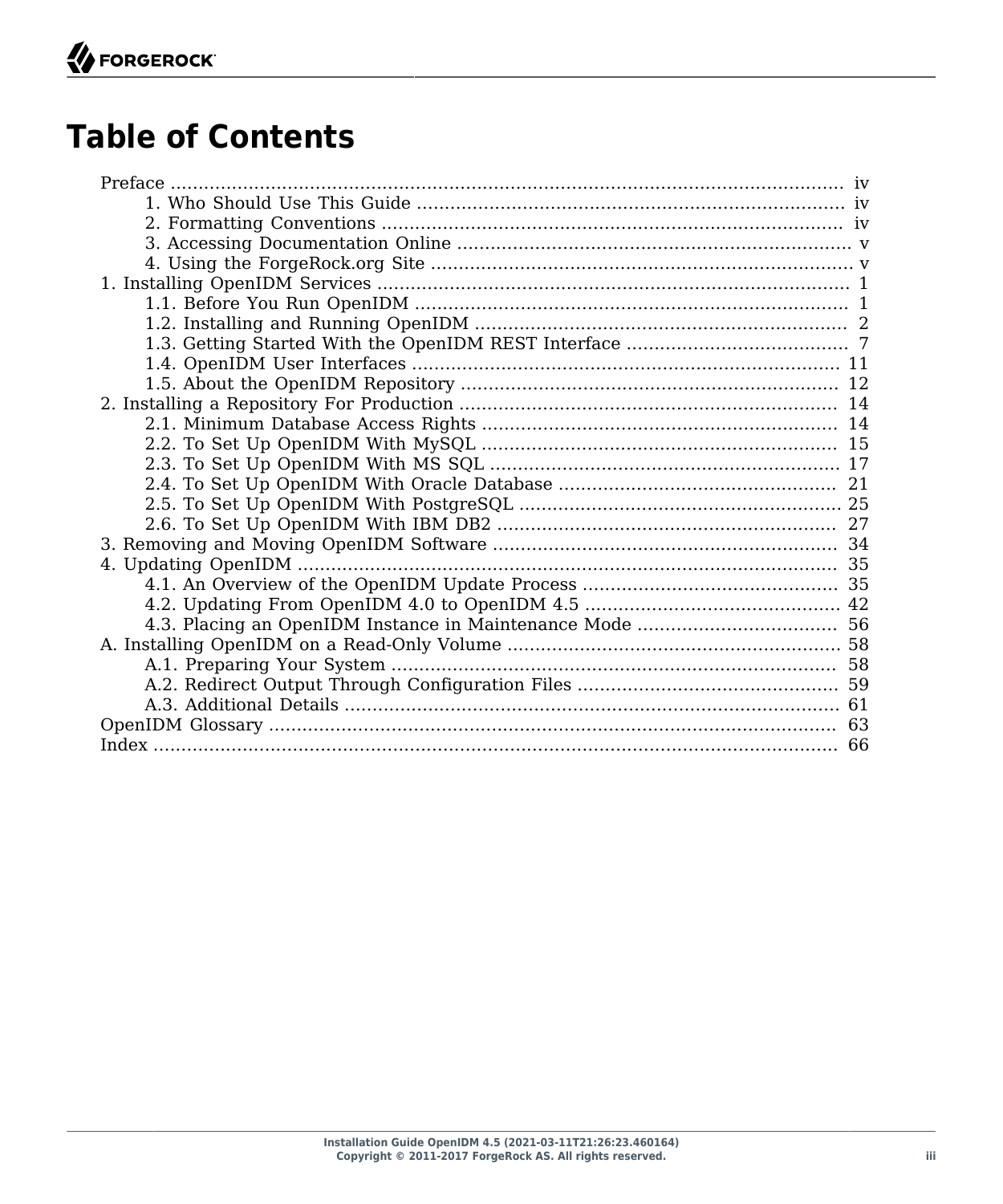# Table of Contents

- Preface ... iv
  - 1. Who Should Use This Guide ... iv
  - 2. Formatting Conventions ... iv
  - 3. Accessing Documentation Online ... v
  - 4. Using the ForgeRock.org Site ... v
- 1. Installing OpenIDM Services ... 1
  - 1.1. Before You Run OpenIDM ... 1
  - 1.2. Installing and Running OpenIDM ... 2
  - 1.3. Getting Started With the OpenIDM REST Interface ... 7
  - 1.4. OpenIDM User Interfaces ... 11
  - 1.5. About the OpenIDM Repository ... 12
- 2. Installing a Repository For Production ... 14
  - 2.1. Minimum Database Access Rights ... 14
  - 2.2. To Set Up OpenIDM With MySQL ... 15
  - 2.3. To Set Up OpenIDM With MS SQL ... 17
  - 2.4. To Set Up OpenIDM With Oracle Database ... 21
  - 2.5. To Set Up OpenIDM With PostgreSQL ... 25
  - 2.6. To Set Up OpenIDM With IBM DB2 ... 27
- 3. Removing and Moving OpenIDM Software ... 34
- 4. Updating OpenIDM ... 35
  - 4.1. An Overview of the OpenIDM Update Process ... 35
  - 4.2. Updating From OpenIDM 4.0 to OpenIDM 4.5 ... 42
  - 4.3. Placing an OpenIDM Instance in Maintenance Mode ... 56
- A. Installing OpenIDM on a Read-Only Volume ... 58
  - A.1. Preparing Your System ... 58
  - A.2. Redirect Output Through Configuration Files ... 59
  - A.3. Additional Details ... 61
- OpenIDM Glossary ... 63
- Index ... 66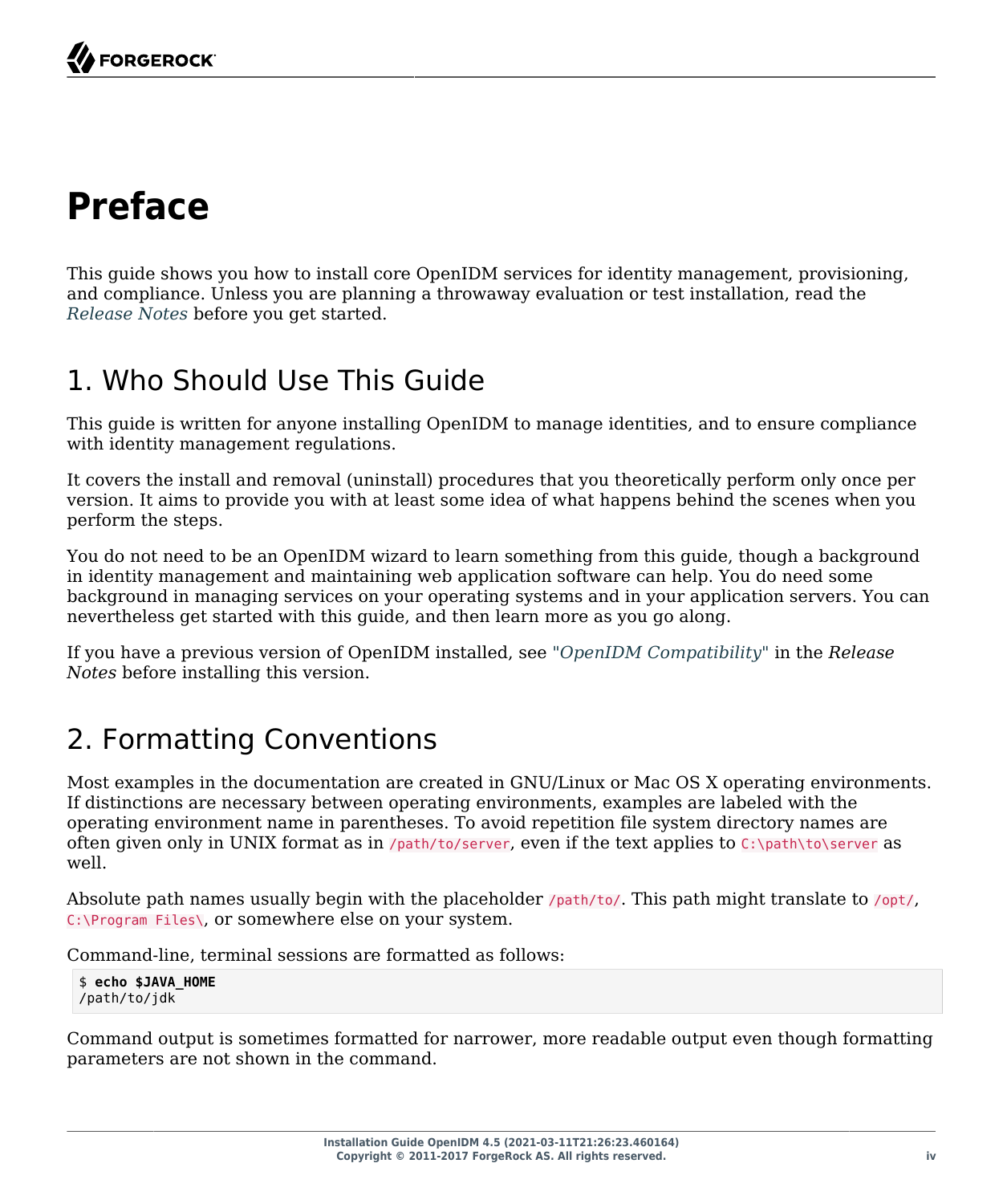# Preface

This guide shows you how to install core OpenIDM services for identity management, provisioning, and compliance. Unless you are planning a throwaway evaluation or test installation, read the *Release Notes* before you get started.

## 1. Who Should Use This Guide

This guide is written for anyone installing OpenIDM to manage identities, and to ensure compliance with identity management regulations.

It covers the install and removal (uninstall) procedures that you theoretically perform only once per version. It aims to provide you with at least some idea of what happens behind the scenes when you perform the steps.

You do not need to be an OpenIDM wizard to learn something from this guide, though a background in identity management and maintaining web application software can help. You do need some background in managing services on your operating systems and in your application servers. You can nevertheless get started with this guide, and then learn more as you go along.

If you have a previous version of OpenIDM installed, see "*OpenIDM Compatibility*" in the *Release Notes* before installing this version.

## 2. Formatting Conventions

Most examples in the documentation are created in GNU/Linux or Mac OS X operating environments. If distinctions are necessary between operating environments, examples are labeled with the operating environment name in parentheses. To avoid repetition file system directory names are often given only in UNIX format as in `/path/to/server`, even if the text applies to `C:\path\to\server` as well.

Absolute path names usually begin with the placeholder `/path/to/`. This path might translate to `/opt/`, `C:\Program Files\`, or somewhere else on your system.

Command-line, terminal sessions are formatted as follows:

```
$ echo $JAVA_HOME
/path/to/jdk
```

Command output is sometimes formatted for narrower, more readable output even though formatting parameters are not shown in the command.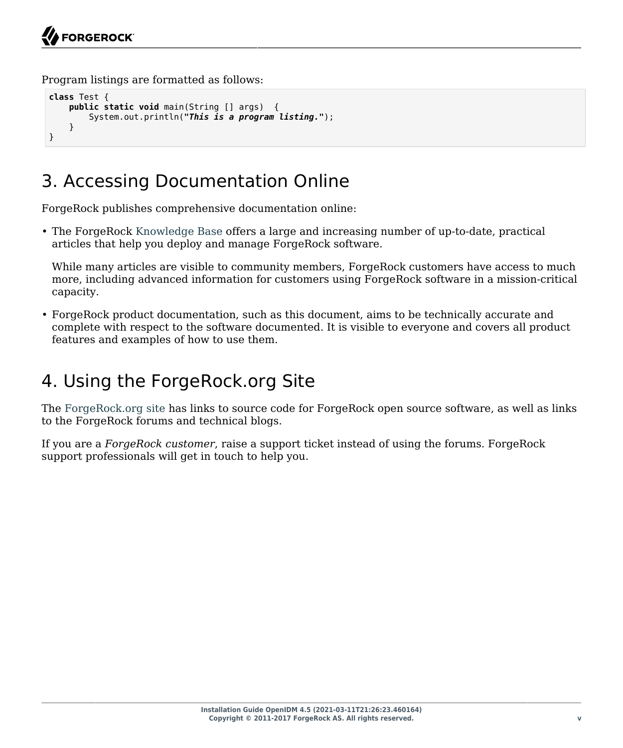Program listings are formatted as follows:

```
class Test {
    public static void main(String [] args)  {
        System.out.println("This is a program listing.");
    }
}
```

## 3. Accessing Documentation Online

ForgeRock publishes comprehensive documentation online:

- The ForgeRock Knowledge Base offers a large and increasing number of up-to-date, practical articles that help you deploy and manage ForgeRock software.

  While many articles are visible to community members, ForgeRock customers have access to much more, including advanced information for customers using ForgeRock software in a mission-critical capacity.

- ForgeRock product documentation, such as this document, aims to be technically accurate and complete with respect to the software documented. It is visible to everyone and covers all product features and examples of how to use them.

## 4. Using the ForgeRock.org Site

The ForgeRock.org site has links to source code for ForgeRock open source software, as well as links to the ForgeRock forums and technical blogs.

If you are a *ForgeRock customer*, raise a support ticket instead of using the forums. ForgeRock support professionals will get in touch to help you.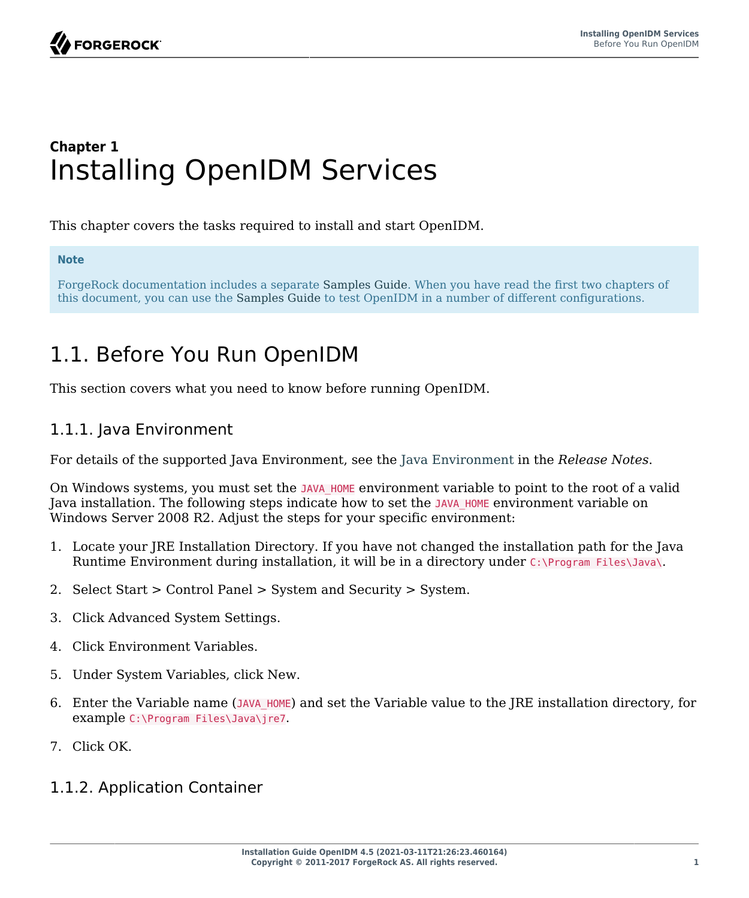**Chapter 1**

# Installing OpenIDM Services

This chapter covers the tasks required to install and start OpenIDM.

> **Note**
>
> ForgeRock documentation includes a separate Samples Guide. When you have read the first two chapters of this document, you can use the Samples Guide to test OpenIDM in a number of different configurations.

## 1.1. Before You Run OpenIDM

This section covers what you need to know before running OpenIDM.

### 1.1.1. Java Environment

For details of the supported Java Environment, see the Java Environment in the *Release Notes*.

On Windows systems, you must set the `JAVA_HOME` environment variable to point to the root of a valid Java installation. The following steps indicate how to set the `JAVA_HOME` environment variable on Windows Server 2008 R2. Adjust the steps for your specific environment:

1. Locate your JRE Installation Directory. If you have not changed the installation path for the Java Runtime Environment during installation, it will be in a directory under `C:\Program Files\Java\`.
2. Select Start > Control Panel > System and Security > System.
3. Click Advanced System Settings.
4. Click Environment Variables.
5. Under System Variables, click New.
6. Enter the Variable name (`JAVA_HOME`) and set the Variable value to the JRE installation directory, for example `C:\Program Files\Java\jre7`.
7. Click OK.

### 1.1.2. Application Container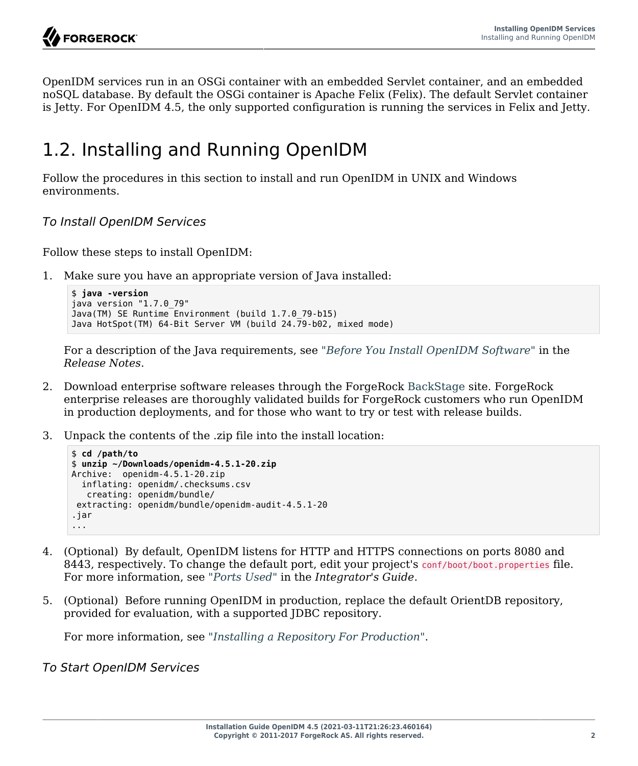OpenIDM services run in an OSGi container with an embedded Servlet container, and an embedded noSQL database. By default the OSGi container is Apache Felix (Felix). The default Servlet container is Jetty. For OpenIDM 4.5, the only supported configuration is running the services in Felix and Jetty.

## 1.2. Installing and Running OpenIDM

Follow the procedures in this section to install and run OpenIDM in UNIX and Windows environments.

### *To Install OpenIDM Services*

Follow these steps to install OpenIDM:

1. Make sure you have an appropriate version of Java installed:

   ```
   $ java -version
   java version "1.7.0_79"
   Java(TM) SE Runtime Environment (build 1.7.0_79-b15)
   Java HotSpot(TM) 64-Bit Server VM (build 24.79-b02, mixed mode)
   ```

   For a description of the Java requirements, see "*Before You Install OpenIDM Software*" in the *Release Notes*.

2. Download enterprise software releases through the ForgeRock BackStage site. ForgeRock enterprise releases are thoroughly validated builds for ForgeRock customers who run OpenIDM in production deployments, and for those who want to try or test with release builds.

3. Unpack the contents of the .zip file into the install location:

   ```
   $ cd /path/to
   $ unzip ~/Downloads/openidm-4.5.1-20.zip
   Archive:  openidm-4.5.1-20.zip
     inflating: openidm/.checksums.csv
      creating: openidm/bundle/
    extracting: openidm/bundle/openidm-audit-4.5.1-20
   .jar
   ...
   ```

4. (Optional) By default, OpenIDM listens for HTTP and HTTPS connections on ports 8080 and 8443, respectively. To change the default port, edit your project's `conf/boot/boot.properties` file. For more information, see "*Ports Used*" in the *Integrator's Guide*.

5. (Optional) Before running OpenIDM in production, replace the default OrientDB repository, provided for evaluation, with a supported JDBC repository.

   For more information, see "*Installing a Repository For Production*".

### *To Start OpenIDM Services*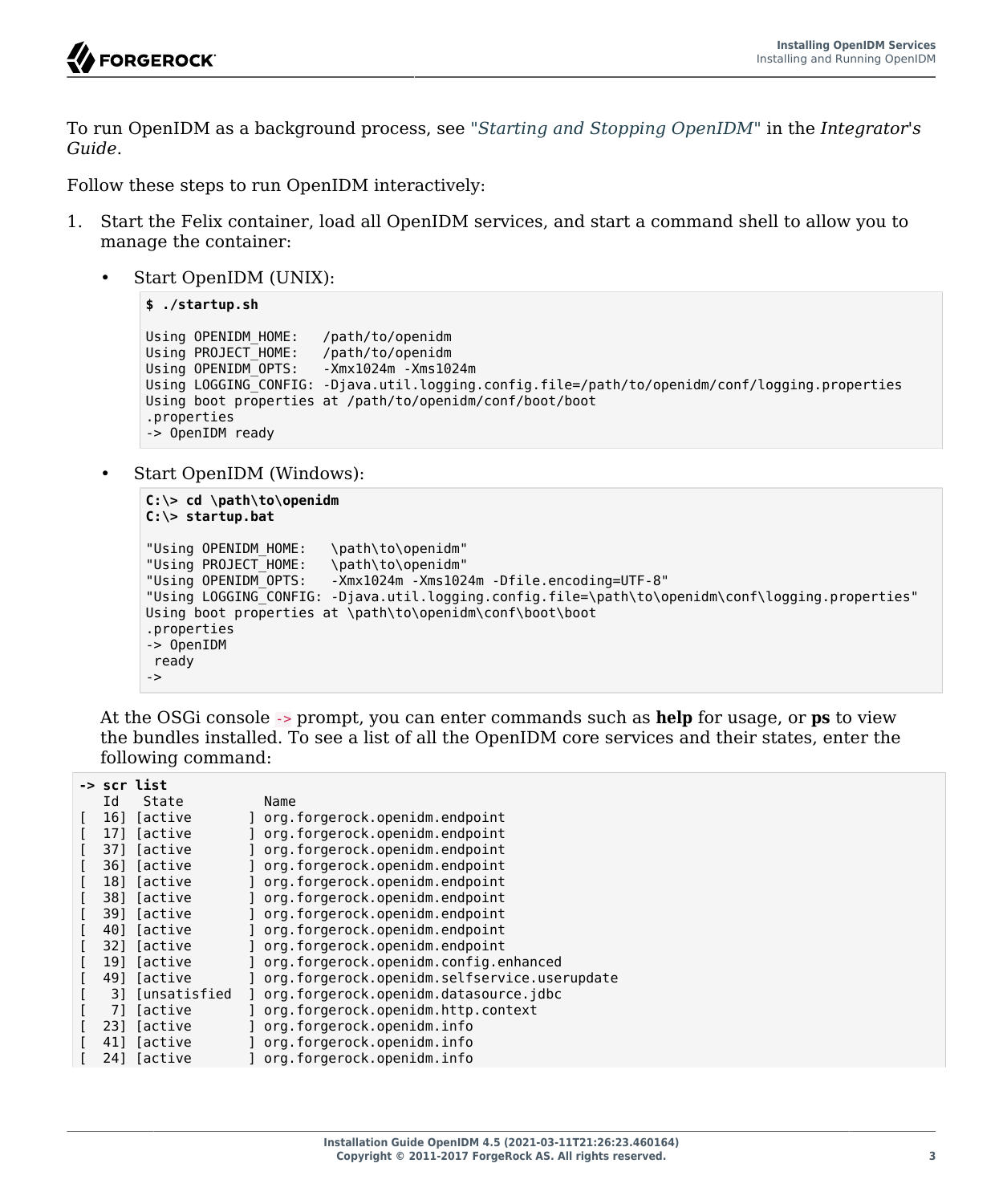To run OpenIDM as a background process, see "*Starting and Stopping OpenIDM*" in the *Integrator's Guide*.

Follow these steps to run OpenIDM interactively:

1. Start the Felix container, load all OpenIDM services, and start a command shell to allow you to manage the container:

   - Start OpenIDM (UNIX):

     ```
     $ ./startup.sh

     Using OPENIDM_HOME:   /path/to/openidm
     Using PROJECT_HOME:   /path/to/openidm
     Using OPENIDM_OPTS:   -Xmx1024m -Xms1024m
     Using LOGGING_CONFIG: -Djava.util.logging.config.file=/path/to/openidm/conf/logging.properties
     Using boot properties at /path/to/openidm/conf/boot/boot
     .properties
     -> OpenIDM ready
     ```

   - Start OpenIDM (Windows):

     ```
     C:\> cd \path\to\openidm
     C:\> startup.bat

     "Using OPENIDM_HOME:   \path\to\openidm"
     "Using PROJECT_HOME:   \path\to\openidm"
     "Using OPENIDM_OPTS:   -Xmx1024m -Xms1024m -Dfile.encoding=UTF-8"
     "Using LOGGING_CONFIG: -Djava.util.logging.config.file=\path\to\openidm\conf\logging.properties"
     Using boot properties at \path\to\openidm\conf\boot\boot
     .properties
     -> OpenIDM
      ready
     ->
     ```

   At the OSGi console `->` prompt, you can enter commands such as **help** for usage, or **ps** to view the bundles installed. To see a list of all the OpenIDM core services and their states, enter the following command:

```
-> scr list
   Id   State          Name
[  16] [active       ] org.forgerock.openidm.endpoint
[  17] [active       ] org.forgerock.openidm.endpoint
[  37] [active       ] org.forgerock.openidm.endpoint
[  36] [active       ] org.forgerock.openidm.endpoint
[  18] [active       ] org.forgerock.openidm.endpoint
[  38] [active       ] org.forgerock.openidm.endpoint
[  39] [active       ] org.forgerock.openidm.endpoint
[  40] [active       ] org.forgerock.openidm.endpoint
[  32] [active       ] org.forgerock.openidm.endpoint
[  19] [active       ] org.forgerock.openidm.config.enhanced
[  49] [active       ] org.forgerock.openidm.selfservice.userupdate
[   3] [unsatisfied  ] org.forgerock.openidm.datasource.jdbc
[   7] [active       ] org.forgerock.openidm.http.context
[  23] [active       ] org.forgerock.openidm.info
[  41] [active       ] org.forgerock.openidm.info
[  24] [active       ] org.forgerock.openidm.info
```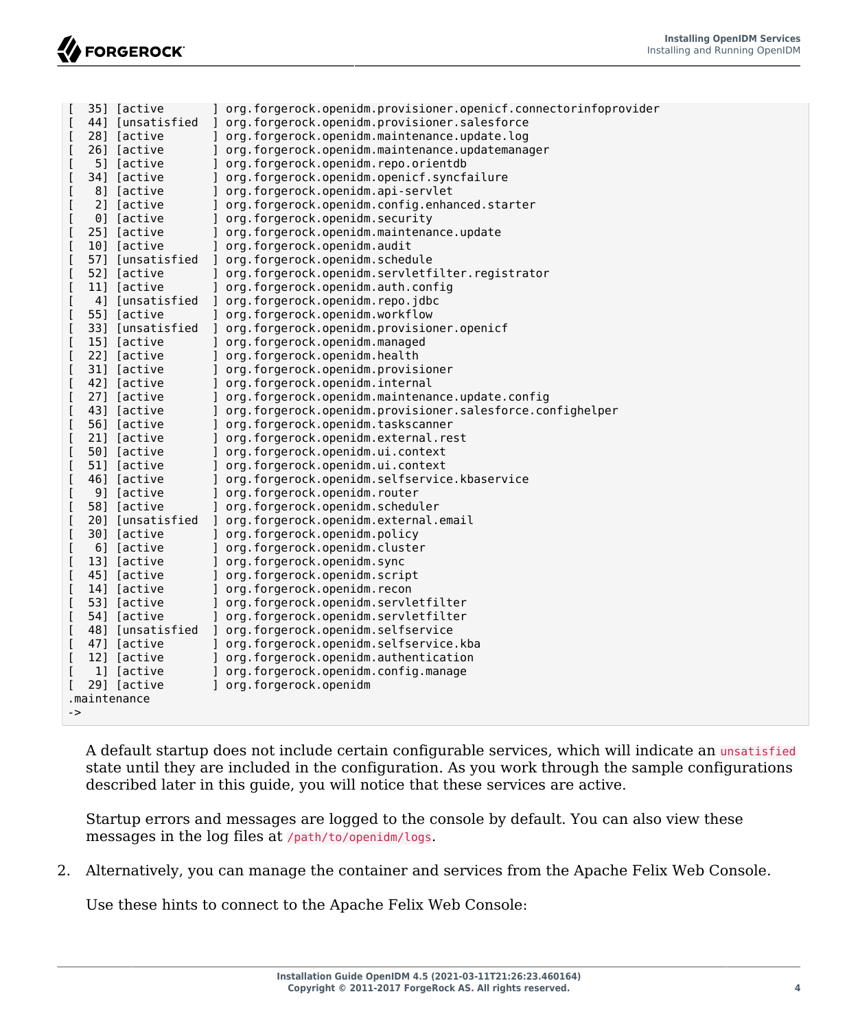```
[  35] [active       ] org.forgerock.openidm.provisioner.openicf.connectorinfoprovider
[  44] [unsatisfied  ] org.forgerock.openidm.provisioner.salesforce
[  28] [active       ] org.forgerock.openidm.maintenance.update.log
[  26] [active       ] org.forgerock.openidm.maintenance.updatemanager
[   5] [active       ] org.forgerock.openidm.repo.orientdb
[  34] [active       ] org.forgerock.openidm.openicf.syncfailure
[   8] [active       ] org.forgerock.openidm.api-servlet
[   2] [active       ] org.forgerock.openidm.config.enhanced.starter
[   0] [active       ] org.forgerock.openidm.security
[  25] [active       ] org.forgerock.openidm.maintenance.update
[  10] [active       ] org.forgerock.openidm.audit
[  57] [unsatisfied  ] org.forgerock.openidm.schedule
[  52] [active       ] org.forgerock.openidm.servletfilter.registrator
[  11] [active       ] org.forgerock.openidm.auth.config
[   4] [unsatisfied  ] org.forgerock.openidm.repo.jdbc
[  55] [active       ] org.forgerock.openidm.workflow
[  33] [unsatisfied  ] org.forgerock.openidm.provisioner.openicf
[  15] [active       ] org.forgerock.openidm.managed
[  22] [active       ] org.forgerock.openidm.health
[  31] [active       ] org.forgerock.openidm.provisioner
[  42] [active       ] org.forgerock.openidm.internal
[  27] [active       ] org.forgerock.openidm.maintenance.update.config
[  43] [active       ] org.forgerock.openidm.provisioner.salesforce.confighelper
[  56] [active       ] org.forgerock.openidm.taskscanner
[  21] [active       ] org.forgerock.openidm.external.rest
[  50] [active       ] org.forgerock.openidm.ui.context
[  51] [active       ] org.forgerock.openidm.ui.context
[  46] [active       ] org.forgerock.openidm.selfservice.kbaservice
[   9] [active       ] org.forgerock.openidm.router
[  58] [active       ] org.forgerock.openidm.scheduler
[  20] [unsatisfied  ] org.forgerock.openidm.external.email
[  30] [active       ] org.forgerock.openidm.policy
[   6] [active       ] org.forgerock.openidm.cluster
[  13] [active       ] org.forgerock.openidm.sync
[  45] [active       ] org.forgerock.openidm.script
[  14] [active       ] org.forgerock.openidm.recon
[  53] [active       ] org.forgerock.openidm.servletfilter
[  54] [active       ] org.forgerock.openidm.servletfilter
[  48] [unsatisfied  ] org.forgerock.openidm.selfservice
[  47] [active       ] org.forgerock.openidm.selfservice.kba
[  12] [active       ] org.forgerock.openidm.authentication
[   1] [active       ] org.forgerock.openidm.config.manage
[  29] [active       ] org.forgerock.openidm
.maintenance
->
```

A default startup does not include certain configurable services, which will indicate an `unsatisfied` state until they are included in the configuration. As you work through the sample configurations described later in this guide, you will notice that these services are active.

Startup errors and messages are logged to the console by default. You can also view these messages in the log files at `/path/to/openidm/logs`.

2. Alternatively, you can manage the container and services from the Apache Felix Web Console.

   Use these hints to connect to the Apache Felix Web Console: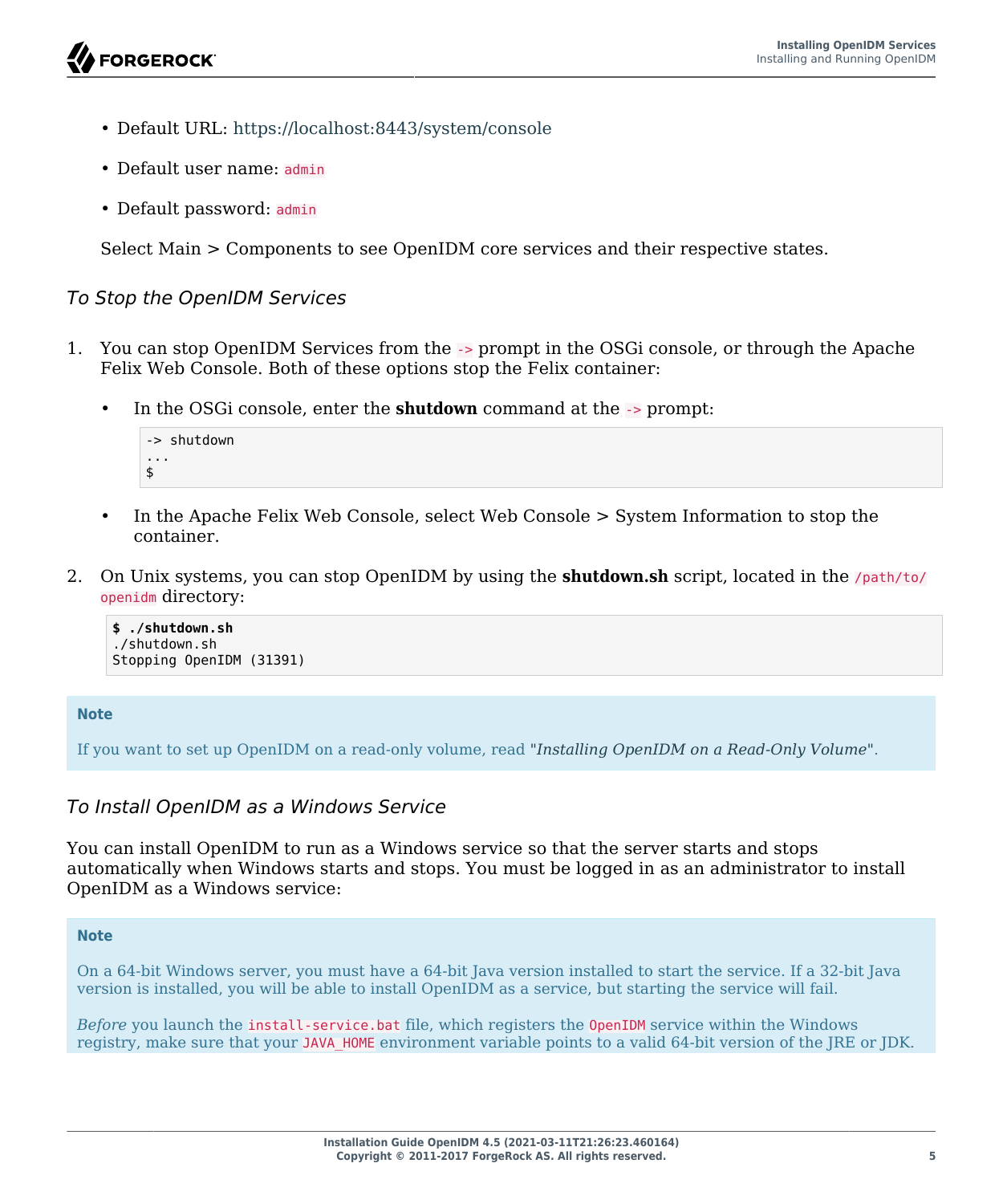- Default URL: https://localhost:8443/system/console
- Default user name: `admin`
- Default password: `admin`

Select Main > Components to see OpenIDM core services and their respective states.

### *To Stop the OpenIDM Services*

1. You can stop OpenIDM Services from the `->` prompt in the OSGi console, or through the Apache Felix Web Console. Both of these options stop the Felix container:

   - In the OSGi console, enter the **shutdown** command at the `->` prompt:

     ```
     -> shutdown
     ...
     $
     ```

   - In the Apache Felix Web Console, select Web Console > System Information to stop the container.

2. On Unix systems, you can stop OpenIDM by using the **shutdown.sh** script, located in the `/path/to/openidm` directory:

   ```
   $ ./shutdown.sh
   ./shutdown.sh
   Stopping OpenIDM (31391)
   ```

> **Note**
>
> If you want to set up OpenIDM on a read-only volume, read "*Installing OpenIDM on a Read-Only Volume*".

### *To Install OpenIDM as a Windows Service*

You can install OpenIDM to run as a Windows service so that the server starts and stops automatically when Windows starts and stops. You must be logged in as an administrator to install OpenIDM as a Windows service:

> **Note**
>
> On a 64-bit Windows server, you must have a 64-bit Java version installed to start the service. If a 32-bit Java version is installed, you will be able to install OpenIDM as a service, but starting the service will fail.
>
> *Before* you launch the `install-service.bat` file, which registers the `OpenIDM` service within the Windows registry, make sure that your `JAVA_HOME` environment variable points to a valid 64-bit version of the JRE or JDK.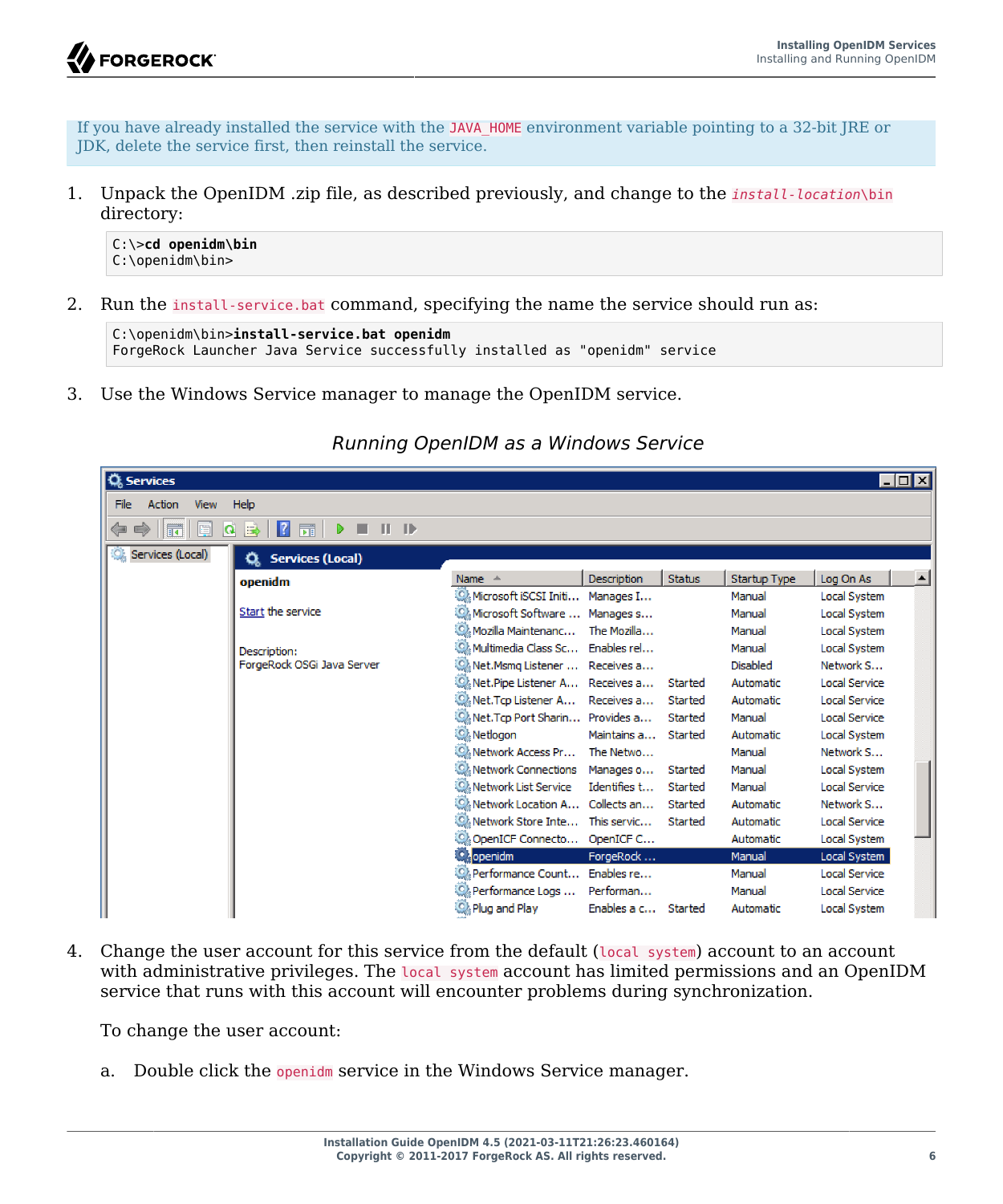If you have already installed the service with the `JAVA_HOME` environment variable pointing to a 32-bit JRE or JDK, delete the service first, then reinstall the service.

1. Unpack the OpenIDM .zip file, as described previously, and change to the *install-location*\bin directory:

```
C:\>cd openidm\bin
C:\openidm\bin>
```

2. Run the `install-service.bat` command, specifying the name the service should run as:

```
C:\openidm\bin>install-service.bat openidm
ForgeRock Launcher Java Service successfully installed as "openidm" service
```

3. Use the Windows Service manager to manage the OpenIDM service.

*Running OpenIDM as a Windows Service*

4. Change the user account for this service from the default (`local system`) account to an account with administrative privileges. The `local system` account has limited permissions and an OpenIDM service that runs with this account will encounter problems during synchronization.

   To change the user account:

   a. Double click the `openidm` service in the Windows Service manager.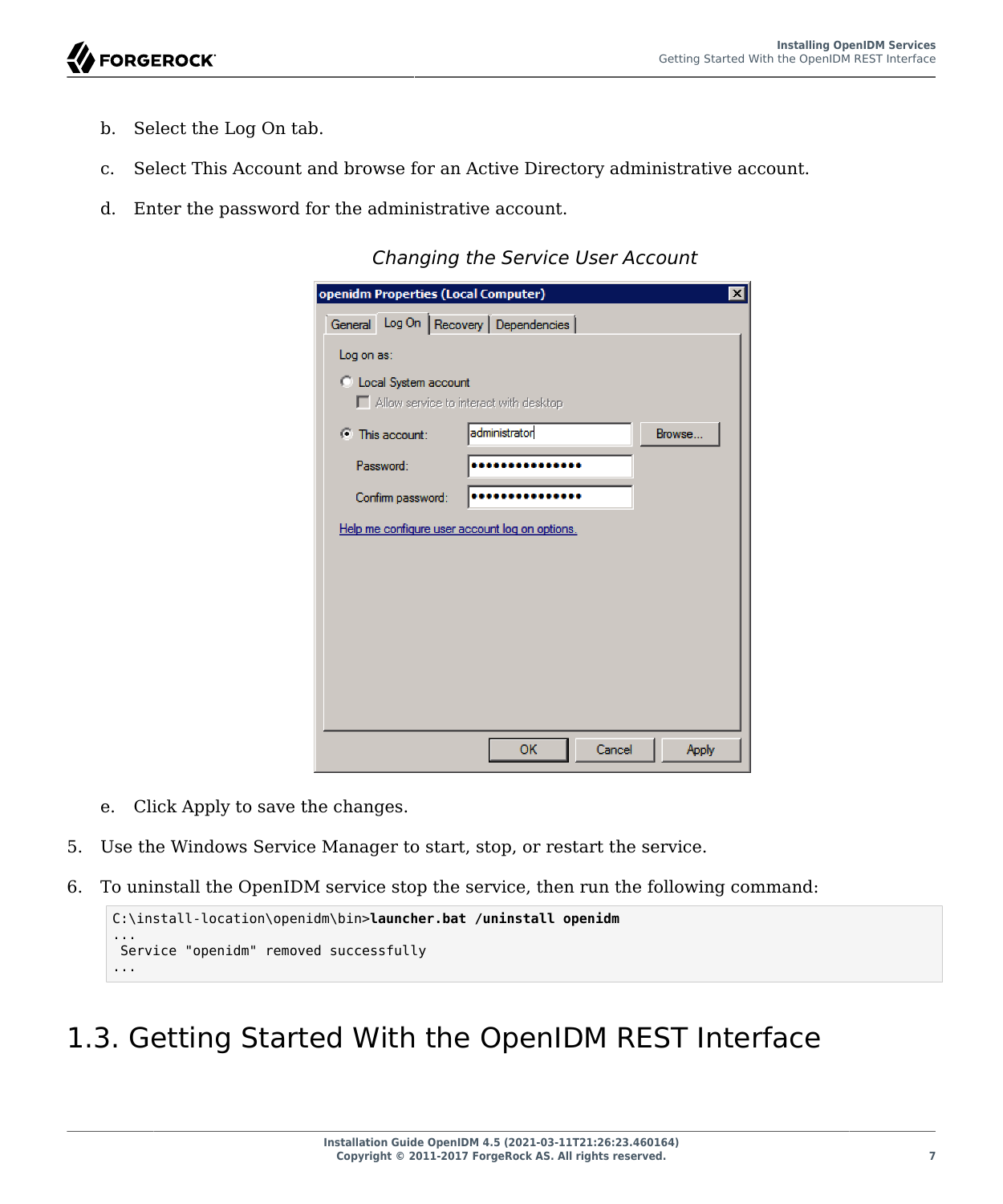b. Select the Log On tab.

c. Select This Account and browse for an Active Directory administrative account.

d. Enter the password for the administrative account.

*Changing the Service User Account*

e. Click Apply to save the changes.

5. Use the Windows Service Manager to start, stop, or restart the service.

6. To uninstall the OpenIDM service stop the service, then run the following command:

```
C:\install-location\openidm\bin>launcher.bat /uninstall openidm
...
 Service "openidm" removed successfully
...
```

## 1.3. Getting Started With the OpenIDM REST Interface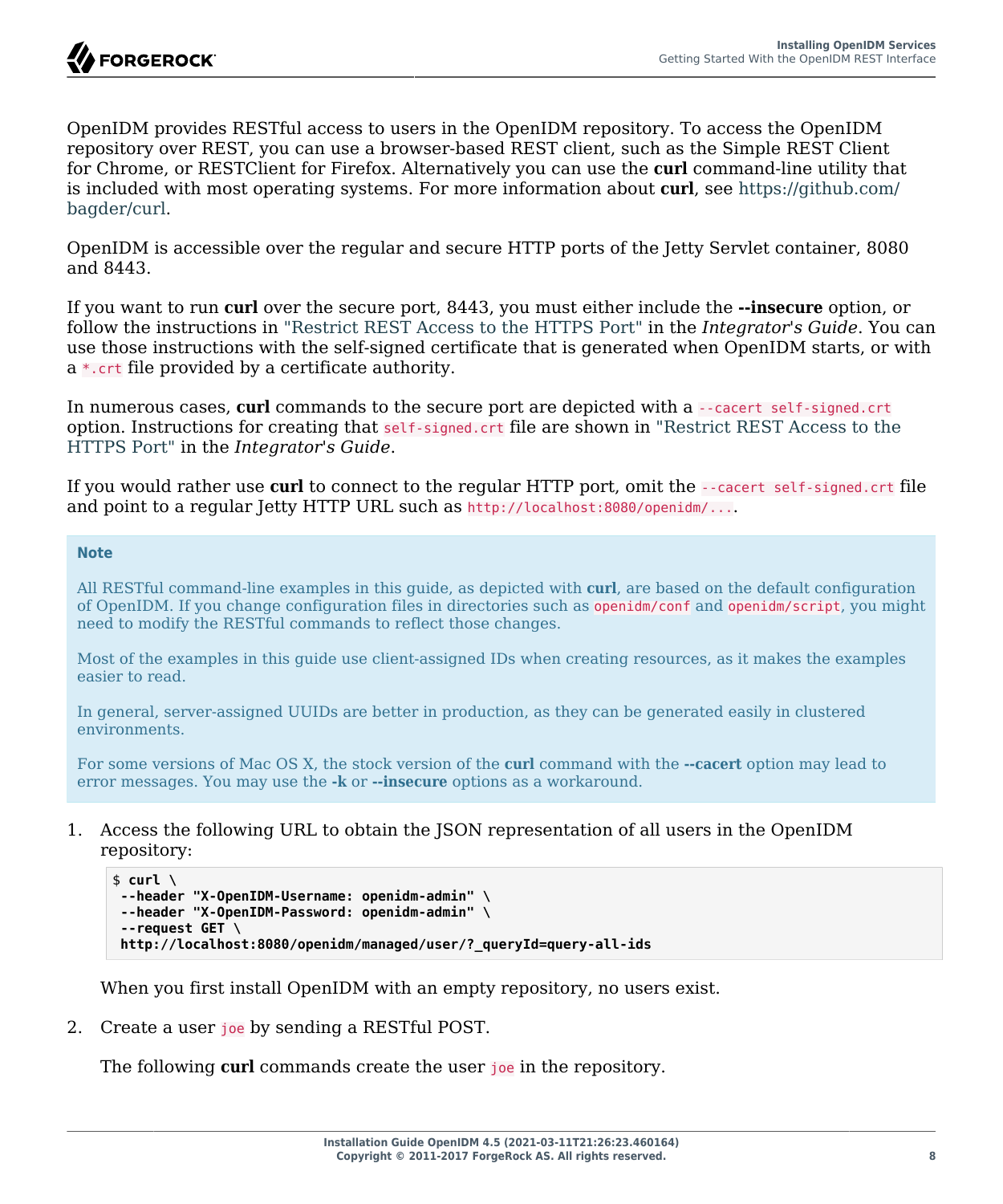OpenIDM provides RESTful access to users in the OpenIDM repository. To access the OpenIDM repository over REST, you can use a browser-based REST client, such as the Simple REST Client for Chrome, or RESTClient for Firefox. Alternatively you can use the **curl** command-line utility that is included with most operating systems. For more information about **curl**, see https://github.com/bagder/curl.

OpenIDM is accessible over the regular and secure HTTP ports of the Jetty Servlet container, 8080 and 8443.

If you want to run **curl** over the secure port, 8443, you must either include the **--insecure** option, or follow the instructions in "Restrict REST Access to the HTTPS Port" in the *Integrator's Guide*. You can use those instructions with the self-signed certificate that is generated when OpenIDM starts, or with a `*.crt` file provided by a certificate authority.

In numerous cases, **curl** commands to the secure port are depicted with a `--cacert self-signed.crt` option. Instructions for creating that `self-signed.crt` file are shown in "Restrict REST Access to the HTTPS Port" in the *Integrator's Guide*.

If you would rather use **curl** to connect to the regular HTTP port, omit the `--cacert self-signed.crt` file and point to a regular Jetty HTTP URL such as `http://localhost:8080/openidm/...`.

> **Note**
>
> All RESTful command-line examples in this guide, as depicted with **curl**, are based on the default configuration of OpenIDM. If you change configuration files in directories such as `openidm/conf` and `openidm/script`, you might need to modify the RESTful commands to reflect those changes.
>
> Most of the examples in this guide use client-assigned IDs when creating resources, as it makes the examples easier to read.
>
> In general, server-assigned UUIDs are better in production, as they can be generated easily in clustered environments.
>
> For some versions of Mac OS X, the stock version of the **curl** command with the **--cacert** option may lead to error messages. You may use the **-k** or **--insecure** options as a workaround.

1. Access the following URL to obtain the JSON representation of all users in the OpenIDM repository:

   ```
   $ curl \
    --header "X-OpenIDM-Username: openidm-admin" \
    --header "X-OpenIDM-Password: openidm-admin" \
    --request GET \
    http://localhost:8080/openidm/managed/user/?_queryId=query-all-ids
   ```

   When you first install OpenIDM with an empty repository, no users exist.

2. Create a user `joe` by sending a RESTful POST.

   The following **curl** commands create the user `joe` in the repository.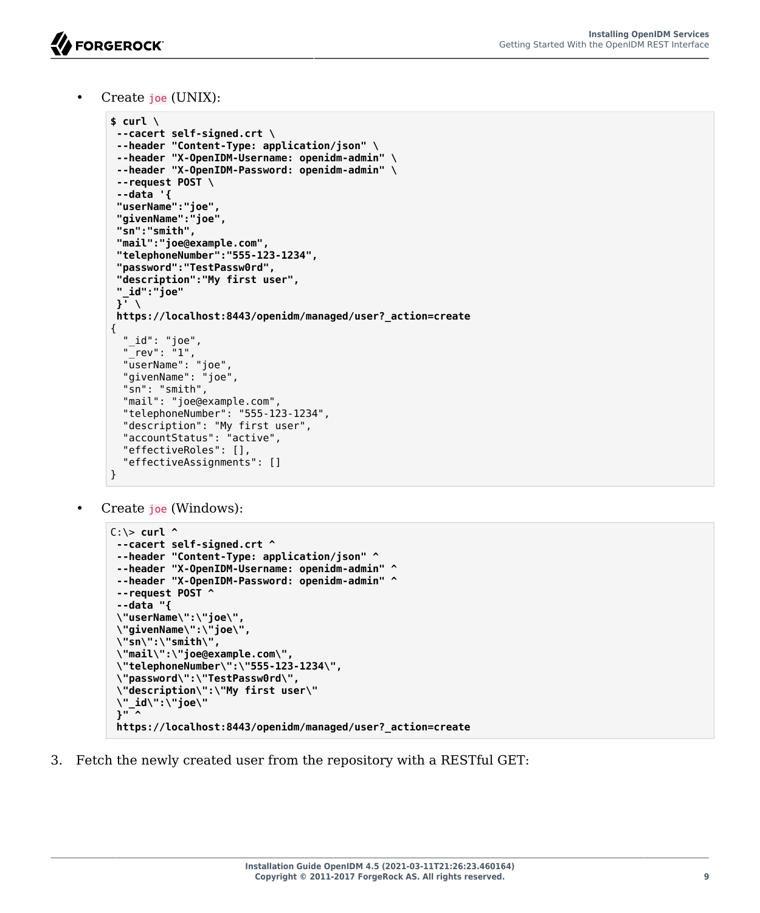- Create `joe` (UNIX):

```
$ curl \
 --cacert self-signed.crt \
 --header "Content-Type: application/json" \
 --header "X-OpenIDM-Username: openidm-admin" \
 --header "X-OpenIDM-Password: openidm-admin" \
 --request POST \
 --data '{
 "userName":"joe",
 "givenName":"joe",
 "sn":"smith",
 "mail":"joe@example.com",
 "telephoneNumber":"555-123-1234",
 "password":"TestPassw0rd",
 "description":"My first user",
 "_id":"joe"
 }' \
 https://localhost:8443/openidm/managed/user?_action=create
{
  "_id": "joe",
  "_rev": "1",
  "userName": "joe",
  "givenName": "joe",
  "sn": "smith",
  "mail": "joe@example.com",
  "telephoneNumber": "555-123-1234",
  "description": "My first user",
  "accountStatus": "active",
  "effectiveRoles": [],
  "effectiveAssignments": []
}
```

- Create `joe` (Windows):

```
C:\> curl ^
 --cacert self-signed.crt ^
 --header "Content-Type: application/json" ^
 --header "X-OpenIDM-Username: openidm-admin" ^
 --header "X-OpenIDM-Password: openidm-admin" ^
 --request POST ^
 --data "{
 \"userName\":\"joe\",
 \"givenName\":\"joe\",
 \"sn\":\"smith\",
 \"mail\":\"joe@example.com\",
 \"telephoneNumber\":\"555-123-1234\",
 \"password\":\"TestPassw0rd\",
 \"description\":\"My first user\"
 \"_id\":\"joe\"
 }" ^
 https://localhost:8443/openidm/managed/user?_action=create
```

3. Fetch the newly created user from the repository with a RESTful GET: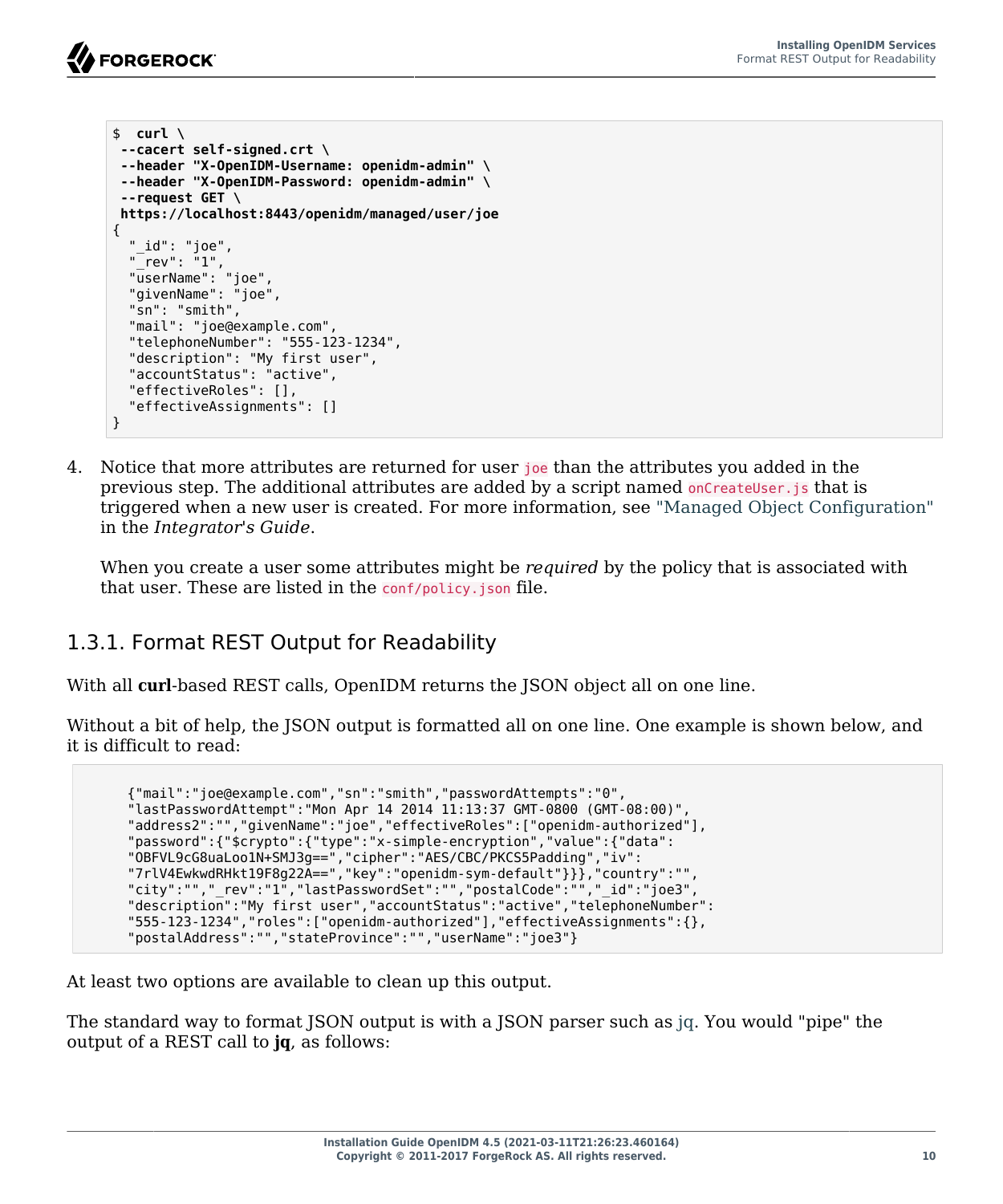```
$ curl \
 --cacert self-signed.crt \
 --header "X-OpenIDM-Username: openidm-admin" \
 --header "X-OpenIDM-Password: openidm-admin" \
 --request GET \
 https://localhost:8443/openidm/managed/user/joe
{
  "_id": "joe",
  "_rev": "1",
  "userName": "joe",
  "givenName": "joe",
  "sn": "smith",
  "mail": "joe@example.com",
  "telephoneNumber": "555-123-1234",
  "description": "My first user",
  "accountStatus": "active",
  "effectiveRoles": [],
  "effectiveAssignments": []
}
```

4. Notice that more attributes are returned for user `joe` than the attributes you added in the previous step. The additional attributes are added by a script named `onCreateUser.js` that is triggered when a new user is created. For more information, see "Managed Object Configuration" in the *Integrator's Guide*.

   When you create a user some attributes might be *required* by the policy that is associated with that user. These are listed in the `conf/policy.json` file.

### 1.3.1. Format REST Output for Readability

With all **curl**-based REST calls, OpenIDM returns the JSON object all on one line.

Without a bit of help, the JSON output is formatted all on one line. One example is shown below, and it is difficult to read:

```
{"mail":"joe@example.com","sn":"smith","passwordAttempts":"0",
"lastPasswordAttempt":"Mon Apr 14 2014 11:13:37 GMT-0800 (GMT-08:00)",
"address2":"","givenName":"joe","effectiveRoles":["openidm-authorized"],
"password":{"$crypto":{"type":"x-simple-encryption","value":{"data":
"OBFVL9cG8uaLoo1N+SMJ3g==","cipher":"AES/CBC/PKCS5Padding","iv":
"7rlV4EwkwdRHkt19F8g22A==","key":"openidm-sym-default"}}},"country":"",
"city":"","_rev":"1","lastPasswordSet":"","postalCode":"","_id":"joe3",
"description":"My first user","accountStatus":"active","telephoneNumber":
"555-123-1234","roles":["openidm-authorized"],"effectiveAssignments":{},
"postalAddress":"","stateProvince":"","userName":"joe3"}
```

At least two options are available to clean up this output.

The standard way to format JSON output is with a JSON parser such as jq. You would "pipe" the output of a REST call to **jq**, as follows: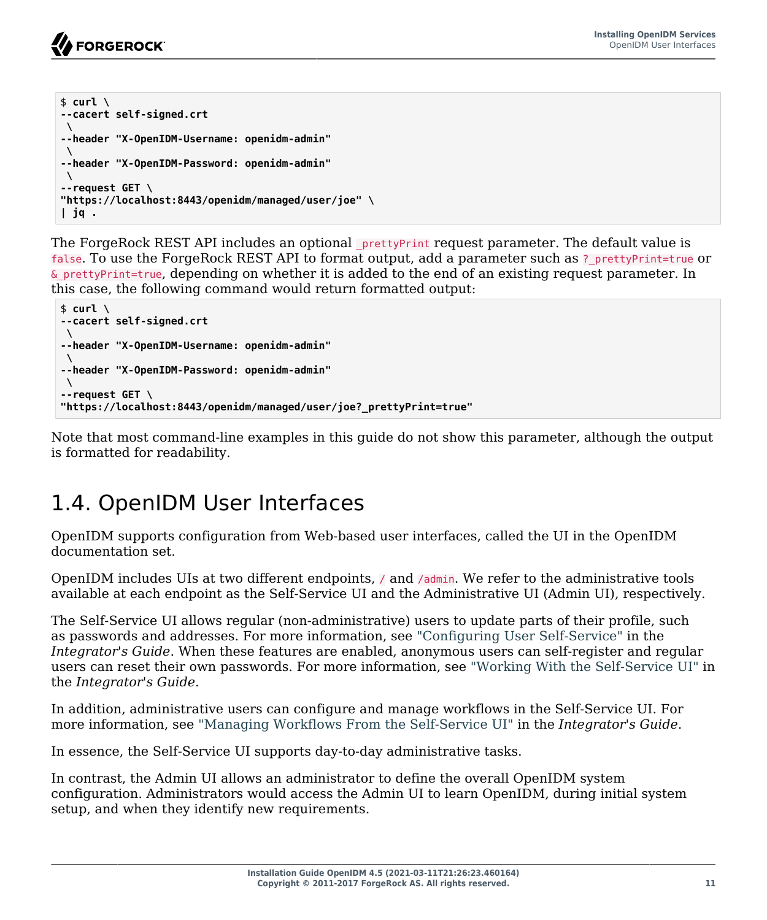```
$ curl \
--cacert self-signed.crt
 \
--header "X-OpenIDM-Username: openidm-admin"
 \
--header "X-OpenIDM-Password: openidm-admin"
 \
--request GET \
"https://localhost:8443/openidm/managed/user/joe" \
| jq .
```

The ForgeRock REST API includes an optional `_prettyPrint` request parameter. The default value is `false`. To use the ForgeRock REST API to format output, add a parameter such as `?_prettyPrint=true` or `&_prettyPrint=true`, depending on whether it is added to the end of an existing request parameter. In this case, the following command would return formatted output:

```
$ curl \
--cacert self-signed.crt
 \
--header "X-OpenIDM-Username: openidm-admin"
 \
--header "X-OpenIDM-Password: openidm-admin"
 \
--request GET \
"https://localhost:8443/openidm/managed/user/joe?_prettyPrint=true"
```

Note that most command-line examples in this guide do not show this parameter, although the output is formatted for readability.

## 1.4. OpenIDM User Interfaces

OpenIDM supports configuration from Web-based user interfaces, called the UI in the OpenIDM documentation set.

OpenIDM includes UIs at two different endpoints, `/` and `/admin`. We refer to the administrative tools available at each endpoint as the Self-Service UI and the Administrative UI (Admin UI), respectively.

The Self-Service UI allows regular (non-administrative) users to update parts of their profile, such as passwords and addresses. For more information, see "Configuring User Self-Service" in the *Integrator's Guide*. When these features are enabled, anonymous users can self-register and regular users can reset their own passwords. For more information, see "Working With the Self-Service UI" in the *Integrator's Guide*.

In addition, administrative users can configure and manage workflows in the Self-Service UI. For more information, see "Managing Workflows From the Self-Service UI" in the *Integrator's Guide*.

In essence, the Self-Service UI supports day-to-day administrative tasks.

In contrast, the Admin UI allows an administrator to define the overall OpenIDM system configuration. Administrators would access the Admin UI to learn OpenIDM, during initial system setup, and when they identify new requirements.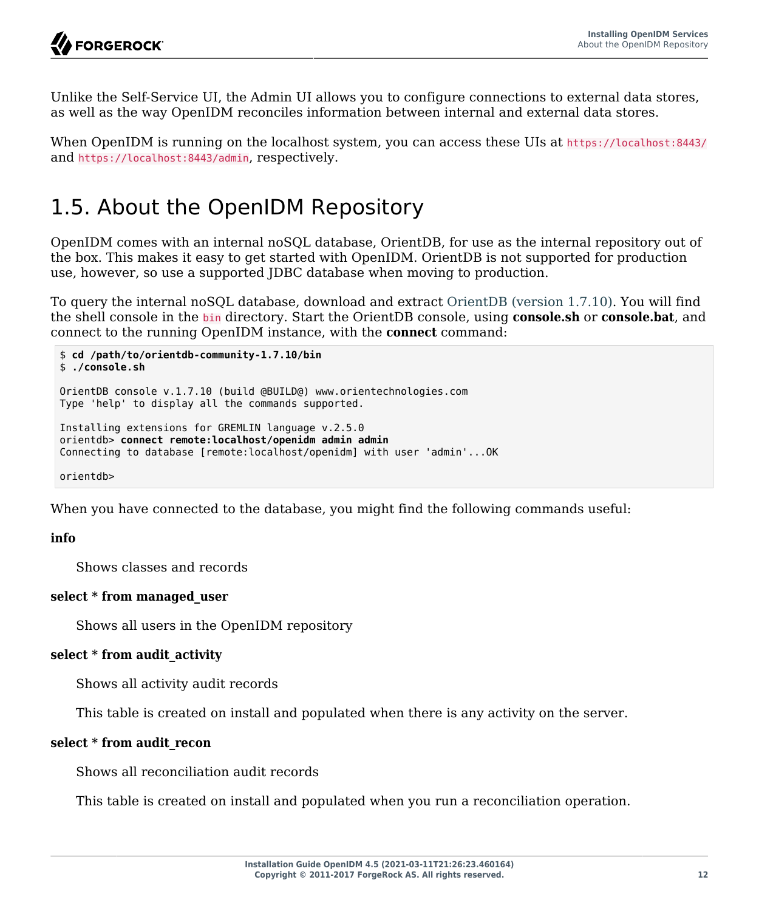Unlike the Self-Service UI, the Admin UI allows you to configure connections to external data stores, as well as the way OpenIDM reconciles information between internal and external data stores.

When OpenIDM is running on the localhost system, you can access these UIs at `https://localhost:8443/` and `https://localhost:8443/admin`, respectively.

## 1.5. About the OpenIDM Repository

OpenIDM comes with an internal noSQL database, OrientDB, for use as the internal repository out of the box. This makes it easy to get started with OpenIDM. OrientDB is not supported for production use, however, so use a supported JDBC database when moving to production.

To query the internal noSQL database, download and extract OrientDB (version 1.7.10). You will find the shell console in the `bin` directory. Start the OrientDB console, using **console.sh** or **console.bat**, and connect to the running OpenIDM instance, with the **connect** command:

```
$ cd /path/to/orientdb-community-1.7.10/bin
$ ./console.sh

OrientDB console v.1.7.10 (build @BUILD@) www.orientechnologies.com
Type 'help' to display all the commands supported.

Installing extensions for GREMLIN language v.2.5.0
orientdb> connect remote:localhost/openidm admin admin
Connecting to database [remote:localhost/openidm] with user 'admin'...OK

orientdb>
```

When you have connected to the database, you might find the following commands useful:

**info**

Shows classes and records

**select * from managed_user**

Shows all users in the OpenIDM repository

**select * from audit_activity**

Shows all activity audit records

This table is created on install and populated when there is any activity on the server.

**select * from audit_recon**

Shows all reconciliation audit records

This table is created on install and populated when you run a reconciliation operation.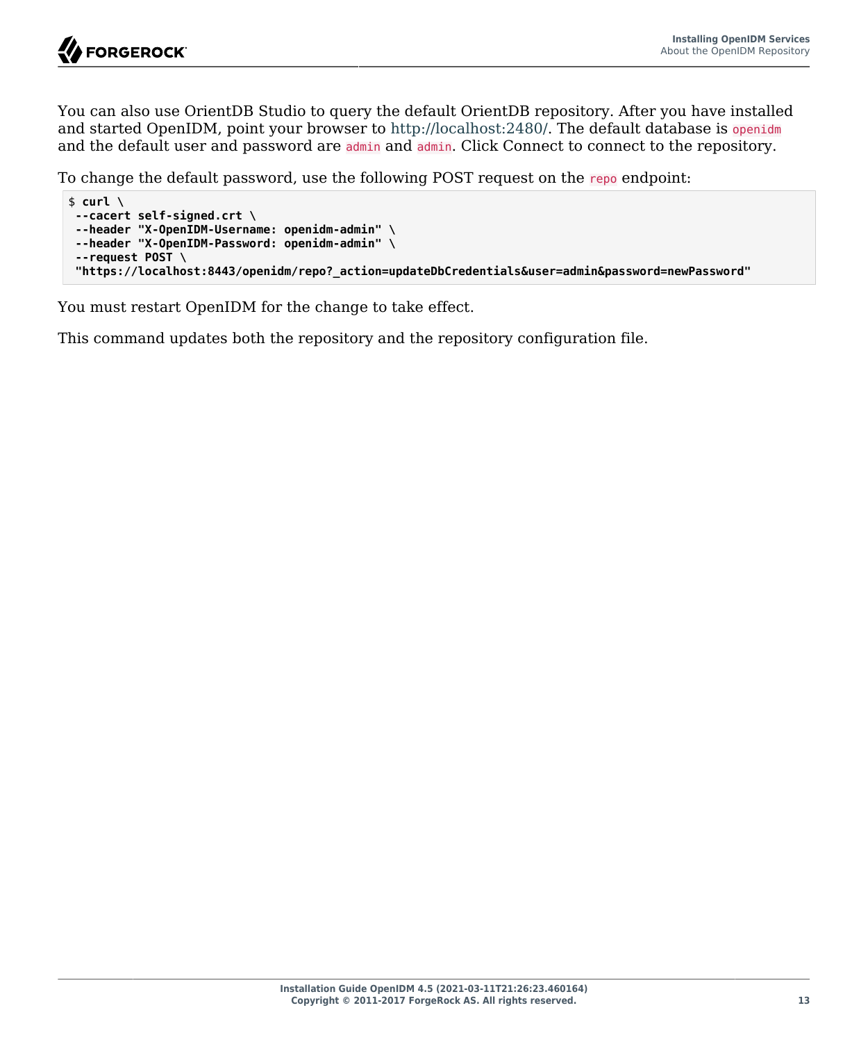You can also use OrientDB Studio to query the default OrientDB repository. After you have installed and started OpenIDM, point your browser to http://localhost:2480/. The default database is `openidm` and the default user and password are `admin` and `admin`. Click Connect to connect to the repository.

To change the default password, use the following POST request on the `repo` endpoint:

```
$ curl \
 --cacert self-signed.crt \
 --header "X-OpenIDM-Username: openidm-admin" \
 --header "X-OpenIDM-Password: openidm-admin" \
 --request POST \
 "https://localhost:8443/openidm/repo?_action=updateDbCredentials&user=admin&password=newPassword"
```

You must restart OpenIDM for the change to take effect.

This command updates both the repository and the repository configuration file.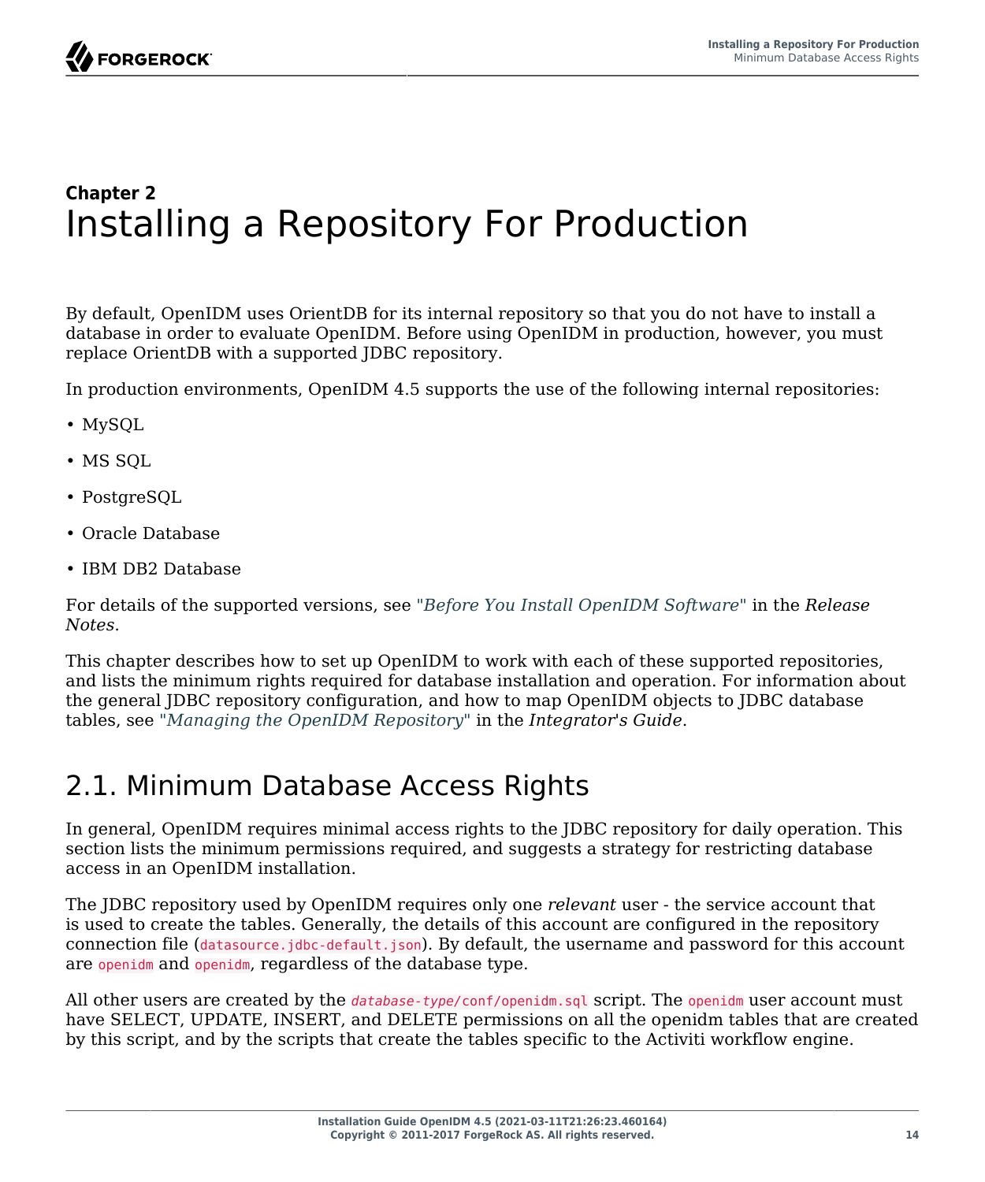**Chapter 2**

# Installing a Repository For Production

By default, OpenIDM uses OrientDB for its internal repository so that you do not have to install a database in order to evaluate OpenIDM. Before using OpenIDM in production, however, you must replace OrientDB with a supported JDBC repository.

In production environments, OpenIDM 4.5 supports the use of the following internal repositories:

- MySQL
- MS SQL
- PostgreSQL
- Oracle Database
- IBM DB2 Database

For details of the supported versions, see "*Before You Install OpenIDM Software*" in the *Release Notes*.

This chapter describes how to set up OpenIDM to work with each of these supported repositories, and lists the minimum rights required for database installation and operation. For information about the general JDBC repository configuration, and how to map OpenIDM objects to JDBC database tables, see "*Managing the OpenIDM Repository*" in the *Integrator's Guide*.

## 2.1. Minimum Database Access Rights

In general, OpenIDM requires minimal access rights to the JDBC repository for daily operation. This section lists the minimum permissions required, and suggests a strategy for restricting database access in an OpenIDM installation.

The JDBC repository used by OpenIDM requires only one *relevant* user - the service account that is used to create the tables. Generally, the details of this account are configured in the repository connection file (`datasource.jdbc-default.json`). By default, the username and password for this account are `openidm` and `openidm`, regardless of the database type.

All other users are created by the `*database-type*/conf/openidm.sql` script. The `openidm` user account must have SELECT, UPDATE, INSERT, and DELETE permissions on all the openidm tables that are created by this script, and by the scripts that create the tables specific to the Activiti workflow engine.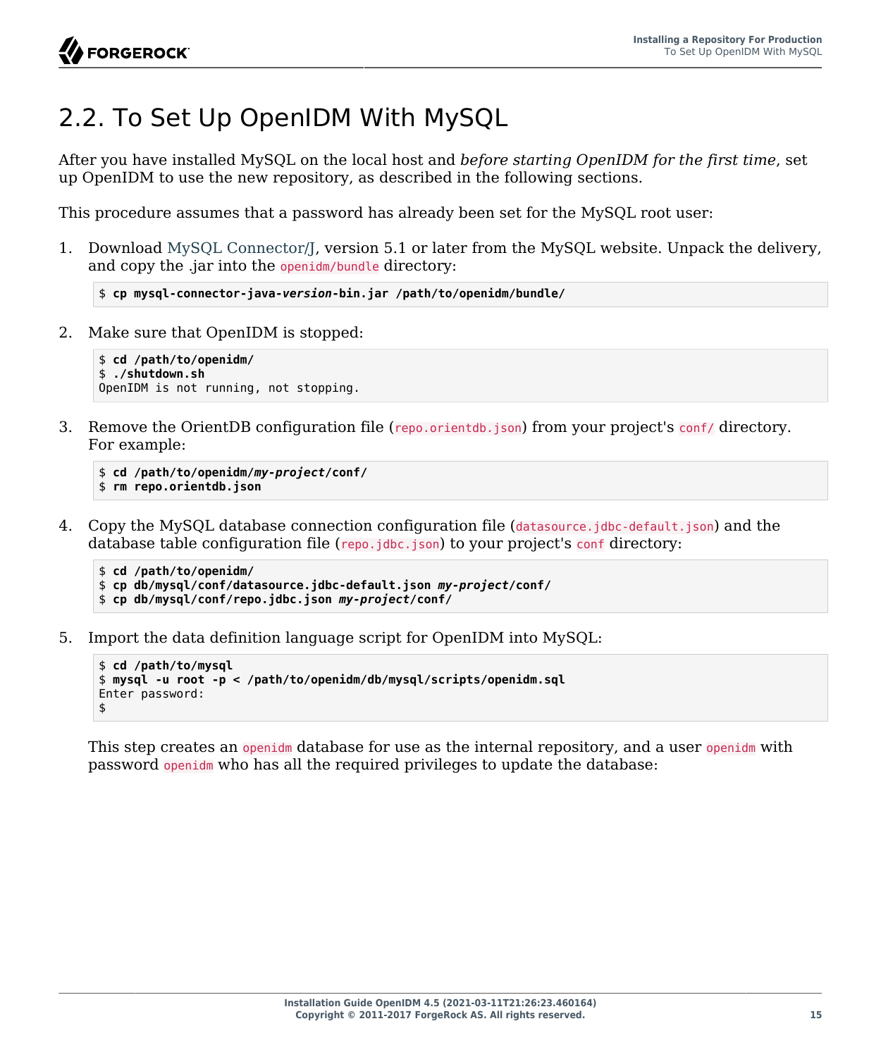## 2.2. To Set Up OpenIDM With MySQL

After you have installed MySQL on the local host and *before starting OpenIDM for the first time*, set up OpenIDM to use the new repository, as described in the following sections.

This procedure assumes that a password has already been set for the MySQL root user:

1. Download MySQL Connector/J, version 5.1 or later from the MySQL website. Unpack the delivery, and copy the .jar into the `openidm/bundle` directory:

   ```
   $ cp mysql-connector-java-version-bin.jar /path/to/openidm/bundle/
   ```

2. Make sure that OpenIDM is stopped:

   ```
   $ cd /path/to/openidm/
   $ ./shutdown.sh
   OpenIDM is not running, not stopping.
   ```

3. Remove the OrientDB configuration file (`repo.orientdb.json`) from your project's `conf/` directory. For example:

   ```
   $ cd /path/to/openidm/my-project/conf/
   $ rm repo.orientdb.json
   ```

4. Copy the MySQL database connection configuration file (`datasource.jdbc-default.json`) and the database table configuration file (`repo.jdbc.json`) to your project's `conf` directory:

   ```
   $ cd /path/to/openidm/
   $ cp db/mysql/conf/datasource.jdbc-default.json my-project/conf/
   $ cp db/mysql/conf/repo.jdbc.json my-project/conf/
   ```

5. Import the data definition language script for OpenIDM into MySQL:

   ```
   $ cd /path/to/mysql
   $ mysql -u root -p < /path/to/openidm/db/mysql/scripts/openidm.sql
   Enter password:
   $
   ```

   This step creates an `openidm` database for use as the internal repository, and a user `openidm` with password `openidm` who has all the required privileges to update the database: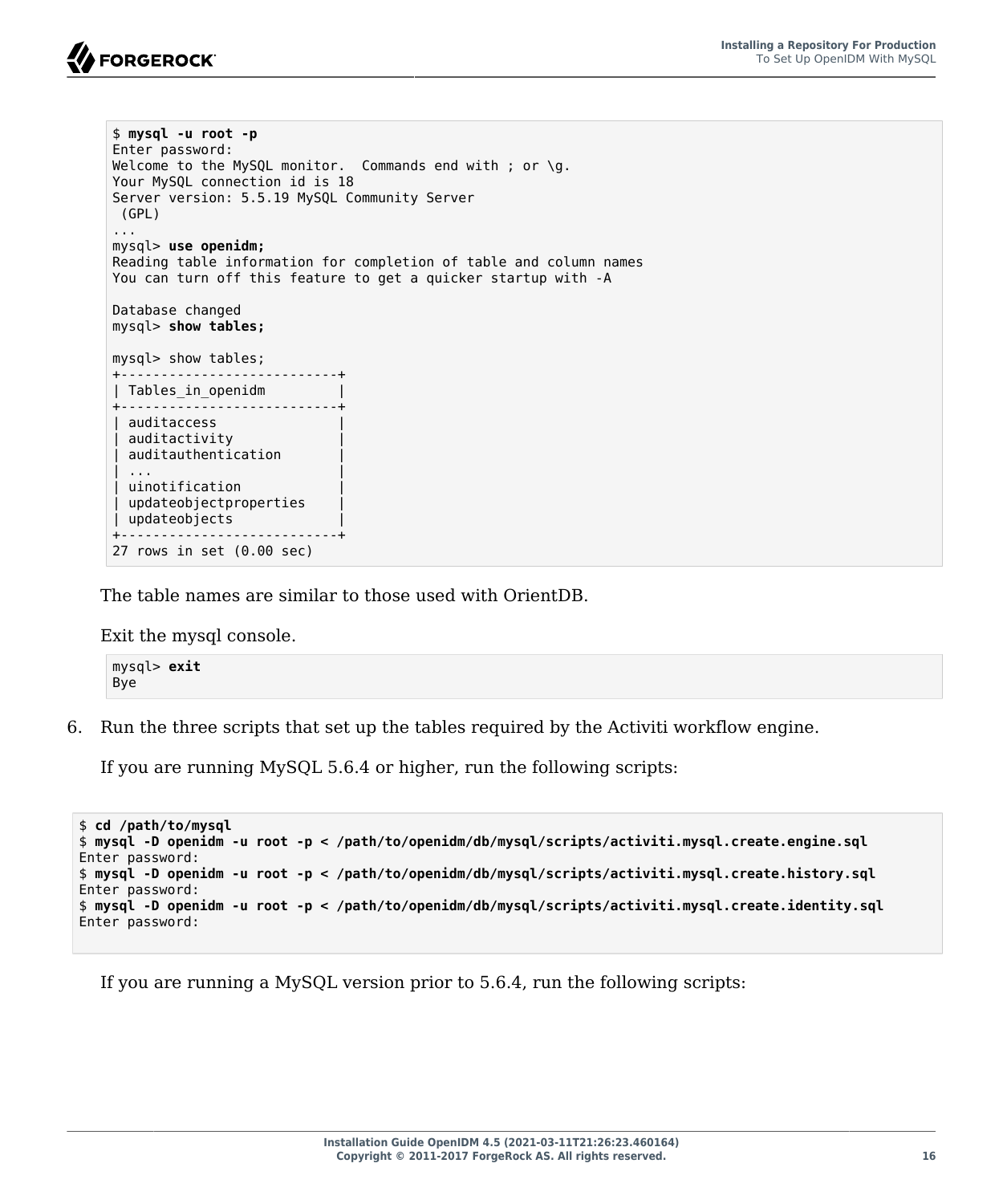```
$ mysql -u root -p
Enter password:
Welcome to the MySQL monitor.  Commands end with ; or \g.
Your MySQL connection id is 18
Server version: 5.5.19 MySQL Community Server
 (GPL)
...
mysql> use openidm;
Reading table information for completion of table and column names
You can turn off this feature to get a quicker startup with -A

Database changed
mysql> show tables;

mysql> show tables;
+---------------------------+
| Tables_in_openidm         |
+---------------------------+
| auditaccess               |
| auditactivity             |
| auditauthentication       |
| ...                       |
| uinotification            |
| updateobjectproperties    |
| updateobjects             |
+---------------------------+
27 rows in set (0.00 sec)
```

The table names are similar to those used with OrientDB.

Exit the mysql console.

```
mysql> exit
Bye
```

6. Run the three scripts that set up the tables required by the Activiti workflow engine.

   If you are running MySQL 5.6.4 or higher, run the following scripts:

```
$ cd /path/to/mysql
$ mysql -D openidm -u root -p < /path/to/openidm/db/mysql/scripts/activiti.mysql.create.engine.sql
Enter password:
$ mysql -D openidm -u root -p < /path/to/openidm/db/mysql/scripts/activiti.mysql.create.history.sql
Enter password:
$ mysql -D openidm -u root -p < /path/to/openidm/db/mysql/scripts/activiti.mysql.create.identity.sql
Enter password:
```

   If you are running a MySQL version prior to 5.6.4, run the following scripts: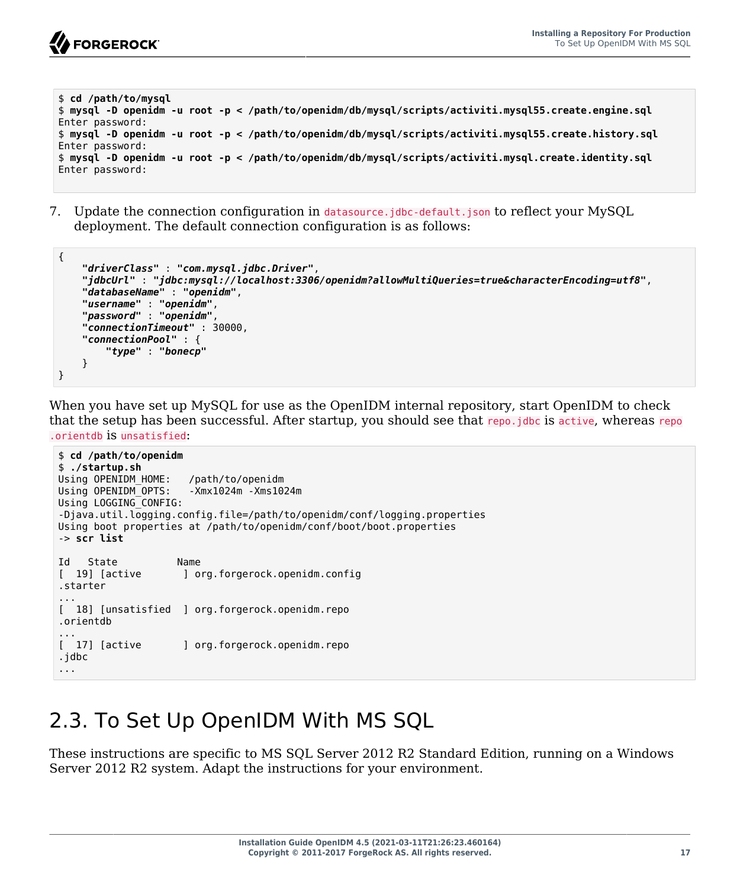```
$ cd /path/to/mysql
$ mysql -D openidm -u root -p < /path/to/openidm/db/mysql/scripts/activiti.mysql55.create.engine.sql
Enter password:
$ mysql -D openidm -u root -p < /path/to/openidm/db/mysql/scripts/activiti.mysql55.create.history.sql
Enter password:
$ mysql -D openidm -u root -p < /path/to/openidm/db/mysql/scripts/activiti.mysql.create.identity.sql
Enter password:
```

7. Update the connection configuration in `datasource.jdbc-default.json` to reflect your MySQL deployment. The default connection configuration is as follows:

```
{
    "driverClass" : "com.mysql.jdbc.Driver",
    "jdbcUrl" : "jdbc:mysql://localhost:3306/openidm?allowMultiQueries=true&characterEncoding=utf8",
    "databaseName" : "openidm",
    "username" : "openidm",
    "password" : "openidm",
    "connectionTimeout" : 30000,
    "connectionPool" : {
        "type" : "bonecp"
    }
}
```

When you have set up MySQL for use as the OpenIDM internal repository, start OpenIDM to check that the setup has been successful. After startup, you should see that `repo.jdbc` is `active`, whereas `repo.orientdb` is `unsatisfied`:

```
$ cd /path/to/openidm
$ ./startup.sh
Using OPENIDM_HOME:   /path/to/openidm
Using OPENIDM_OPTS:   -Xmx1024m -Xms1024m
Using LOGGING_CONFIG:
-Djava.util.logging.config.file=/path/to/openidm/conf/logging.properties
Using boot properties at /path/to/openidm/conf/boot/boot.properties
-> scr list

Id   State          Name
[  19] [active       ] org.forgerock.openidm.config
.starter
...
[  18] [unsatisfied  ] org.forgerock.openidm.repo
.orientdb
...
[  17] [active       ] org.forgerock.openidm.repo
.jdbc
...
```

## 2.3. To Set Up OpenIDM With MS SQL

These instructions are specific to MS SQL Server 2012 R2 Standard Edition, running on a Windows Server 2012 R2 system. Adapt the instructions for your environment.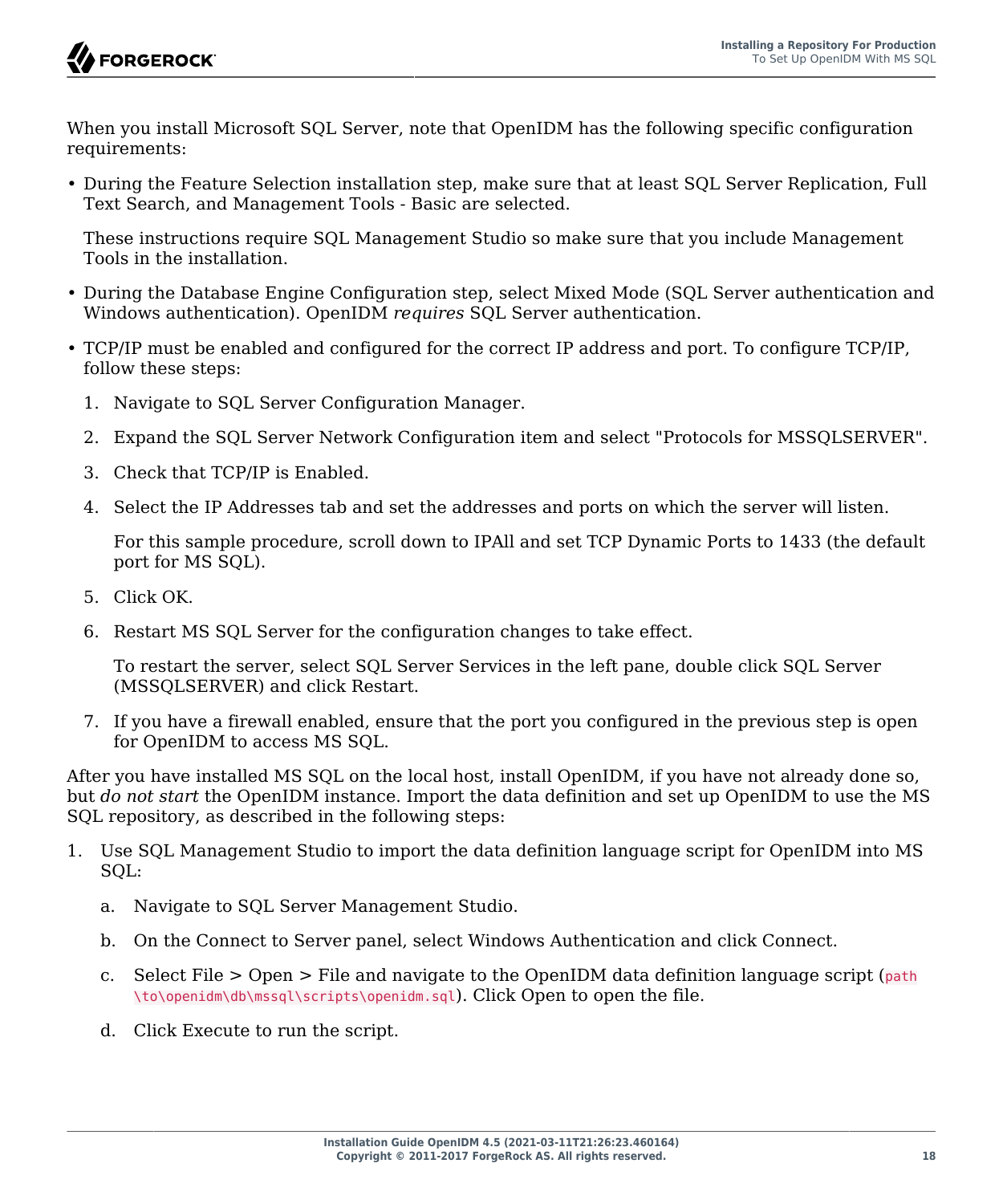When you install Microsoft SQL Server, note that OpenIDM has the following specific configuration requirements:

- During the Feature Selection installation step, make sure that at least SQL Server Replication, Full Text Search, and Management Tools - Basic are selected.

  These instructions require SQL Management Studio so make sure that you include Management Tools in the installation.

- During the Database Engine Configuration step, select Mixed Mode (SQL Server authentication and Windows authentication). OpenIDM *requires* SQL Server authentication.

- TCP/IP must be enabled and configured for the correct IP address and port. To configure TCP/IP, follow these steps:

  1. Navigate to SQL Server Configuration Manager.

  2. Expand the SQL Server Network Configuration item and select "Protocols for MSSQLSERVER".

  3. Check that TCP/IP is Enabled.

  4. Select the IP Addresses tab and set the addresses and ports on which the server will listen.

     For this sample procedure, scroll down to IPAll and set TCP Dynamic Ports to 1433 (the default port for MS SQL).

  5. Click OK.

  6. Restart MS SQL Server for the configuration changes to take effect.

     To restart the server, select SQL Server Services in the left pane, double click SQL Server (MSSQLSERVER) and click Restart.

  7. If you have a firewall enabled, ensure that the port you configured in the previous step is open for OpenIDM to access MS SQL.

After you have installed MS SQL on the local host, install OpenIDM, if you have not already done so, but *do not start* the OpenIDM instance. Import the data definition and set up OpenIDM to use the MS SQL repository, as described in the following steps:

1. Use SQL Management Studio to import the data definition language script for OpenIDM into MS SQL:

   a. Navigate to SQL Server Management Studio.

   b. On the Connect to Server panel, select Windows Authentication and click Connect.

   c. Select File > Open > File and navigate to the OpenIDM data definition language script (`path\to\openidm\db\mssql\scripts\openidm.sql`). Click Open to open the file.

   d. Click Execute to run the script.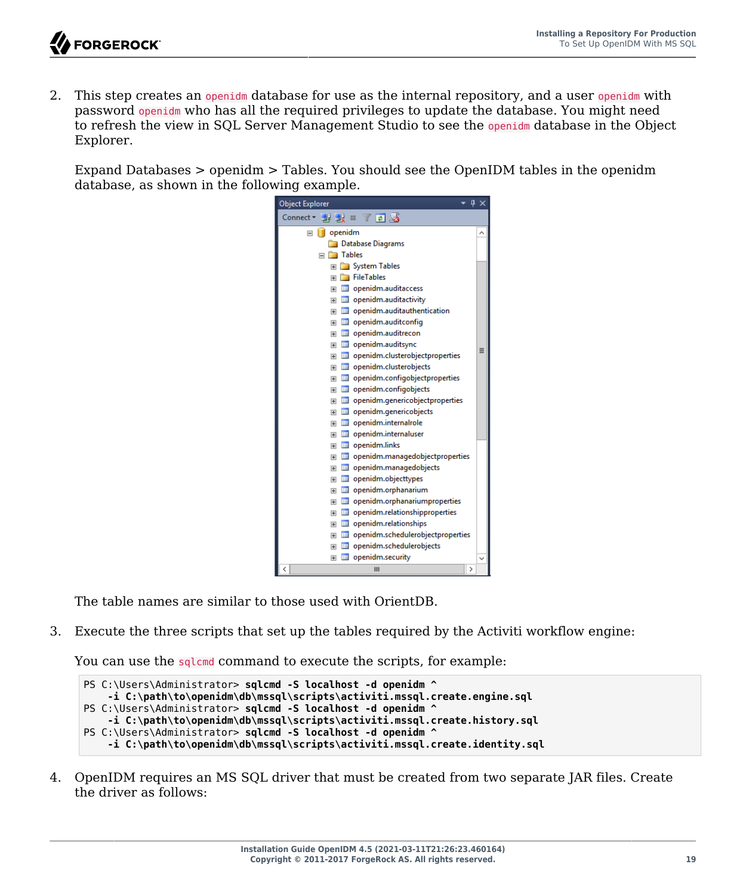2. This step creates an `openidm` database for use as the internal repository, and a user `openidm` with password `openidm` who has all the required privileges to update the database. You might need to refresh the view in SQL Server Management Studio to see the `openidm` database in the Object Explorer.

   Expand Databases > openidm > Tables. You should see the OpenIDM tables in the openidm database, as shown in the following example.

   The table names are similar to those used with OrientDB.

3. Execute the three scripts that set up the tables required by the Activiti workflow engine:

   You can use the `sqlcmd` command to execute the scripts, for example:

```
PS C:\Users\Administrator> sqlcmd -S localhost -d openidm ^
    -i C:\path\to\openidm\db\mssql\scripts\activiti.mssql.create.engine.sql
PS C:\Users\Administrator> sqlcmd -S localhost -d openidm ^
    -i C:\path\to\openidm\db\mssql\scripts\activiti.mssql.create.history.sql
PS C:\Users\Administrator> sqlcmd -S localhost -d openidm ^
    -i C:\path\to\openidm\db\mssql\scripts\activiti.mssql.create.identity.sql
```

4. OpenIDM requires an MS SQL driver that must be created from two separate JAR files. Create the driver as follows: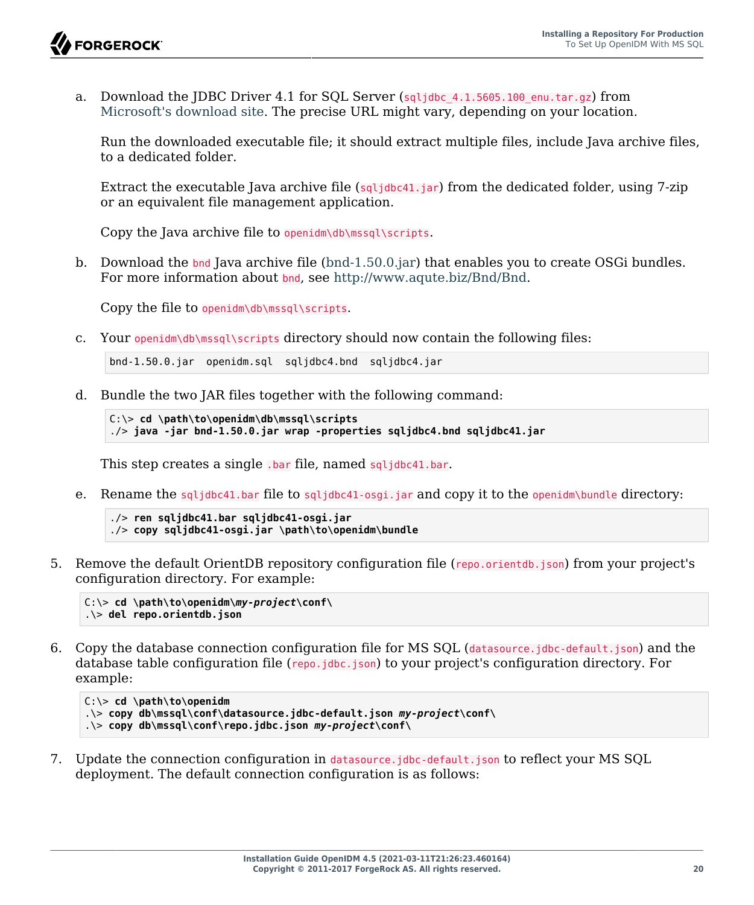a. Download the JDBC Driver 4.1 for SQL Server (`sqljdbc_4.1.5605.100_enu.tar.gz`) from Microsoft's download site. The precise URL might vary, depending on your location.

   Run the downloaded executable file; it should extract multiple files, include Java archive files, to a dedicated folder.

   Extract the executable Java archive file (`sqljdbc41.jar`) from the dedicated folder, using 7-zip or an equivalent file management application.

   Copy the Java archive file to `openidm\db\mssql\scripts`.

b. Download the `bnd` Java archive file (bnd-1.50.0.jar) that enables you to create OSGi bundles. For more information about `bnd`, see http://www.aqute.biz/Bnd/Bnd.

   Copy the file to `openidm\db\mssql\scripts`.

c. Your `openidm\db\mssql\scripts` directory should now contain the following files:

```
bnd-1.50.0.jar  openidm.sql  sqljdbc4.bnd  sqljdbc4.jar
```

d. Bundle the two JAR files together with the following command:

```
C:\> cd \path\to\openidm\db\mssql\scripts
./> java -jar bnd-1.50.0.jar wrap -properties sqljdbc4.bnd sqljdbc41.jar
```

   This step creates a single `.bar` file, named `sqljdbc41.bar`.

e. Rename the `sqljdbc41.bar` file to `sqljdbc41-osgi.jar` and copy it to the `openidm\bundle` directory:

```
./> ren sqljdbc41.bar sqljdbc41-osgi.jar
./> copy sqljdbc41-osgi.jar \path\to\openidm\bundle
```

5. Remove the default OrientDB repository configuration file (`repo.orientdb.json`) from your project's configuration directory. For example:

```
C:\> cd \path\to\openidm\my-project\conf\
.\> del repo.orientdb.json
```

6. Copy the database connection configuration file for MS SQL (`datasource.jdbc-default.json`) and the database table configuration file (`repo.jdbc.json`) to your project's configuration directory. For example:

```
C:\> cd \path\to\openidm
.\> copy db\mssql\conf\datasource.jdbc-default.json my-project\conf\
.\> copy db\mssql\conf\repo.jdbc.json my-project\conf\
```

7. Update the connection configuration in `datasource.jdbc-default.json` to reflect your MS SQL deployment. The default connection configuration is as follows: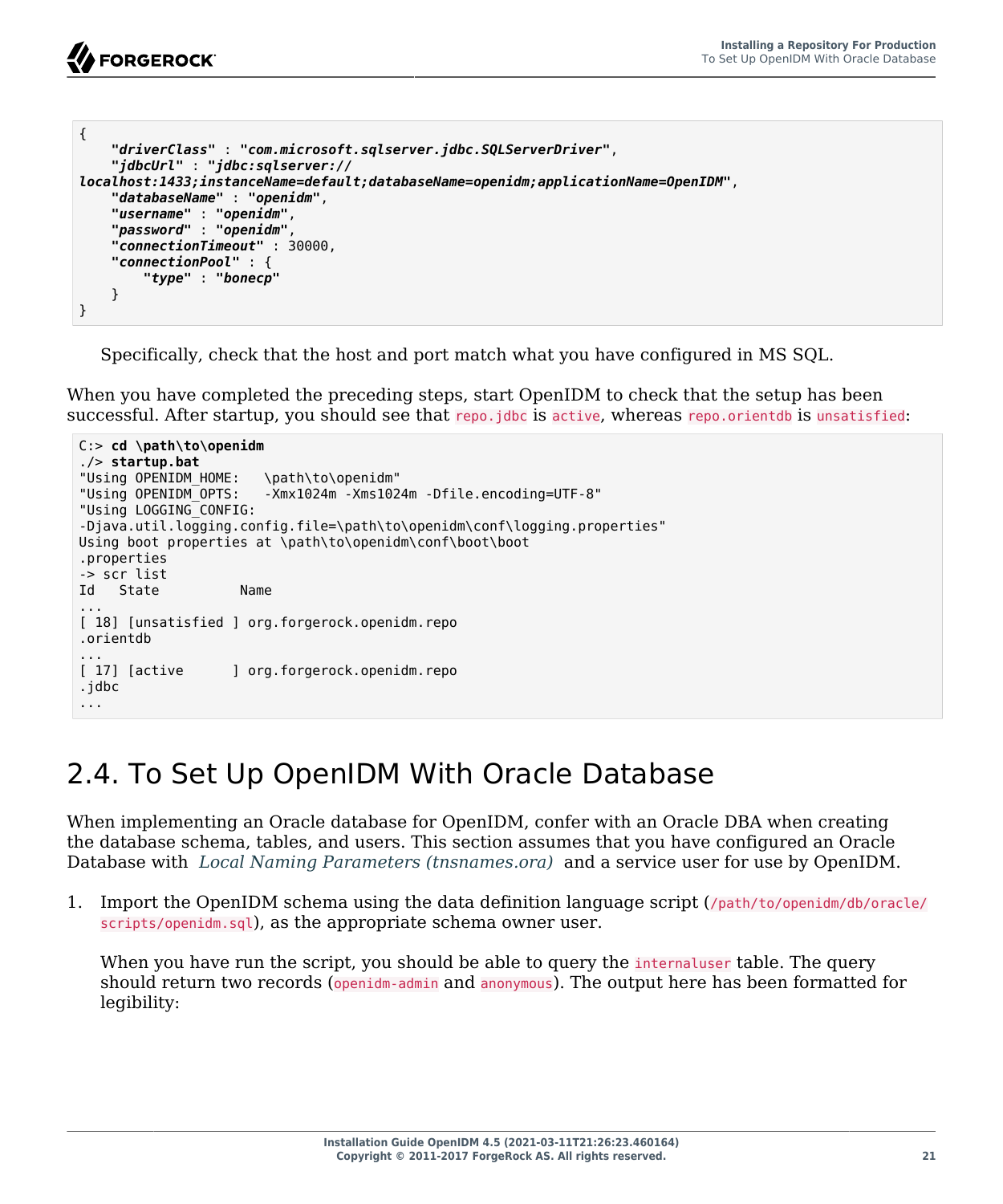```
{
    "driverClass" : "com.microsoft.sqlserver.jdbc.SQLServerDriver",
    "jdbcUrl" : "jdbc:sqlserver://
localhost:1433;instanceName=default;databaseName=openidm;applicationName=OpenIDM",
    "databaseName" : "openidm",
    "username" : "openidm",
    "password" : "openidm",
    "connectionTimeout" : 30000,
    "connectionPool" : {
        "type" : "bonecp"
    }
}
```

Specifically, check that the host and port match what you have configured in MS SQL.

When you have completed the preceding steps, start OpenIDM to check that the setup has been successful. After startup, you should see that `repo.jdbc` is `active`, whereas `repo.orientdb` is `unsatisfied`:

```
C:> cd \path\to\openidm
./> startup.bat
"Using OPENIDM_HOME:   \path\to\openidm"
"Using OPENIDM_OPTS:   -Xmx1024m -Xms1024m -Dfile.encoding=UTF-8"
"Using LOGGING_CONFIG:
-Djava.util.logging.config.file=\path\to\openidm\conf\logging.properties"
Using boot properties at \path\to\openidm\conf\boot\boot
.properties
-> scr list
Id   State          Name
...
[ 18] [unsatisfied ] org.forgerock.openidm.repo
.orientdb
...
[ 17] [active      ] org.forgerock.openidm.repo
.jdbc
...
```

## 2.4. To Set Up OpenIDM With Oracle Database

When implementing an Oracle database for OpenIDM, confer with an Oracle DBA when creating the database schema, tables, and users. This section assumes that you have configured an Oracle Database with *Local Naming Parameters (tnsnames.ora)* and a service user for use by OpenIDM.

1. Import the OpenIDM schema using the data definition language script (`/path/to/openidm/db/oracle/scripts/openidm.sql`), as the appropriate schema owner user.

   When you have run the script, you should be able to query the `internaluser` table. The query should return two records (`openidm-admin` and `anonymous`). The output here has been formatted for legibility: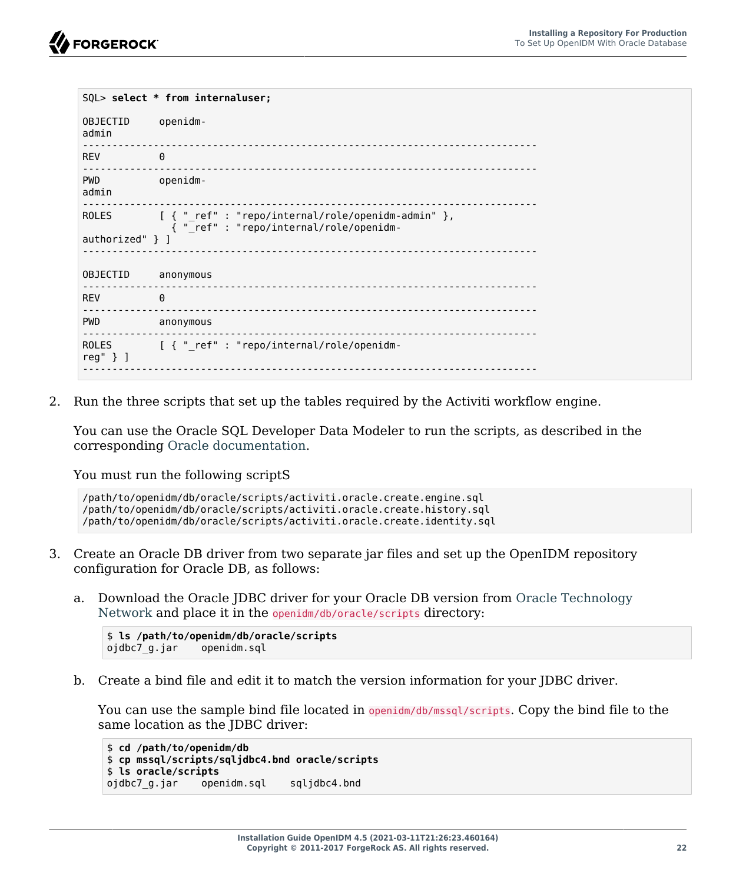```
SQL> select * from internaluser;

OBJECTID     openidm-
admin
-----------------------------------------------------------------------------
REV          0
-----------------------------------------------------------------------------
PWD          openidm-
admin
-----------------------------------------------------------------------------
ROLES        [ { "_ref" : "repo/internal/role/openidm-admin" },
               { "_ref" : "repo/internal/role/openidm-
authorized" } ]
-----------------------------------------------------------------------------

OBJECTID     anonymous
-----------------------------------------------------------------------------
REV          0
-----------------------------------------------------------------------------
PWD          anonymous
-----------------------------------------------------------------------------
ROLES        [ { "_ref" : "repo/internal/role/openidm-
reg" } ]
-----------------------------------------------------------------------------
```

2. Run the three scripts that set up the tables required by the Activiti workflow engine.

   You can use the Oracle SQL Developer Data Modeler to run the scripts, as described in the corresponding Oracle documentation.

   You must run the following scriptS

   ```
   /path/to/openidm/db/oracle/scripts/activiti.oracle.create.engine.sql
   /path/to/openidm/db/oracle/scripts/activiti.oracle.create.history.sql
   /path/to/openidm/db/oracle/scripts/activiti.oracle.create.identity.sql
   ```

3. Create an Oracle DB driver from two separate jar files and set up the OpenIDM repository configuration for Oracle DB, as follows:

   a. Download the Oracle JDBC driver for your Oracle DB version from Oracle Technology Network and place it in the `openidm/db/oracle/scripts` directory:

   ```
   $ ls /path/to/openidm/db/oracle/scripts
   ojdbc7_g.jar    openidm.sql
   ```

   b. Create a bind file and edit it to match the version information for your JDBC driver.

   You can use the sample bind file located in `openidm/db/mssql/scripts`. Copy the bind file to the same location as the JDBC driver:

   ```
   $ cd /path/to/openidm/db
   $ cp mssql/scripts/sqljdbc4.bnd oracle/scripts
   $ ls oracle/scripts
   ojdbc7_g.jar    openidm.sql    sqljdbc4.bnd
   ```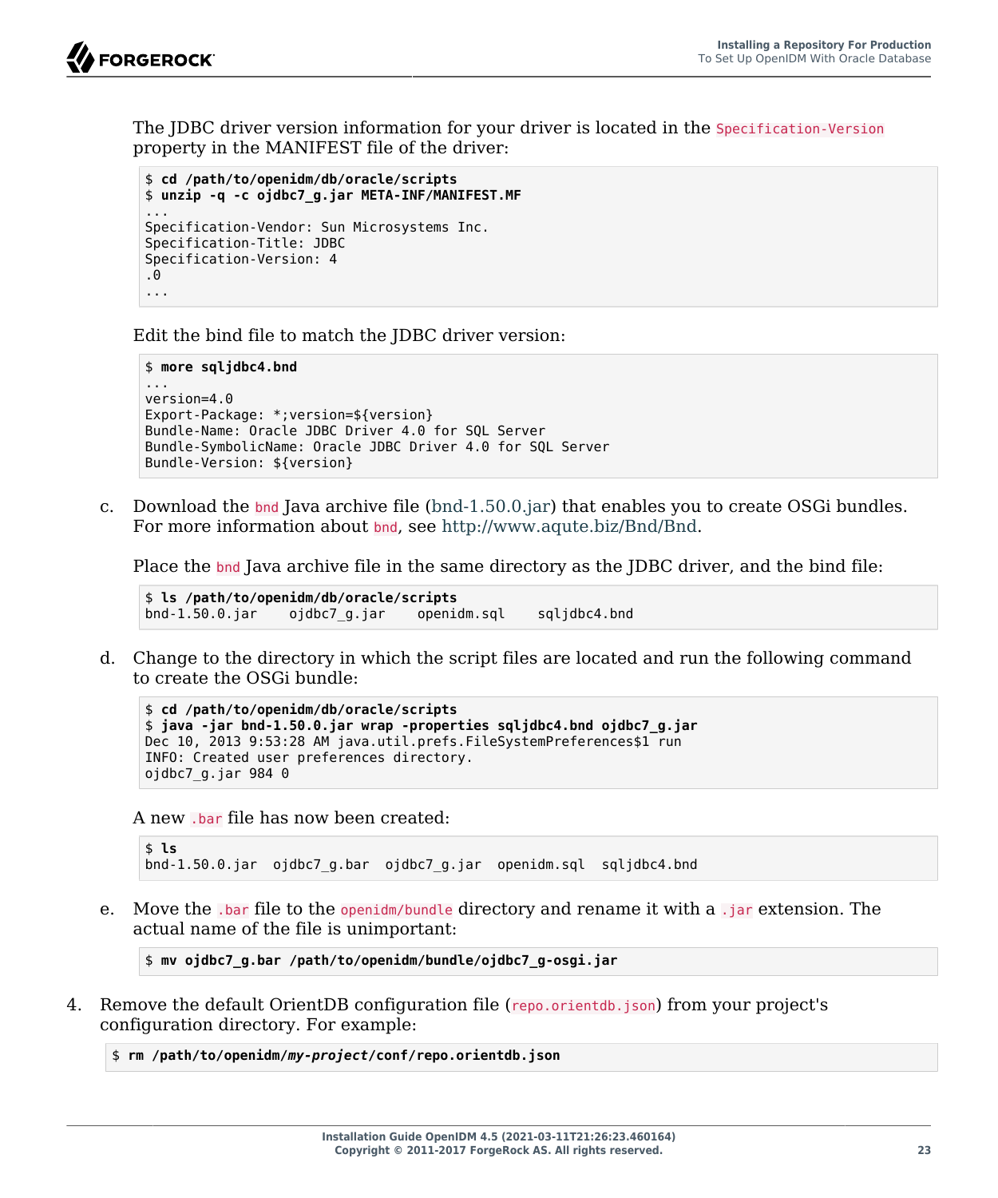The JDBC driver version information for your driver is located in the `Specification-Version` property in the MANIFEST file of the driver:

```
$ cd /path/to/openidm/db/oracle/scripts
$ unzip -q -c ojdbc7_g.jar META-INF/MANIFEST.MF
...
Specification-Vendor: Sun Microsystems Inc.
Specification-Title: JDBC
Specification-Version: 4
.0
...
```

Edit the bind file to match the JDBC driver version:

```
$ more sqljdbc4.bnd
...
version=4.0
Export-Package: *;version=${version}
Bundle-Name: Oracle JDBC Driver 4.0 for SQL Server
Bundle-SymbolicName: Oracle JDBC Driver 4.0 for SQL Server
Bundle-Version: ${version}
```

c. Download the `bnd` Java archive file (bnd-1.50.0.jar) that enables you to create OSGi bundles. For more information about `bnd`, see http://www.aqute.biz/Bnd/Bnd.

   Place the `bnd` Java archive file in the same directory as the JDBC driver, and the bind file:

```
$ ls /path/to/openidm/db/oracle/scripts
bnd-1.50.0.jar    ojdbc7_g.jar    openidm.sql    sqljdbc4.bnd
```

d. Change to the directory in which the script files are located and run the following command to create the OSGi bundle:

```
$ cd /path/to/openidm/db/oracle/scripts
$ java -jar bnd-1.50.0.jar wrap -properties sqljdbc4.bnd ojdbc7_g.jar
Dec 10, 2013 9:53:28 AM java.util.prefs.FileSystemPreferences$1 run
INFO: Created user preferences directory.
ojdbc7_g.jar 984 0
```

   A new `.bar` file has now been created:

```
$ ls
bnd-1.50.0.jar  ojdbc7_g.bar  ojdbc7_g.jar  openidm.sql  sqljdbc4.bnd
```

e. Move the `.bar` file to the `openidm/bundle` directory and rename it with a `.jar` extension. The actual name of the file is unimportant:

```
$ mv ojdbc7_g.bar /path/to/openidm/bundle/ojdbc7_g-osgi.jar
```

4. Remove the default OrientDB configuration file (`repo.orientdb.json`) from your project's configuration directory. For example:

```
$ rm /path/to/openidm/my-project/conf/repo.orientdb.json
```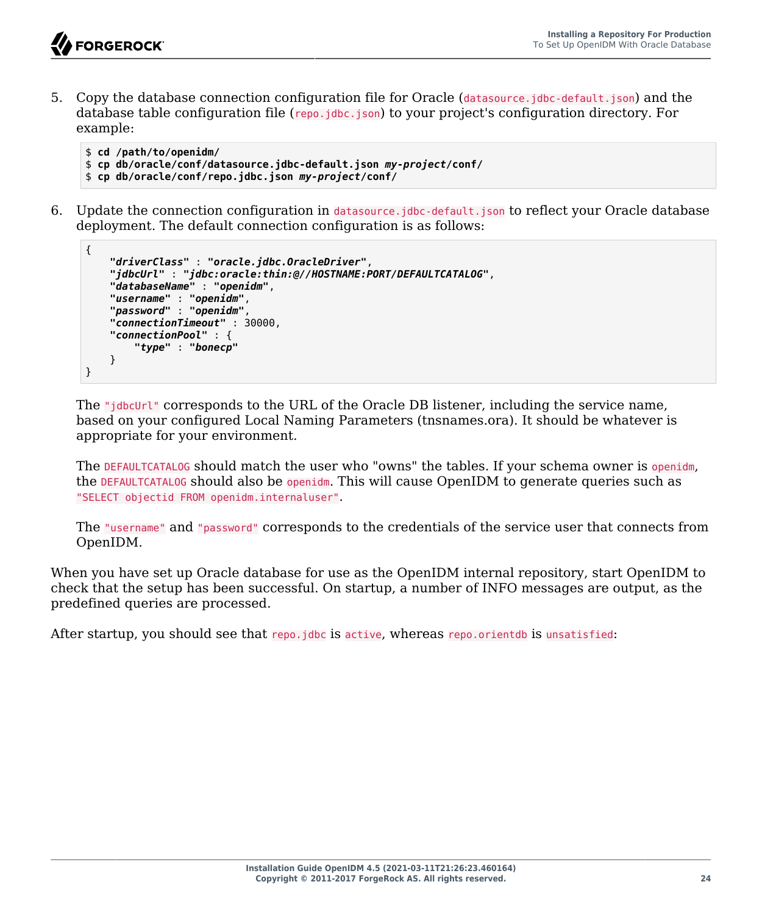5. Copy the database connection configuration file for Oracle (`datasource.jdbc-default.json`) and the database table configuration file (`repo.jdbc.json`) to your project's configuration directory. For example:

   ```
   $ cd /path/to/openidm/
   $ cp db/oracle/conf/datasource.jdbc-default.json my-project/conf/
   $ cp db/oracle/conf/repo.jdbc.json my-project/conf/
   ```

6. Update the connection configuration in `datasource.jdbc-default.json` to reflect your Oracle database deployment. The default connection configuration is as follows:

   ```
   {
       "driverClass" : "oracle.jdbc.OracleDriver",
       "jdbcUrl" : "jdbc:oracle:thin:@//HOSTNAME:PORT/DEFAULTCATALOG",
       "databaseName" : "openidm",
       "username" : "openidm",
       "password" : "openidm",
       "connectionTimeout" : 30000,
       "connectionPool" : {
           "type" : "bonecp"
       }
   }
   ```

   The `"jdbcUrl"` corresponds to the URL of the Oracle DB listener, including the service name, based on your configured Local Naming Parameters (tnsnames.ora). It should be whatever is appropriate for your environment.

   The `DEFAULTCATALOG` should match the user who "owns" the tables. If your schema owner is `openidm`, the `DEFAULTCATALOG` should also be `openidm`. This will cause OpenIDM to generate queries such as `"SELECT objectid FROM openidm.internaluser"`.

   The `"username"` and `"password"` corresponds to the credentials of the service user that connects from OpenIDM.

When you have set up Oracle database for use as the OpenIDM internal repository, start OpenIDM to check that the setup has been successful. On startup, a number of INFO messages are output, as the predefined queries are processed.

After startup, you should see that `repo.jdbc` is `active`, whereas `repo.orientdb` is `unsatisfied`: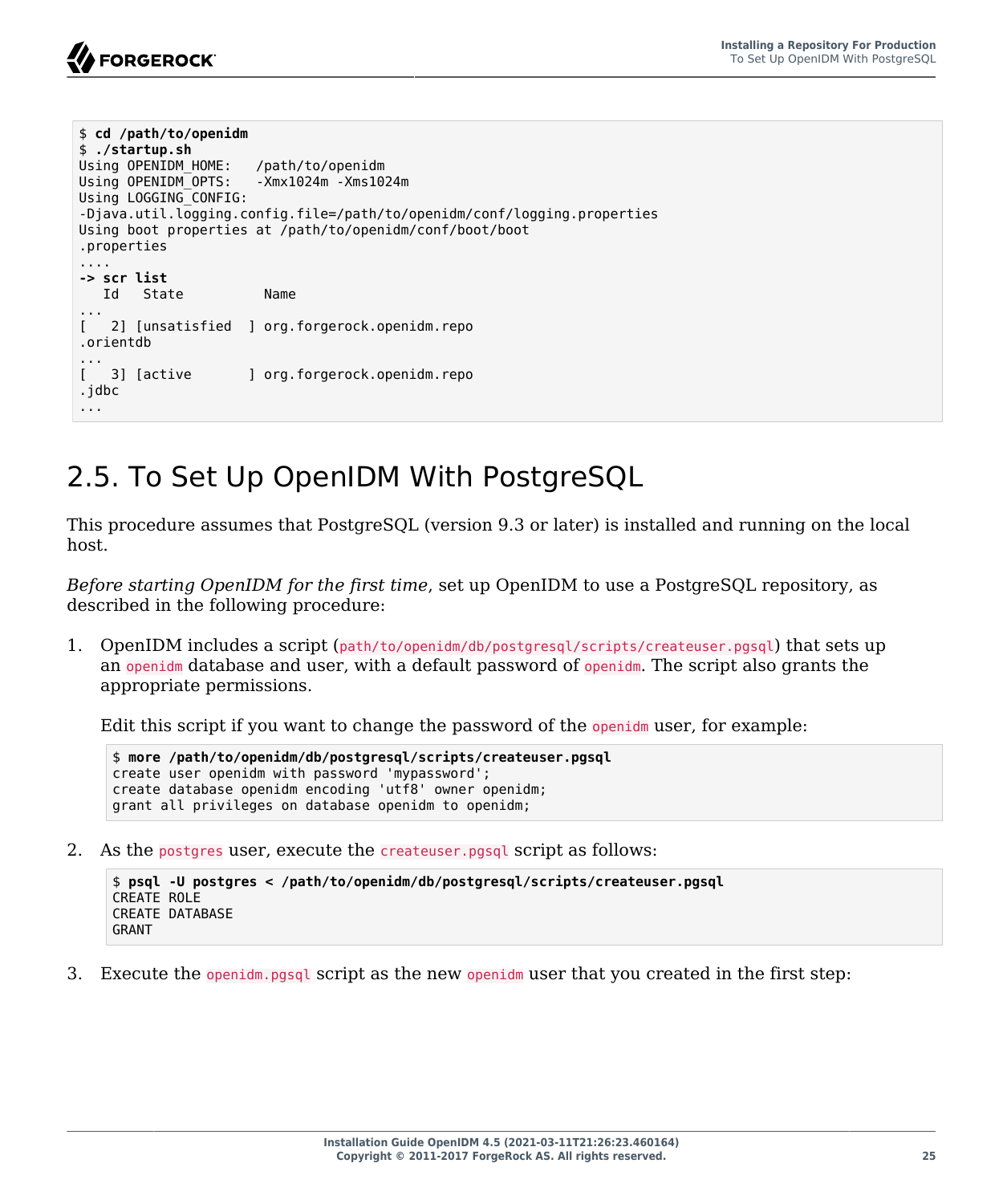```
$ cd /path/to/openidm
$ ./startup.sh
Using OPENIDM_HOME:   /path/to/openidm
Using OPENIDM_OPTS:   -Xmx1024m -Xms1024m
Using LOGGING_CONFIG:
-Djava.util.logging.config.file=/path/to/openidm/conf/logging.properties
Using boot properties at /path/to/openidm/conf/boot/boot
.properties
....
-> scr list
   Id   State          Name
...
[   2] [unsatisfied  ] org.forgerock.openidm.repo
.orientdb
...
[   3] [active       ] org.forgerock.openidm.repo
.jdbc
...
```

## 2.5. To Set Up OpenIDM With PostgreSQL

This procedure assumes that PostgreSQL (version 9.3 or later) is installed and running on the local host.

*Before starting OpenIDM for the first time*, set up OpenIDM to use a PostgreSQL repository, as described in the following procedure:

1. OpenIDM includes a script (`path/to/openidm/db/postgresql/scripts/createuser.pgsql`) that sets up an `openidm` database and user, with a default password of `openidm`. The script also grants the appropriate permissions.

   Edit this script if you want to change the password of the `openidm` user, for example:

   ```
   $ more /path/to/openidm/db/postgresql/scripts/createuser.pgsql
   create user openidm with password 'mypassword';
   create database openidm encoding 'utf8' owner openidm;
   grant all privileges on database openidm to openidm;
   ```

2. As the `postgres` user, execute the `createuser.pgsql` script as follows:

   ```
   $ psql -U postgres < /path/to/openidm/db/postgresql/scripts/createuser.pgsql
   CREATE ROLE
   CREATE DATABASE
   GRANT
   ```

3. Execute the `openidm.pgsql` script as the new `openidm` user that you created in the first step: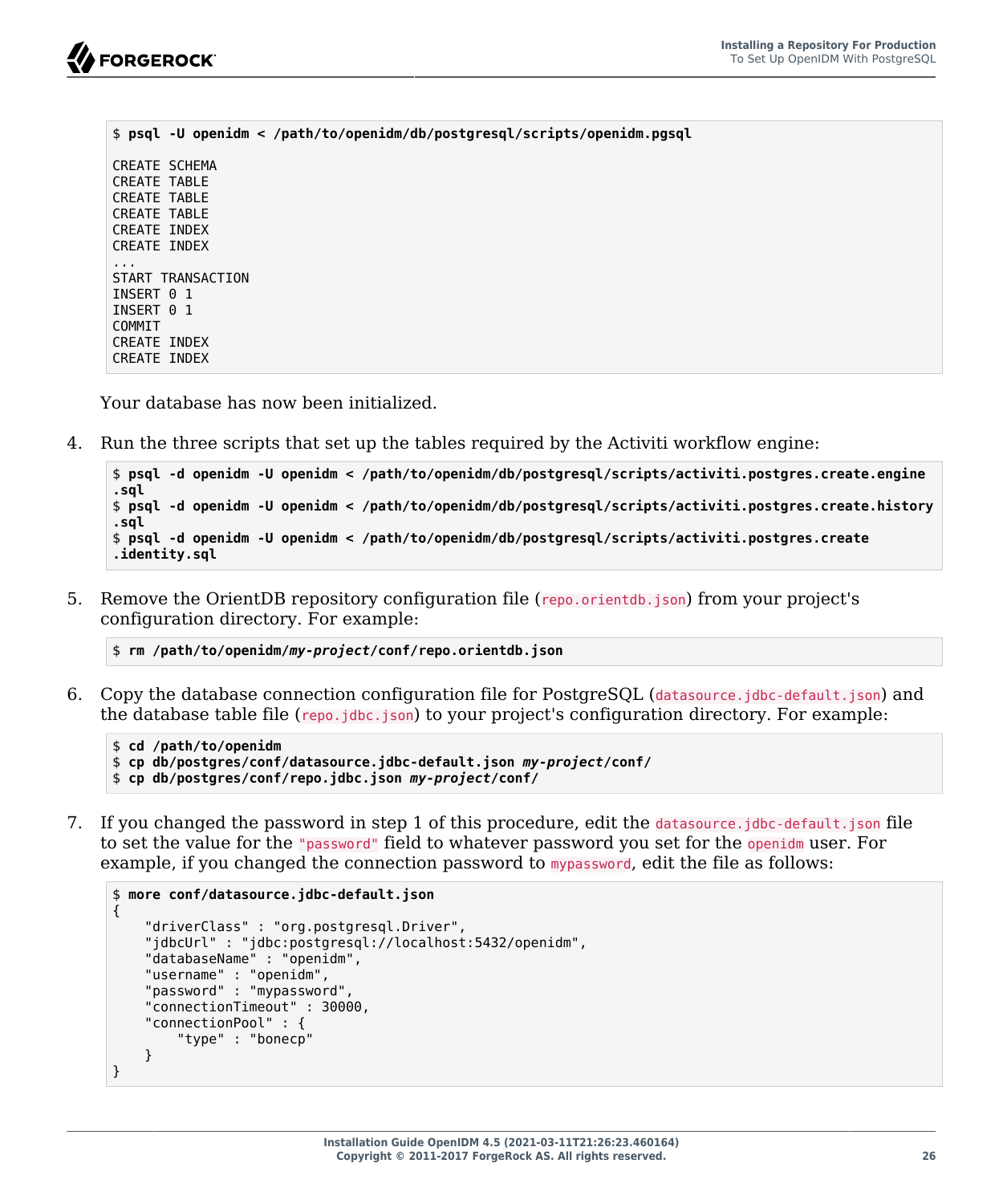```
$ psql -U openidm < /path/to/openidm/db/postgresql/scripts/openidm.pgsql

CREATE SCHEMA
CREATE TABLE
CREATE TABLE
CREATE TABLE
CREATE INDEX
CREATE INDEX
...
START TRANSACTION
INSERT 0 1
INSERT 0 1
COMMIT
CREATE INDEX
CREATE INDEX
```

Your database has now been initialized.

4. Run the three scripts that set up the tables required by the Activiti workflow engine:

```
$ psql -d openidm -U openidm < /path/to/openidm/db/postgresql/scripts/activiti.postgres.create.engine
.sql
$ psql -d openidm -U openidm < /path/to/openidm/db/postgresql/scripts/activiti.postgres.create.history
.sql
$ psql -d openidm -U openidm < /path/to/openidm/db/postgresql/scripts/activiti.postgres.create
.identity.sql
```

5. Remove the OrientDB repository configuration file (`repo.orientdb.json`) from your project's configuration directory. For example:

```
$ rm /path/to/openidm/my-project/conf/repo.orientdb.json
```

6. Copy the database connection configuration file for PostgreSQL (`datasource.jdbc-default.json`) and the database table file (`repo.jdbc.json`) to your project's configuration directory. For example:

```
$ cd /path/to/openidm
$ cp db/postgres/conf/datasource.jdbc-default.json my-project/conf/
$ cp db/postgres/conf/repo.jdbc.json my-project/conf/
```

7. If you changed the password in step 1 of this procedure, edit the `datasource.jdbc-default.json` file to set the value for the `"password"` field to whatever password you set for the `openidm` user. For example, if you changed the connection password to `mypassword`, edit the file as follows:

```
$ more conf/datasource.jdbc-default.json
{
    "driverClass" : "org.postgresql.Driver",
    "jdbcUrl" : "jdbc:postgresql://localhost:5432/openidm",
    "databaseName" : "openidm",
    "username" : "openidm",
    "password" : "mypassword",
    "connectionTimeout" : 30000,
    "connectionPool" : {
        "type" : "bonecp"
    }
}
```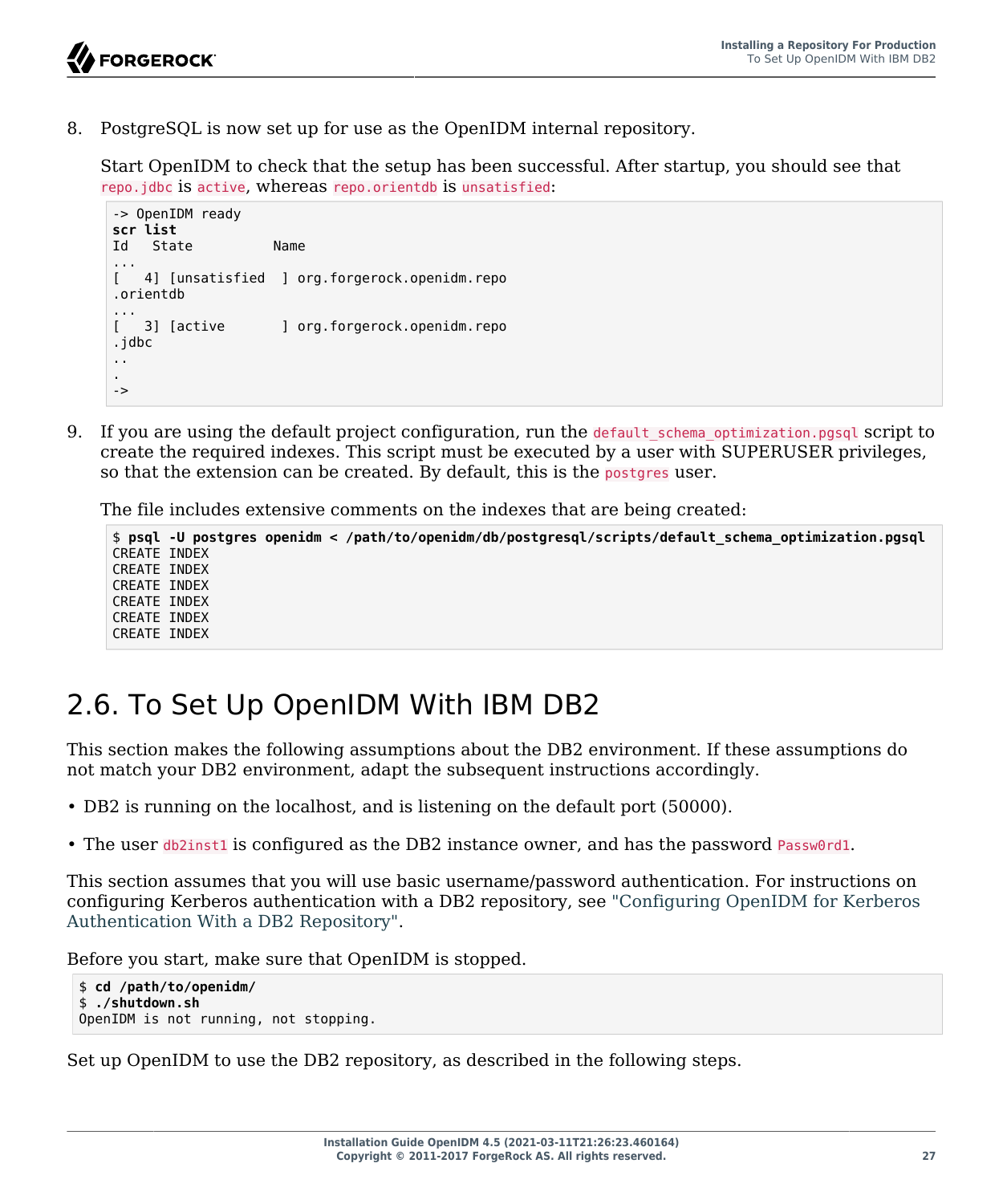8. PostgreSQL is now set up for use as the OpenIDM internal repository.

   Start OpenIDM to check that the setup has been successful. After startup, you should see that `repo.jdbc` is `active`, whereas `repo.orientdb` is `unsatisfied`:

   ```
   -> OpenIDM ready
   scr list
   Id   State          Name
   ...
   [   4] [unsatisfied  ] org.forgerock.openidm.repo
   .orientdb
   ...
   [   3] [active       ] org.forgerock.openidm.repo
   .jdbc
   ..
   .
   ->
   ```

9. If you are using the default project configuration, run the `default_schema_optimization.pgsql` script to create the required indexes. This script must be executed by a user with SUPERUSER privileges, so that the extension can be created. By default, this is the `postgres` user.

   The file includes extensive comments on the indexes that are being created:

   ```
   $ psql -U postgres openidm < /path/to/openidm/db/postgresql/scripts/default_schema_optimization.pgsql
   CREATE INDEX
   CREATE INDEX
   CREATE INDEX
   CREATE INDEX
   CREATE INDEX
   CREATE INDEX
   ```

## 2.6. To Set Up OpenIDM With IBM DB2

This section makes the following assumptions about the DB2 environment. If these assumptions do not match your DB2 environment, adapt the subsequent instructions accordingly.

- DB2 is running on the localhost, and is listening on the default port (50000).
- The user `db2inst1` is configured as the DB2 instance owner, and has the password `Passw0rd1`.

This section assumes that you will use basic username/password authentication. For instructions on configuring Kerberos authentication with a DB2 repository, see "Configuring OpenIDM for Kerberos Authentication With a DB2 Repository".

Before you start, make sure that OpenIDM is stopped.

```
$ cd /path/to/openidm/
$ ./shutdown.sh
OpenIDM is not running, not stopping.
```

Set up OpenIDM to use the DB2 repository, as described in the following steps.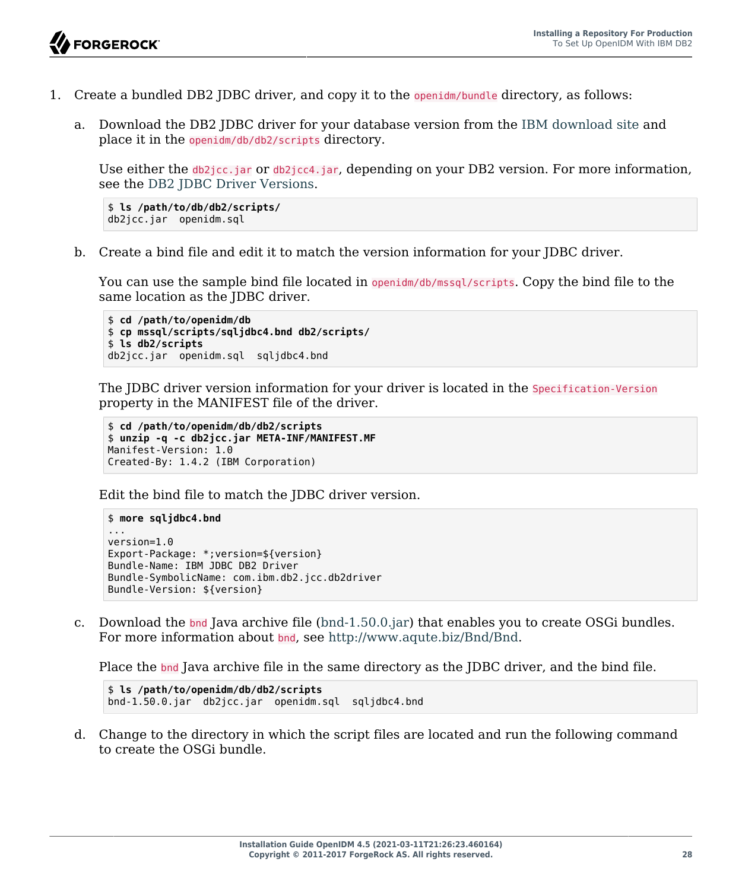1. Create a bundled DB2 JDBC driver, and copy it to the `openidm/bundle` directory, as follows:

   a. Download the DB2 JDBC driver for your database version from the IBM download site and place it in the `openidm/db/db2/scripts` directory.

      Use either the `db2jcc.jar` or `db2jcc4.jar`, depending on your DB2 version. For more information, see the DB2 JDBC Driver Versions.

      ```
      $ ls /path/to/db/db2/scripts/
      db2jcc.jar  openidm.sql
      ```

   b. Create a bind file and edit it to match the version information for your JDBC driver.

      You can use the sample bind file located in `openidm/db/mssql/scripts`. Copy the bind file to the same location as the JDBC driver.

      ```
      $ cd /path/to/openidm/db
      $ cp mssql/scripts/sqljdbc4.bnd db2/scripts/
      $ ls db2/scripts
      db2jcc.jar  openidm.sql  sqljdbc4.bnd
      ```

      The JDBC driver version information for your driver is located in the `Specification-Version` property in the MANIFEST file of the driver.

      ```
      $ cd /path/to/openidm/db/db2/scripts
      $ unzip -q -c db2jcc.jar META-INF/MANIFEST.MF
      Manifest-Version: 1.0
      Created-By: 1.4.2 (IBM Corporation)
      ```

      Edit the bind file to match the JDBC driver version.

      ```
      $ more sqljdbc4.bnd
      ...
      version=1.0
      Export-Package: *;version=${version}
      Bundle-Name: IBM JDBC DB2 Driver
      Bundle-SymbolicName: com.ibm.db2.jcc.db2driver
      Bundle-Version: ${version}
      ```

   c. Download the `bnd` Java archive file (bnd-1.50.0.jar) that enables you to create OSGi bundles. For more information about `bnd`, see http://www.aqute.biz/Bnd/Bnd.

      Place the `bnd` Java archive file in the same directory as the JDBC driver, and the bind file.

      ```
      $ ls /path/to/openidm/db/db2/scripts
      bnd-1.50.0.jar  db2jcc.jar  openidm.sql  sqljdbc4.bnd
      ```

   d. Change to the directory in which the script files are located and run the following command to create the OSGi bundle.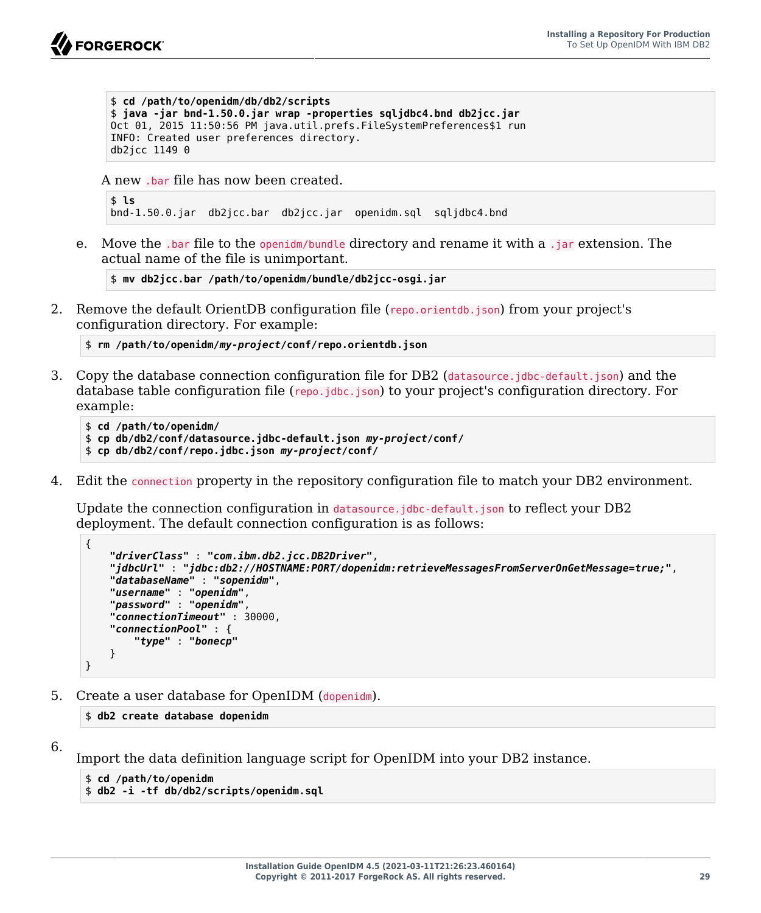```
$ cd /path/to/openidm/db/db2/scripts
$ java -jar bnd-1.50.0.jar wrap -properties sqljdbc4.bnd db2jcc.jar
Oct 01, 2015 11:50:56 PM java.util.prefs.FileSystemPreferences$1 run
INFO: Created user preferences directory.
db2jcc 1149 0
```

A new `.bar` file has now been created.

```
$ ls
bnd-1.50.0.jar  db2jcc.bar  db2jcc.jar  openidm.sql  sqljdbc4.bnd
```

e. Move the `.bar` file to the `openidm/bundle` directory and rename it with a `.jar` extension. The actual name of the file is unimportant.

```
$ mv db2jcc.bar /path/to/openidm/bundle/db2jcc-osgi.jar
```

2. Remove the default OrientDB configuration file (`repo.orientdb.json`) from your project's configuration directory. For example:

```
$ rm /path/to/openidm/my-project/conf/repo.orientdb.json
```

3. Copy the database connection configuration file for DB2 (`datasource.jdbc-default.json`) and the database table configuration file (`repo.jdbc.json`) to your project's configuration directory. For example:

```
$ cd /path/to/openidm/
$ cp db/db2/conf/datasource.jdbc-default.json my-project/conf/
$ cp db/db2/conf/repo.jdbc.json my-project/conf/
```

4. Edit the `connection` property in the repository configuration file to match your DB2 environment.

   Update the connection configuration in `datasource.jdbc-default.json` to reflect your DB2 deployment. The default connection configuration is as follows:

```
{
    "driverClass" : "com.ibm.db2.jcc.DB2Driver",
    "jdbcUrl" : "jdbc:db2://HOSTNAME:PORT/dopenidm:retrieveMessagesFromServerOnGetMessage=true;",
    "databaseName" : "sopenidm",
    "username" : "openidm",
    "password" : "openidm",
    "connectionTimeout" : 30000,
    "connectionPool" : {
        "type" : "bonecp"
    }
}
```

5. Create a user database for OpenIDM (`dopenidm`).

```
$ db2 create database dopenidm
```

6. Import the data definition language script for OpenIDM into your DB2 instance.

```
$ cd /path/to/openidm
$ db2 -i -tf db/db2/scripts/openidm.sql
```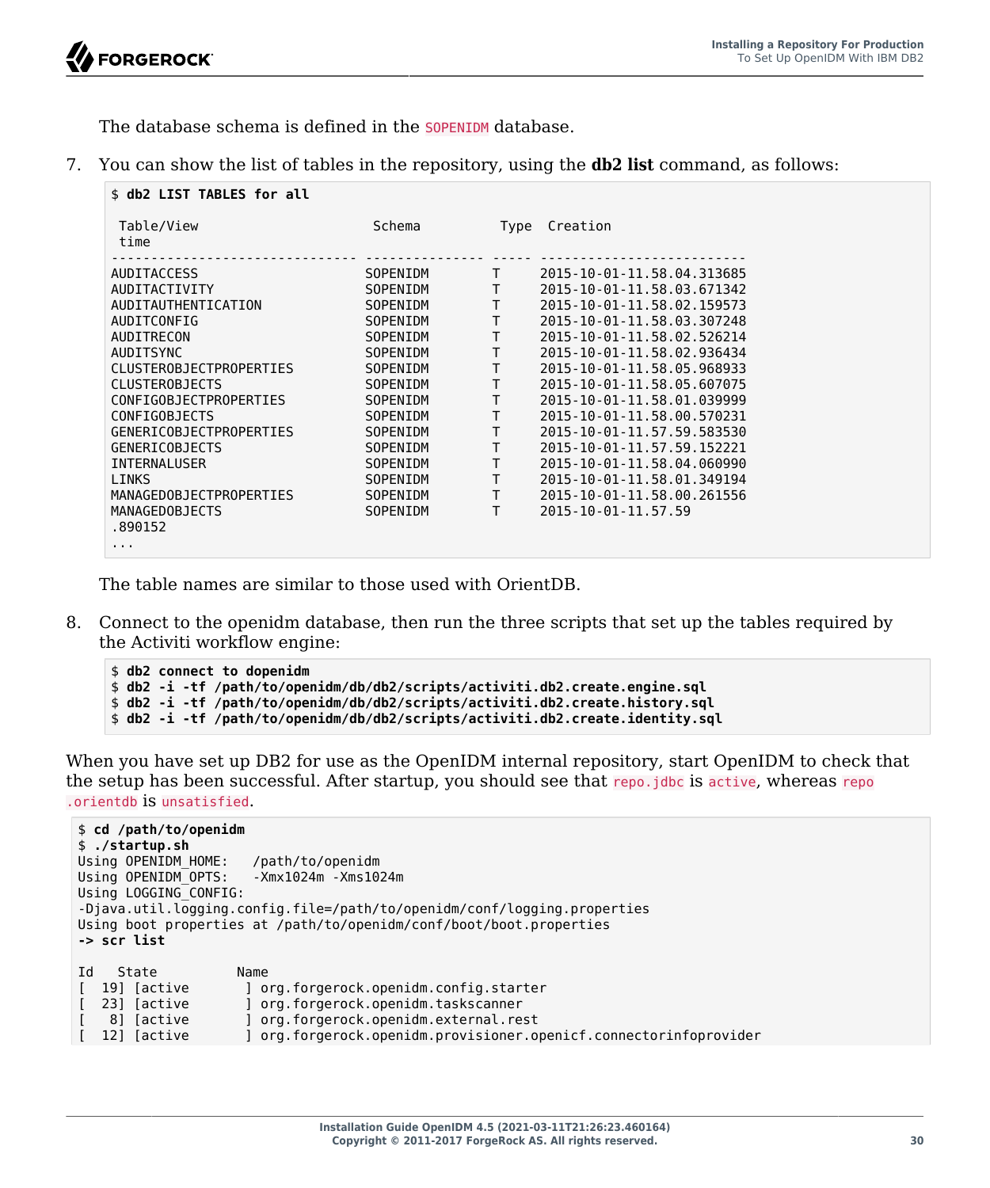The database schema is defined in the `SOPENIDM` database.

7. You can show the list of tables in the repository, using the **db2 list** command, as follows:

```
$ db2 LIST TABLES for all

 Table/View                      Schema          Type  Creation
 time
------------------------------- --------------- ----- --------------------------
AUDITACCESS                     SOPENIDM        T     2015-10-01-11.58.04.313685
AUDITACTIVITY                   SOPENIDM        T     2015-10-01-11.58.03.671342
AUDITAUTHENTICATION             SOPENIDM        T     2015-10-01-11.58.02.159573
AUDITCONFIG                     SOPENIDM        T     2015-10-01-11.58.03.307248
AUDITRECON                      SOPENIDM        T     2015-10-01-11.58.02.526214
AUDITSYNC                       SOPENIDM        T     2015-10-01-11.58.02.936434
CLUSTEROBJECTPROPERTIES         SOPENIDM        T     2015-10-01-11.58.05.968933
CLUSTEROBJECTS                  SOPENIDM        T     2015-10-01-11.58.05.607075
CONFIGOBJECTPROPERTIES          SOPENIDM        T     2015-10-01-11.58.01.039999
CONFIGOBJECTS                   SOPENIDM        T     2015-10-01-11.58.00.570231
GENERICOBJECTPROPERTIES         SOPENIDM        T     2015-10-01-11.57.59.583530
GENERICOBJECTS                  SOPENIDM        T     2015-10-01-11.57.59.152221
INTERNALUSER                    SOPENIDM        T     2015-10-01-11.58.04.060990
LINKS                           SOPENIDM        T     2015-10-01-11.58.01.349194
MANAGEDOBJECTPROPERTIES         SOPENIDM        T     2015-10-01-11.58.00.261556
MANAGEDOBJECTS                  SOPENIDM        T     2015-10-01-11.57.59
.890152
...
```

The table names are similar to those used with OrientDB.

8. Connect to the openidm database, then run the three scripts that set up the tables required by the Activiti workflow engine:

```
$ db2 connect to dopenidm
$ db2 -i -tf /path/to/openidm/db/db2/scripts/activiti.db2.create.engine.sql
$ db2 -i -tf /path/to/openidm/db/db2/scripts/activiti.db2.create.history.sql
$ db2 -i -tf /path/to/openidm/db/db2/scripts/activiti.db2.create.identity.sql
```

When you have set up DB2 for use as the OpenIDM internal repository, start OpenIDM to check that the setup has been successful. After startup, you should see that `repo.jdbc` is `active`, whereas `repo.orientdb` is `unsatisfied`.

```
$ cd /path/to/openidm
$ ./startup.sh
Using OPENIDM_HOME:   /path/to/openidm
Using OPENIDM_OPTS:   -Xmx1024m -Xms1024m
Using LOGGING_CONFIG:
-Djava.util.logging.config.file=/path/to/openidm/conf/logging.properties
Using boot properties at /path/to/openidm/conf/boot/boot.properties
-> scr list

Id   State          Name
[  19] [active       ] org.forgerock.openidm.config.starter
[  23] [active       ] org.forgerock.openidm.taskscanner
[   8] [active       ] org.forgerock.openidm.external.rest
[  12] [active       ] org.forgerock.openidm.provisioner.openicf.connectorinfoprovider
```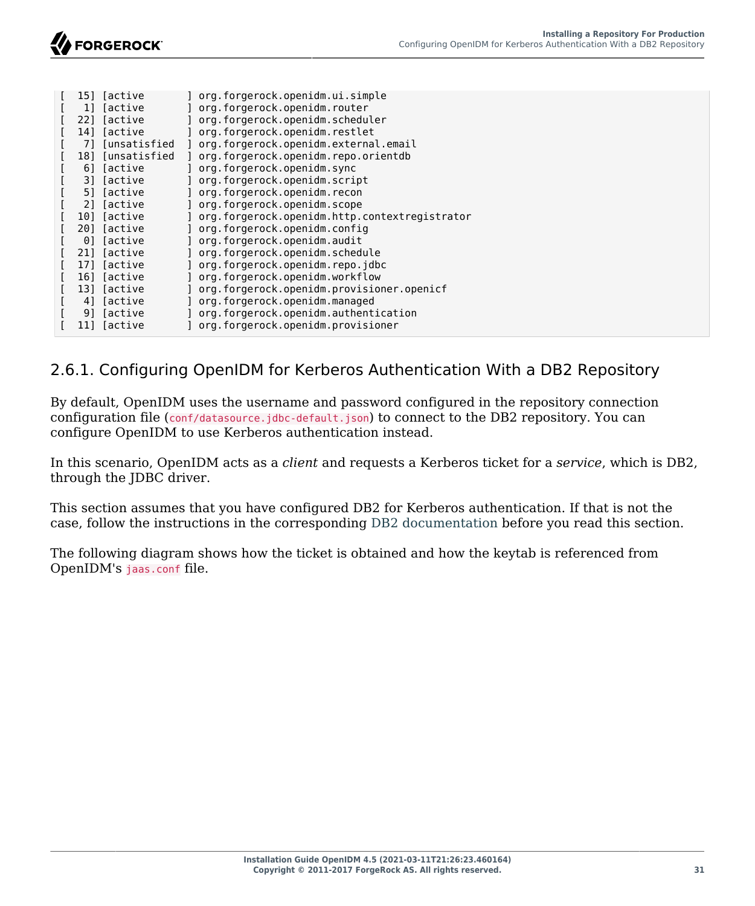```
[  15] [active       ] org.forgerock.openidm.ui.simple
[   1] [active       ] org.forgerock.openidm.router
[  22] [active       ] org.forgerock.openidm.scheduler
[  14] [active       ] org.forgerock.openidm.restlet
[   7] [unsatisfied  ] org.forgerock.openidm.external.email
[  18] [unsatisfied  ] org.forgerock.openidm.repo.orientdb
[   6] [active       ] org.forgerock.openidm.sync
[   3] [active       ] org.forgerock.openidm.script
[   5] [active       ] org.forgerock.openidm.recon
[   2] [active       ] org.forgerock.openidm.scope
[  10] [active       ] org.forgerock.openidm.http.contextregistrator
[  20] [active       ] org.forgerock.openidm.config
[   0] [active       ] org.forgerock.openidm.audit
[  21] [active       ] org.forgerock.openidm.schedule
[  17] [active       ] org.forgerock.openidm.repo.jdbc
[  16] [active       ] org.forgerock.openidm.workflow
[  13] [active       ] org.forgerock.openidm.provisioner.openicf
[   4] [active       ] org.forgerock.openidm.managed
[   9] [active       ] org.forgerock.openidm.authentication
[  11] [active       ] org.forgerock.openidm.provisioner
```

### 2.6.1. Configuring OpenIDM for Kerberos Authentication With a DB2 Repository

By default, OpenIDM uses the username and password configured in the repository connection configuration file (`conf/datasource.jdbc-default.json`) to connect to the DB2 repository. You can configure OpenIDM to use Kerberos authentication instead.

In this scenario, OpenIDM acts as a *client* and requests a Kerberos ticket for a *service*, which is DB2, through the JDBC driver.

This section assumes that you have configured DB2 for Kerberos authentication. If that is not the case, follow the instructions in the corresponding DB2 documentation before you read this section.

The following diagram shows how the ticket is obtained and how the keytab is referenced from OpenIDM's `jaas.conf` file.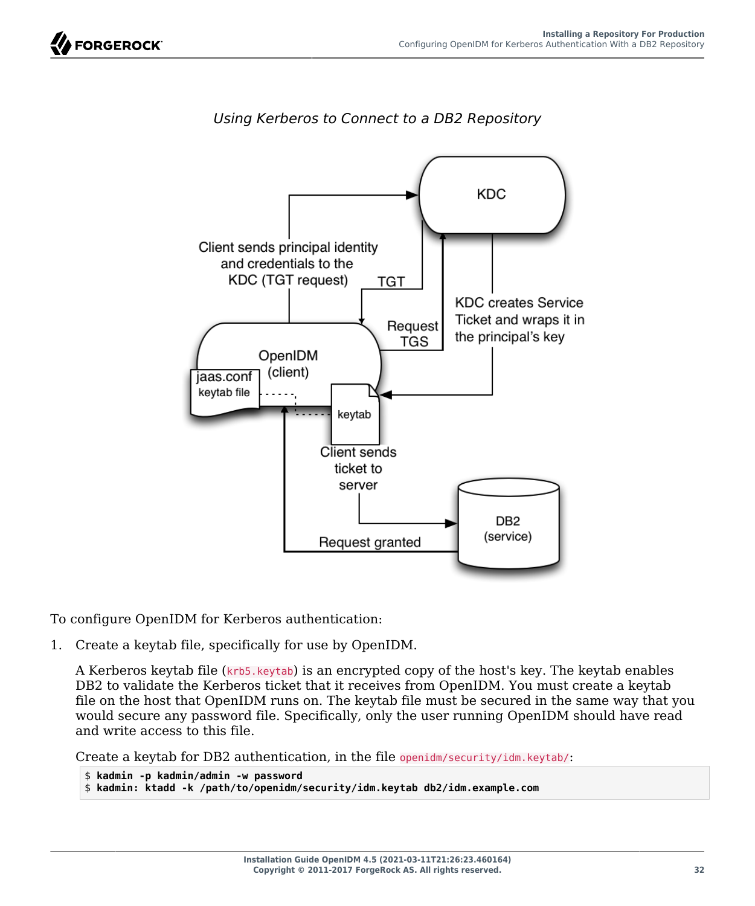*Using Kerberos to Connect to a DB2 Repository*

KDC

Client sends principal identity and credentials to the KDC (TGT request)

TGT

Request TGS

KDC creates Service Ticket and wraps it in the principal's key

OpenIDM (client)

jaas.conf
keytab file

keytab

Client sends ticket to server

DB2 (service)

Request granted

To configure OpenIDM for Kerberos authentication:

1. Create a keytab file, specifically for use by OpenIDM.

   A Kerberos keytab file (`krb5.keytab`) is an encrypted copy of the host's key. The keytab enables DB2 to validate the Kerberos ticket that it receives from OpenIDM. You must create a keytab file on the host that OpenIDM runs on. The keytab file must be secured in the same way that you would secure any password file. Specifically, only the user running OpenIDM should have read and write access to this file.

   Create a keytab for DB2 authentication, in the file `openidm/security/idm.keytab/`:

   ```
   $ kadmin -p kadmin/admin -w password
   $ kadmin: ktadd -k /path/to/openidm/security/idm.keytab db2/idm.example.com
   ```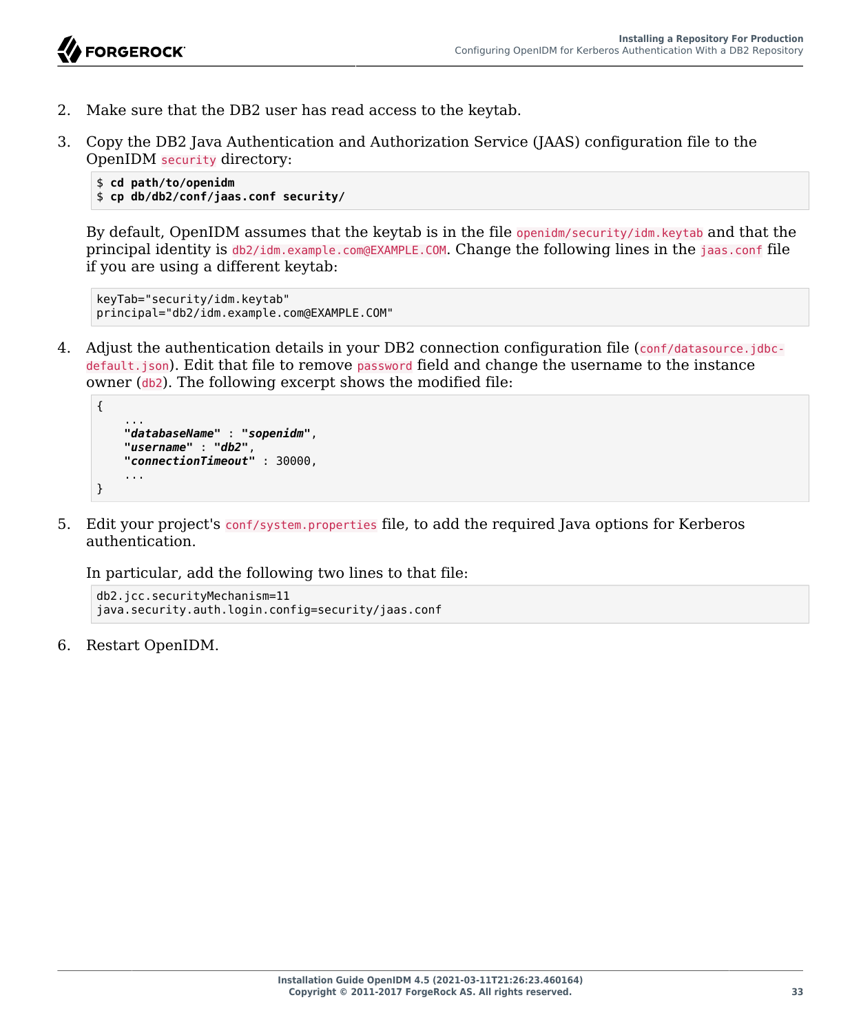2. Make sure that the DB2 user has read access to the keytab.

3. Copy the DB2 Java Authentication and Authorization Service (JAAS) configuration file to the OpenIDM `security` directory:

   ```
   $ cd path/to/openidm
   $ cp db/db2/conf/jaas.conf security/
   ```

   By default, OpenIDM assumes that the keytab is in the file `openidm/security/idm.keytab` and that the principal identity is `db2/idm.example.com@EXAMPLE.COM`. Change the following lines in the `jaas.conf` file if you are using a different keytab:

   ```
   keyTab="security/idm.keytab"
   principal="db2/idm.example.com@EXAMPLE.COM"
   ```

4. Adjust the authentication details in your DB2 connection configuration file (`conf/datasource.jdbc-default.json`). Edit that file to remove `password` field and change the username to the instance owner (`db2`). The following excerpt shows the modified file:

   ```
   {
       ...
       "databaseName" : "sopenidm",
       "username" : "db2",
       "connectionTimeout" : 30000,
       ...
   }
   ```

5. Edit your project's `conf/system.properties` file, to add the required Java options for Kerberos authentication.

   In particular, add the following two lines to that file:

   ```
   db2.jcc.securityMechanism=11
   java.security.auth.login.config=security/jaas.conf
   ```

6. Restart OpenIDM.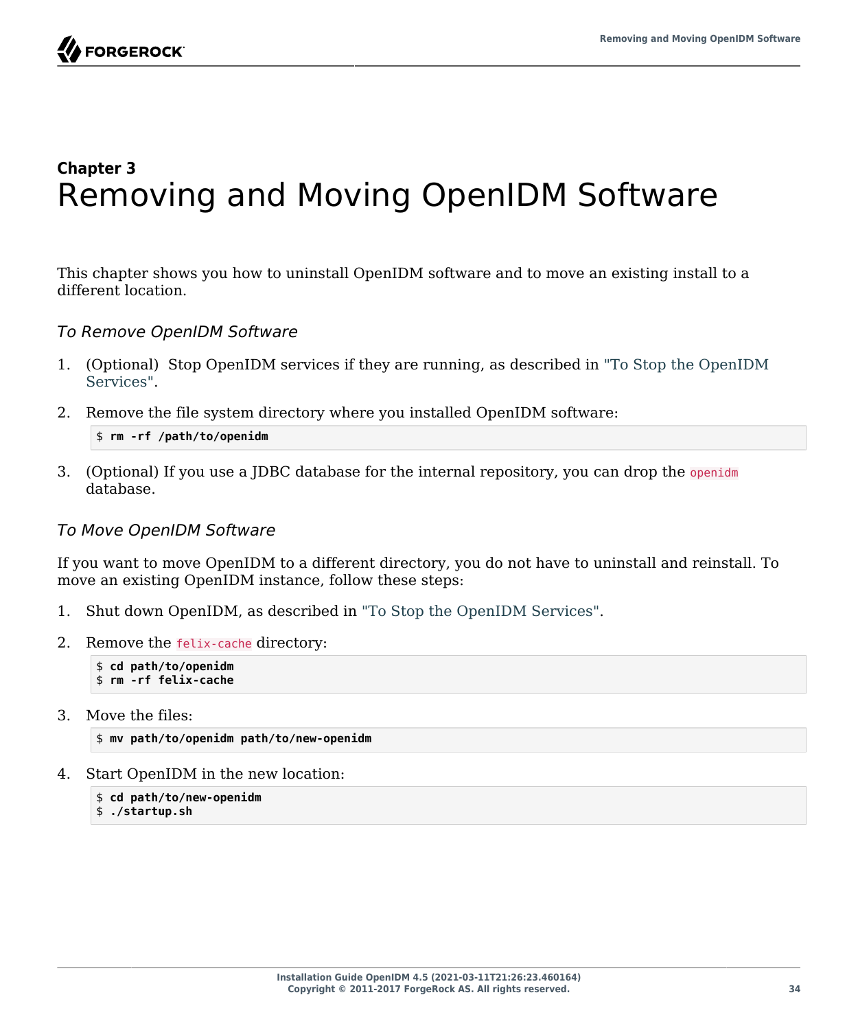# Chapter 3
# Removing and Moving OpenIDM Software

This chapter shows you how to uninstall OpenIDM software and to move an existing install to a different location.

### *To Remove OpenIDM Software*

1. (Optional) Stop OpenIDM services if they are running, as described in "To Stop the OpenIDM Services".

2. Remove the file system directory where you installed OpenIDM software:

   ```
   $ rm -rf /path/to/openidm
   ```

3. (Optional) If you use a JDBC database for the internal repository, you can drop the `openidm` database.

### *To Move OpenIDM Software*

If you want to move OpenIDM to a different directory, you do not have to uninstall and reinstall. To move an existing OpenIDM instance, follow these steps:

1. Shut down OpenIDM, as described in "To Stop the OpenIDM Services".

2. Remove the `felix-cache` directory:

   ```
   $ cd path/to/openidm
   $ rm -rf felix-cache
   ```

3. Move the files:

   ```
   $ mv path/to/openidm path/to/new-openidm
   ```

4. Start OpenIDM in the new location:

   ```
   $ cd path/to/new-openidm
   $ ./startup.sh
   ```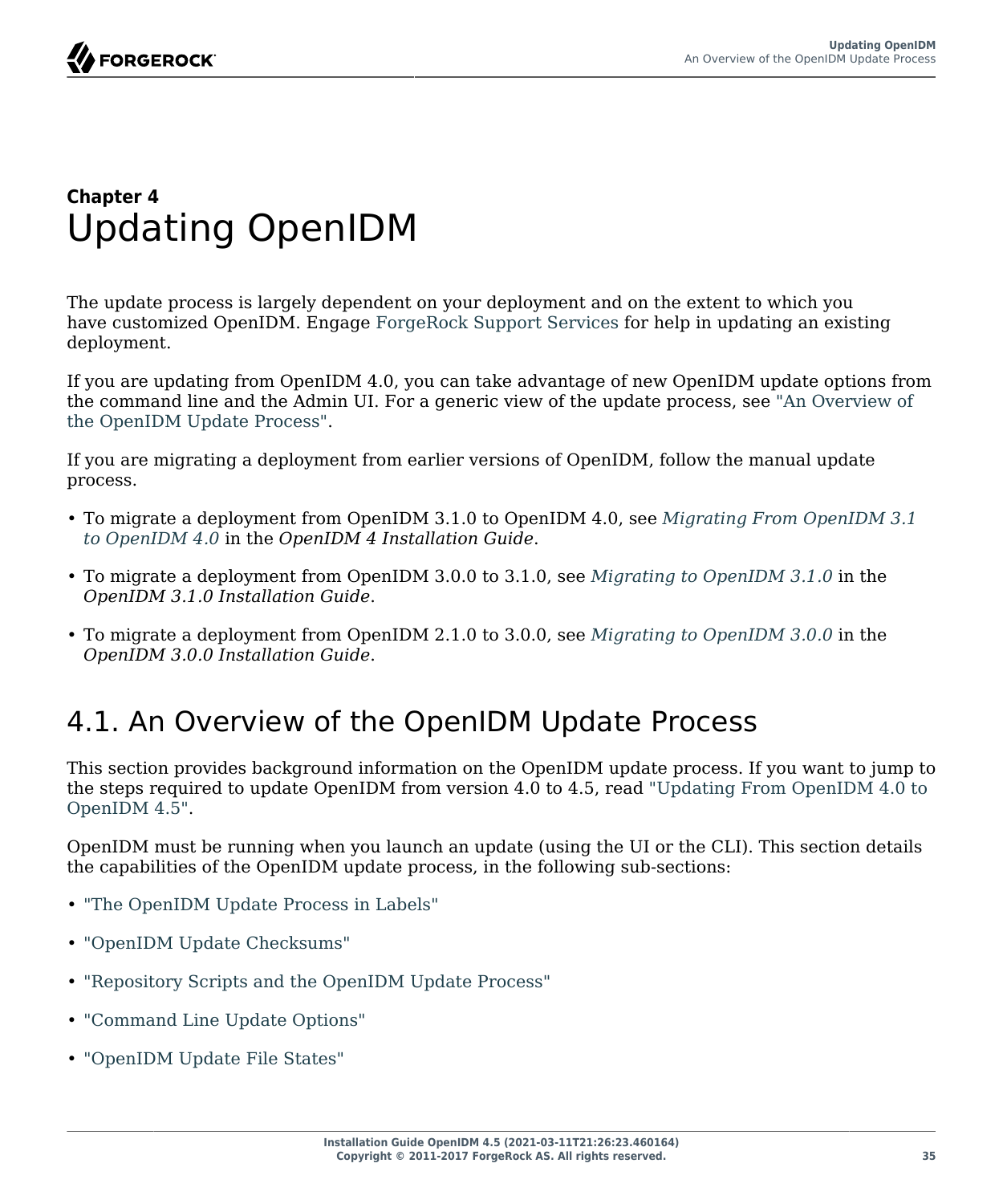# Chapter 4 Updating OpenIDM

The update process is largely dependent on your deployment and on the extent to which you have customized OpenIDM. Engage ForgeRock Support Services for help in updating an existing deployment.

If you are updating from OpenIDM 4.0, you can take advantage of new OpenIDM update options from the command line and the Admin UI. For a generic view of the update process, see "An Overview of the OpenIDM Update Process".

If you are migrating a deployment from earlier versions of OpenIDM, follow the manual update process.

- To migrate a deployment from OpenIDM 3.1.0 to OpenIDM 4.0, see *Migrating From OpenIDM 3.1 to OpenIDM 4.0* in the *OpenIDM 4 Installation Guide*.
- To migrate a deployment from OpenIDM 3.0.0 to 3.1.0, see *Migrating to OpenIDM 3.1.0* in the *OpenIDM 3.1.0 Installation Guide*.
- To migrate a deployment from OpenIDM 2.1.0 to 3.0.0, see *Migrating to OpenIDM 3.0.0* in the *OpenIDM 3.0.0 Installation Guide*.

## 4.1. An Overview of the OpenIDM Update Process

This section provides background information on the OpenIDM update process. If you want to jump to the steps required to update OpenIDM from version 4.0 to 4.5, read "Updating From OpenIDM 4.0 to OpenIDM 4.5".

OpenIDM must be running when you launch an update (using the UI or the CLI). This section details the capabilities of the OpenIDM update process, in the following sub-sections:

- "The OpenIDM Update Process in Labels"
- "OpenIDM Update Checksums"
- "Repository Scripts and the OpenIDM Update Process"
- "Command Line Update Options"
- "OpenIDM Update File States"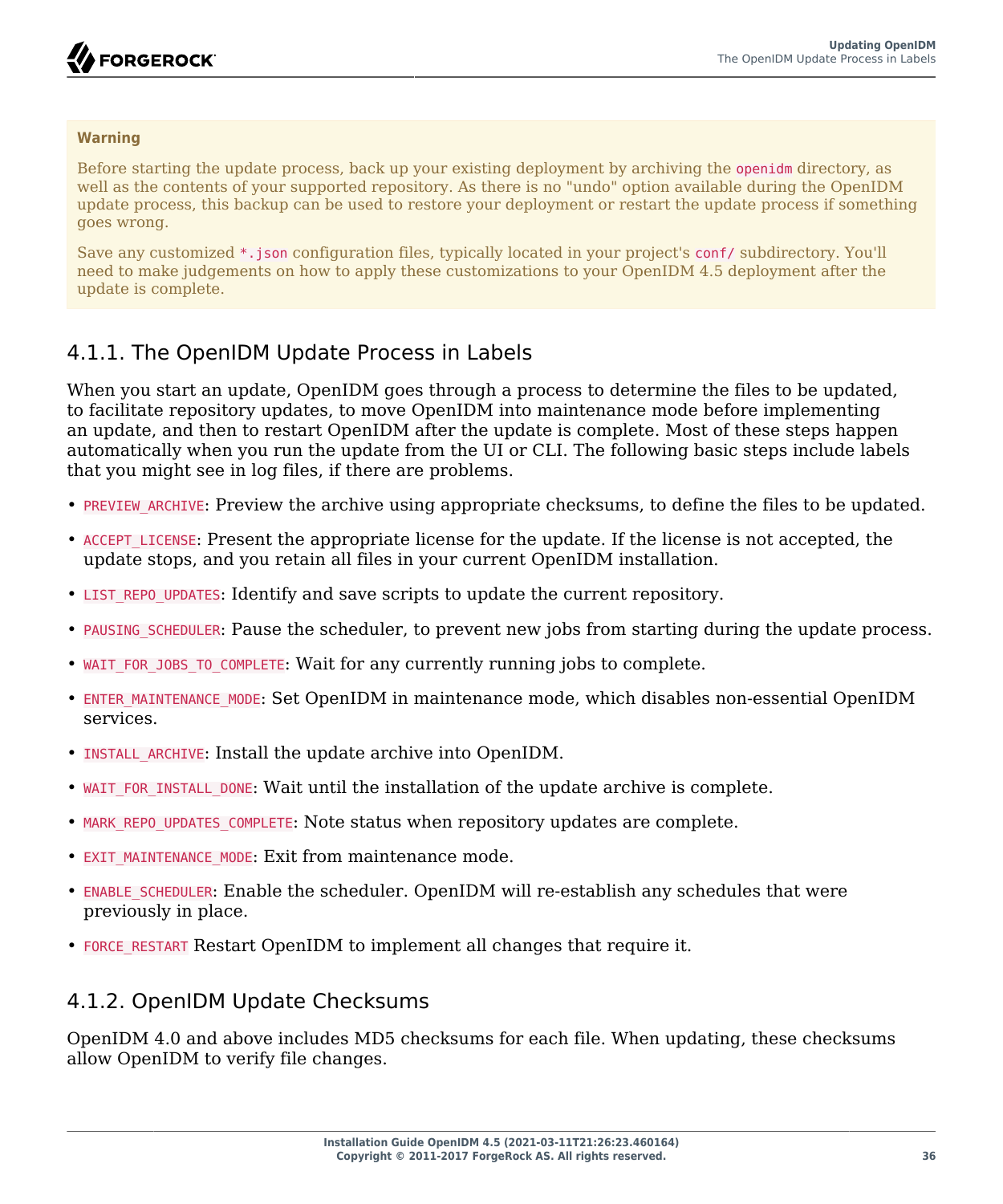**Warning**

Before starting the update process, back up your existing deployment by archiving the `openidm` directory, as well as the contents of your supported repository. As there is no "undo" option available during the OpenIDM update process, this backup can be used to restore your deployment or restart the update process if something goes wrong.

Save any customized `*.json` configuration files, typically located in your project's `conf/` subdirectory. You'll need to make judgements on how to apply these customizations to your OpenIDM 4.5 deployment after the update is complete.

### 4.1.1. The OpenIDM Update Process in Labels

When you start an update, OpenIDM goes through a process to determine the files to be updated, to facilitate repository updates, to move OpenIDM into maintenance mode before implementing an update, and then to restart OpenIDM after the update is complete. Most of these steps happen automatically when you run the update from the UI or CLI. The following basic steps include labels that you might see in log files, if there are problems.

- `PREVIEW_ARCHIVE`: Preview the archive using appropriate checksums, to define the files to be updated.
- `ACCEPT_LICENSE`: Present the appropriate license for the update. If the license is not accepted, the update stops, and you retain all files in your current OpenIDM installation.
- `LIST_REPO_UPDATES`: Identify and save scripts to update the current repository.
- `PAUSING_SCHEDULER`: Pause the scheduler, to prevent new jobs from starting during the update process.
- `WAIT_FOR_JOBS_TO_COMPLETE`: Wait for any currently running jobs to complete.
- `ENTER_MAINTENANCE_MODE`: Set OpenIDM in maintenance mode, which disables non-essential OpenIDM services.
- `INSTALL_ARCHIVE`: Install the update archive into OpenIDM.
- `WAIT_FOR_INSTALL_DONE`: Wait until the installation of the update archive is complete.
- `MARK_REPO_UPDATES_COMPLETE`: Note status when repository updates are complete.
- `EXIT_MAINTENANCE_MODE`: Exit from maintenance mode.
- `ENABLE_SCHEDULER`: Enable the scheduler. OpenIDM will re-establish any schedules that were previously in place.
- `FORCE_RESTART` Restart OpenIDM to implement all changes that require it.

### 4.1.2. OpenIDM Update Checksums

OpenIDM 4.0 and above includes MD5 checksums for each file. When updating, these checksums allow OpenIDM to verify file changes.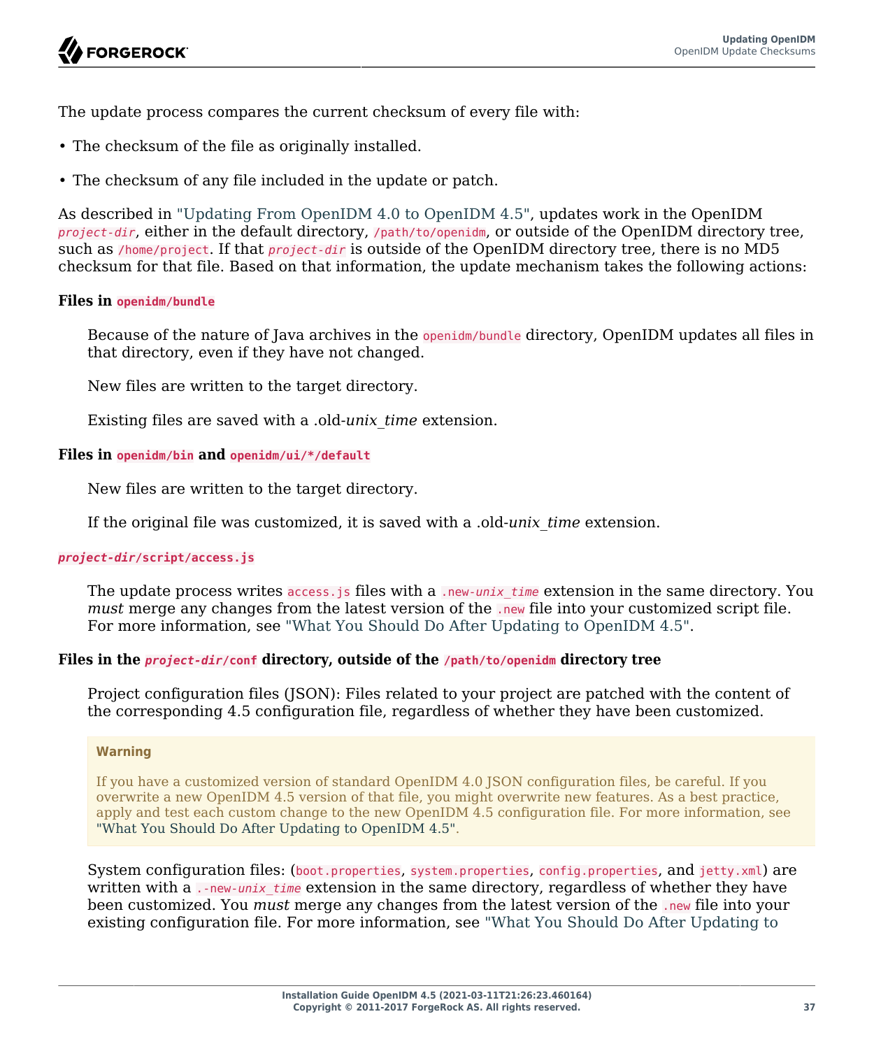The update process compares the current checksum of every file with:

- The checksum of the file as originally installed.
- The checksum of any file included in the update or patch.

As described in "Updating From OpenIDM 4.0 to OpenIDM 4.5", updates work in the OpenIDM `project-dir`, either in the default directory, `/path/to/openidm`, or outside of the OpenIDM directory tree, such as `/home/project`. If that `project-dir` is outside of the OpenIDM directory tree, there is no MD5 checksum for that file. Based on that information, the update mechanism takes the following actions:

**Files in `openidm/bundle`**

Because of the nature of Java archives in the `openidm/bundle` directory, OpenIDM updates all files in that directory, even if they have not changed.

New files are written to the target directory.

Existing files are saved with a .old-*unix_time* extension.

**Files in `openidm/bin` and `openidm/ui/*/default`**

New files are written to the target directory.

If the original file was customized, it is saved with a .old-*unix_time* extension.

**`project-dir/script/access.js`**

The update process writes `access.js` files with a `.new-unix_time` extension in the same directory. You *must* merge any changes from the latest version of the `.new` file into your customized script file. For more information, see "What You Should Do After Updating to OpenIDM 4.5".

**Files in the `project-dir/conf` directory, outside of the `/path/to/openidm` directory tree**

Project configuration files (JSON): Files related to your project are patched with the content of the corresponding 4.5 configuration file, regardless of whether they have been customized.

> **Warning**
>
> If you have a customized version of standard OpenIDM 4.0 JSON configuration files, be careful. If you overwrite a new OpenIDM 4.5 version of that file, you might overwrite new features. As a best practice, apply and test each custom change to the new OpenIDM 4.5 configuration file. For more information, see "What You Should Do After Updating to OpenIDM 4.5".

System configuration files: (`boot.properties`, `system.properties`, `config.properties`, and `jetty.xml`) are written with a `.-new-unix_time` extension in the same directory, regardless of whether they have been customized. You *must* merge any changes from the latest version of the `.new` file into your existing configuration file. For more information, see "What You Should Do After Updating to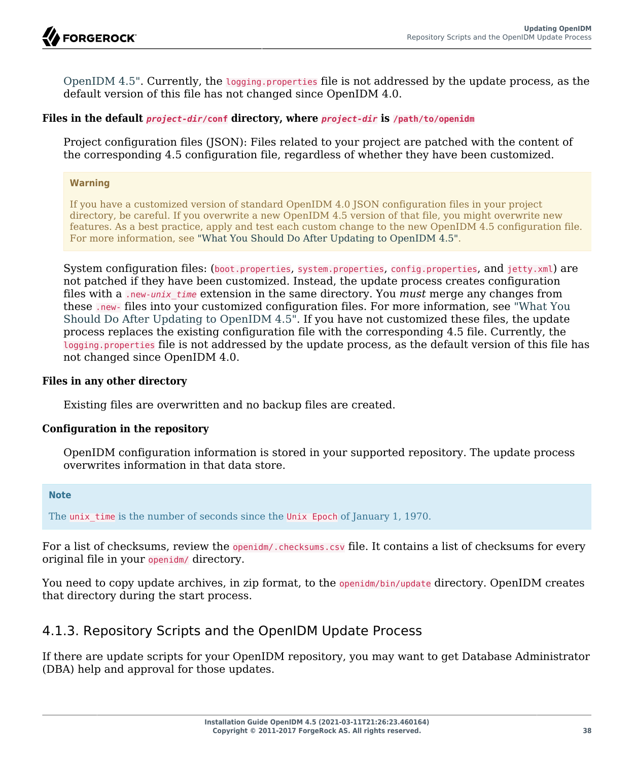OpenIDM 4.5". Currently, the `logging.properties` file is not addressed by the update process, as the default version of this file has not changed since OpenIDM 4.0.

**Files in the default *`project-dir/conf`* directory, where *`project-dir`* is `/path/to/openidm`**

Project configuration files (JSON): Files related to your project are patched with the content of the corresponding 4.5 configuration file, regardless of whether they have been customized.

> **Warning**
>
> If you have a customized version of standard OpenIDM 4.0 JSON configuration files in your project directory, be careful. If you overwrite a new OpenIDM 4.5 version of that file, you might overwrite new features. As a best practice, apply and test each custom change to the new OpenIDM 4.5 configuration file. For more information, see "What You Should Do After Updating to OpenIDM 4.5".

System configuration files: (`boot.properties`, `system.properties`, `config.properties`, and `jetty.xml`) are not patched if they have been customized. Instead, the update process creates configuration files with a `.new-unix_time` extension in the same directory. You *must* merge any changes from these `.new-` files into your customized configuration files. For more information, see "What You Should Do After Updating to OpenIDM 4.5". If you have not customized these files, the update process replaces the existing configuration file with the corresponding 4.5 file. Currently, the `logging.properties` file is not addressed by the update process, as the default version of this file has not changed since OpenIDM 4.0.

**Files in any other directory**

Existing files are overwritten and no backup files are created.

**Configuration in the repository**

OpenIDM configuration information is stored in your supported repository. The update process overwrites information in that data store.

> **Note**
>
> The `unix_time` is the number of seconds since the `Unix Epoch` of January 1, 1970.

For a list of checksums, review the `openidm/.checksums.csv` file. It contains a list of checksums for every original file in your `openidm/` directory.

You need to copy update archives, in zip format, to the `openidm/bin/update` directory. OpenIDM creates that directory during the start process.

## 4.1.3. Repository Scripts and the OpenIDM Update Process

If there are update scripts for your OpenIDM repository, you may want to get Database Administrator (DBA) help and approval for those updates.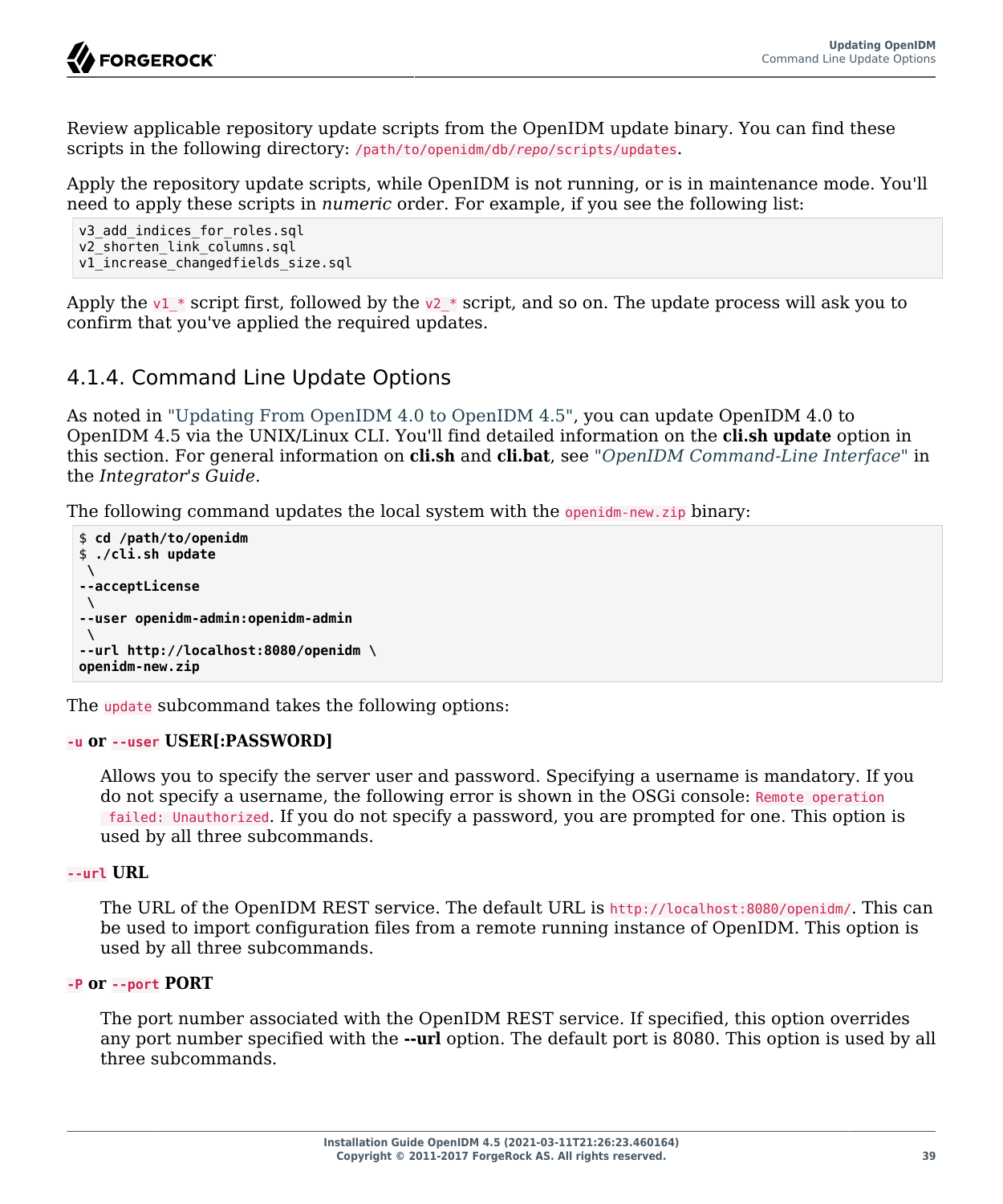Review applicable repository update scripts from the OpenIDM update binary. You can find these scripts in the following directory: `/path/to/openidm/db/repo/scripts/updates`.

Apply the repository update scripts, while OpenIDM is not running, or is in maintenance mode. You'll need to apply these scripts in *numeric* order. For example, if you see the following list:

```
v3_add_indices_for_roles.sql
v2_shorten_link_columns.sql
v1_increase_changedfields_size.sql
```

Apply the `v1_*` script first, followed by the `v2_*` script, and so on. The update process will ask you to confirm that you've applied the required updates.

### 4.1.4. Command Line Update Options

As noted in "Updating From OpenIDM 4.0 to OpenIDM 4.5", you can update OpenIDM 4.0 to OpenIDM 4.5 via the UNIX/Linux CLI. You'll find detailed information on the **cli.sh update** option in this section. For general information on **cli.sh** and **cli.bat**, see "*OpenIDM Command-Line Interface*" in the *Integrator's Guide*.

The following command updates the local system with the `openidm-new.zip` binary:

```
$ cd /path/to/openidm
$ ./cli.sh update
 \
--acceptLicense
 \
--user openidm-admin:openidm-admin
 \
--url http://localhost:8080/openidm \
openidm-new.zip
```

The `update` subcommand takes the following options:

**`-u` or `--user` USER[:PASSWORD]**

Allows you to specify the server user and password. Specifying a username is mandatory. If you do not specify a username, the following error is shown in the OSGi console: `Remote operation failed: Unauthorized`. If you do not specify a password, you are prompted for one. This option is used by all three subcommands.

**`--url` URL**

The URL of the OpenIDM REST service. The default URL is `http://localhost:8080/openidm/`. This can be used to import configuration files from a remote running instance of OpenIDM. This option is used by all three subcommands.

**`-P` or `--port` PORT**

The port number associated with the OpenIDM REST service. If specified, this option overrides any port number specified with the **--url** option. The default port is 8080. This option is used by all three subcommands.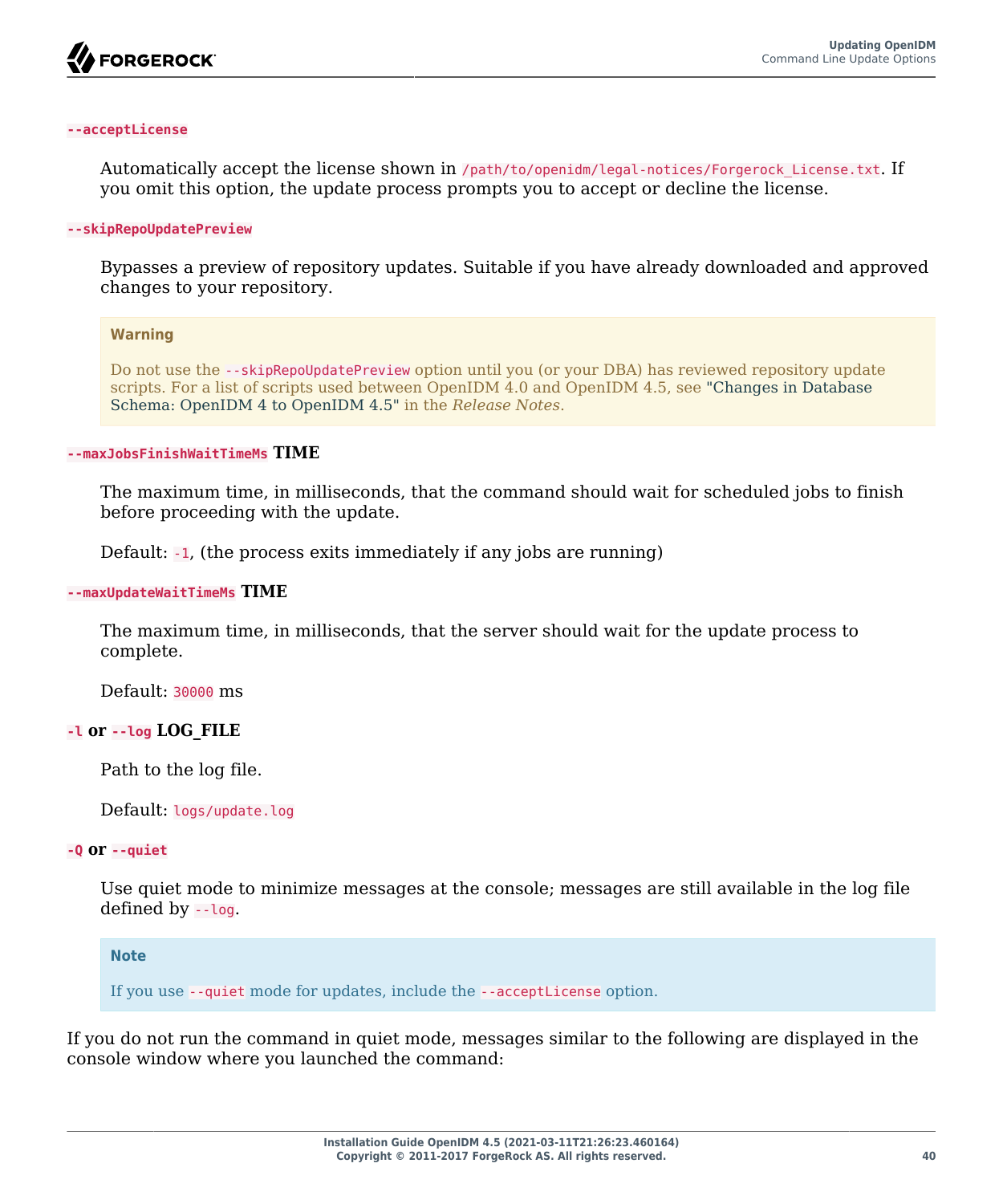`--acceptLicense`

Automatically accept the license shown in `/path/to/openidm/legal-notices/Forgerock_License.txt`. If you omit this option, the update process prompts you to accept or decline the license.

`--skipRepoUpdatePreview`

Bypasses a preview of repository updates. Suitable if you have already downloaded and approved changes to your repository.

> **Warning**
>
> Do not use the `--skipRepoUpdatePreview` option until you (or your DBA) has reviewed repository update scripts. For a list of scripts used between OpenIDM 4.0 and OpenIDM 4.5, see "Changes in Database Schema: OpenIDM 4 to OpenIDM 4.5" in the *Release Notes*.

`--maxJobsFinishWaitTimeMs` **TIME**

The maximum time, in milliseconds, that the command should wait for scheduled jobs to finish before proceeding with the update.

Default: `-1`, (the process exits immediately if any jobs are running)

`--maxUpdateWaitTimeMs` **TIME**

The maximum time, in milliseconds, that the server should wait for the update process to complete.

Default: `30000` ms

`-l` **or** `--log` **LOG_FILE**

Path to the log file.

Default: `logs/update.log`

`-Q` **or** `--quiet`

Use quiet mode to minimize messages at the console; messages are still available in the log file defined by `--log`.

> **Note**
>
> If you use `--quiet` mode for updates, include the `--acceptLicense` option.

If you do not run the command in quiet mode, messages similar to the following are displayed in the console window where you launched the command: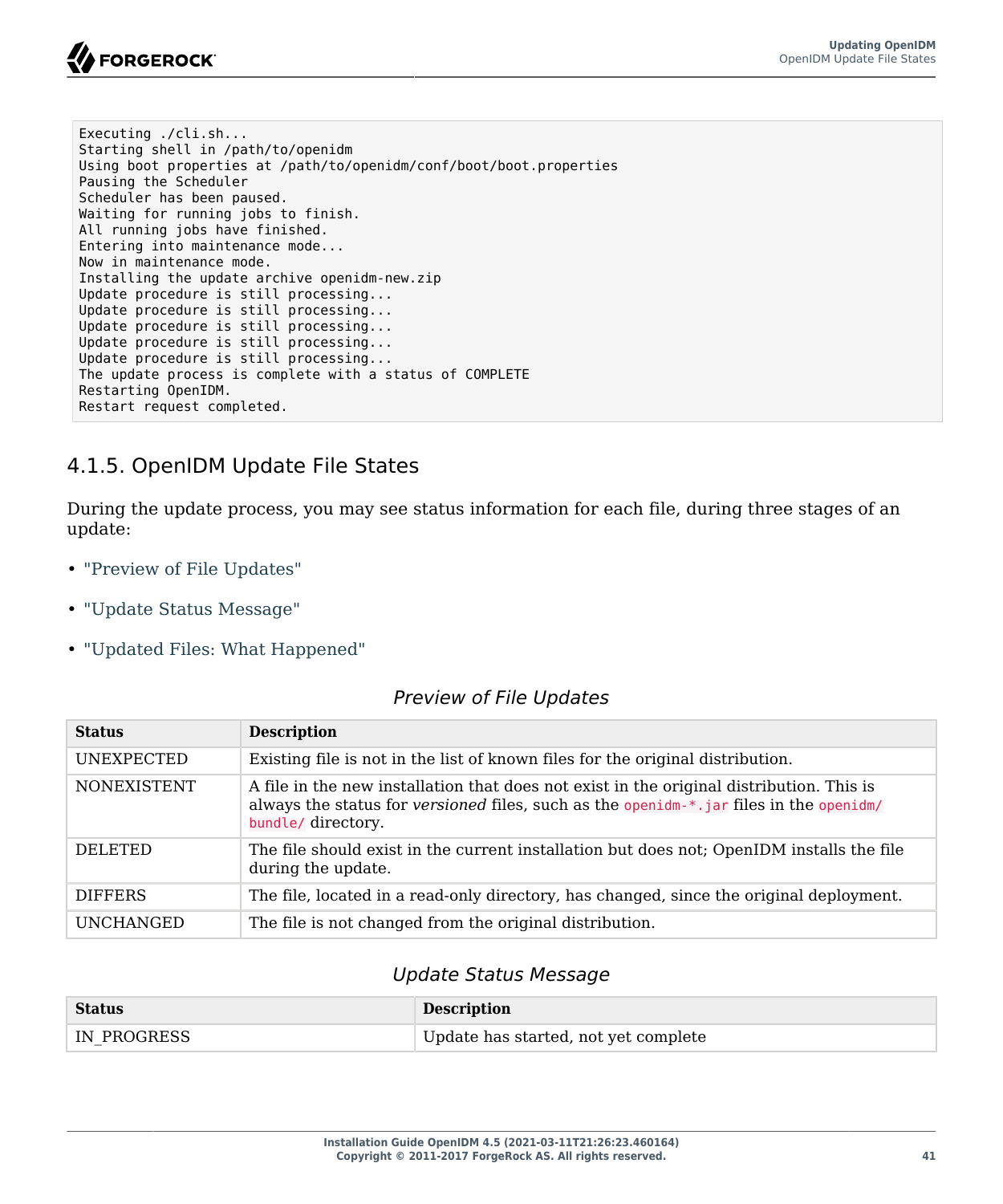```
Executing ./cli.sh...
Starting shell in /path/to/openidm
Using boot properties at /path/to/openidm/conf/boot/boot.properties
Pausing the Scheduler
Scheduler has been paused.
Waiting for running jobs to finish.
All running jobs have finished.
Entering into maintenance mode...
Now in maintenance mode.
Installing the update archive openidm-new.zip
Update procedure is still processing...
Update procedure is still processing...
Update procedure is still processing...
Update procedure is still processing...
Update procedure is still processing...
The update process is complete with a status of COMPLETE
Restarting OpenIDM.
Restart request completed.
```

### 4.1.5. OpenIDM Update File States

During the update process, you may see status information for each file, during three stages of an update:

- "Preview of File Updates"
- "Update Status Message"
- "Updated Files: What Happened"

*Preview of File Updates*

| Status | Description |
|---|---|
| UNEXPECTED | Existing file is not in the list of known files for the original distribution. |
| NONEXISTENT | A file in the new installation that does not exist in the original distribution. This is always the status for *versioned* files, such as the `openidm-*.jar` files in the `openidm/bundle/` directory. |
| DELETED | The file should exist in the current installation but does not; OpenIDM installs the file during the update. |
| DIFFERS | The file, located in a read-only directory, has changed, since the original deployment. |
| UNCHANGED | The file is not changed from the original distribution. |

*Update Status Message*

| Status | Description |
|---|---|
| IN_PROGRESS | Update has started, not yet complete |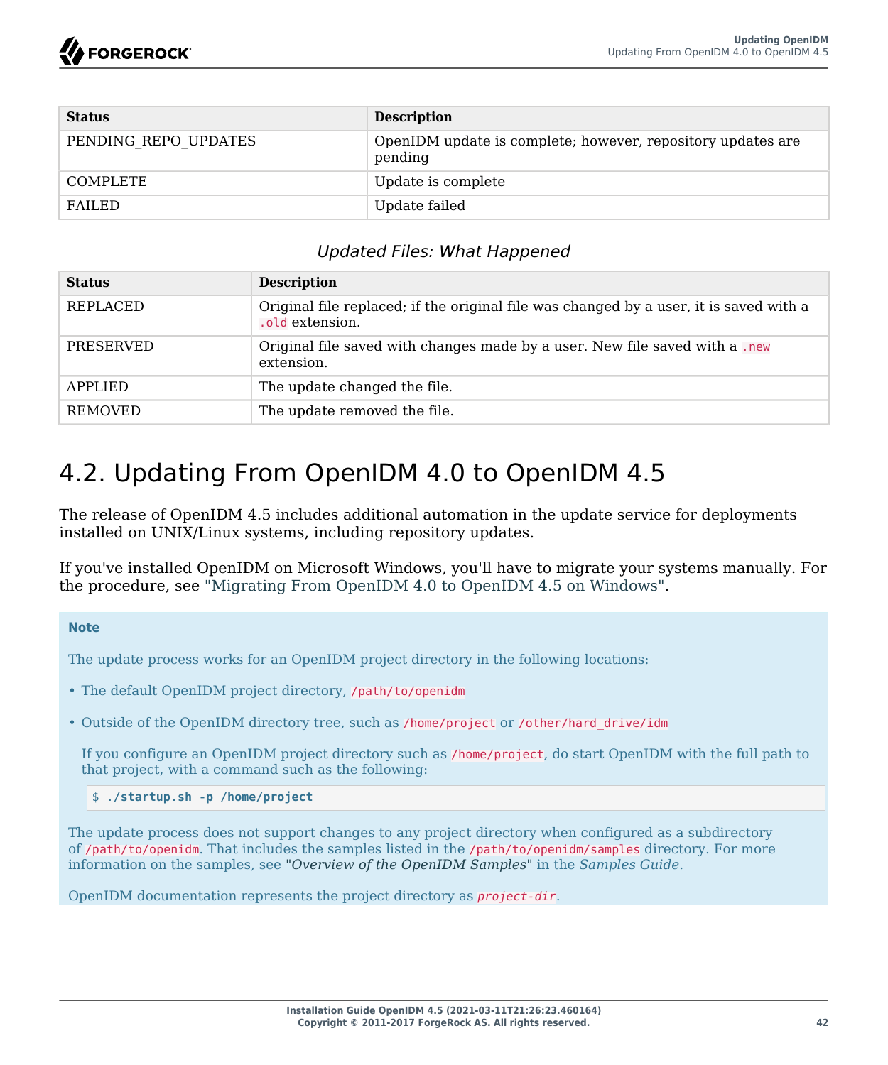| Status | Description |
| --- | --- |
| PENDING_REPO_UPDATES | OpenIDM update is complete; however, repository updates are pending |
| COMPLETE | Update is complete |
| FAILED | Update failed |

*Updated Files: What Happened*

| Status | Description |
| --- | --- |
| REPLACED | Original file replaced; if the original file was changed by a user, it is saved with a `.old` extension. |
| PRESERVED | Original file saved with changes made by a user. New file saved with a `.new` extension. |
| APPLIED | The update changed the file. |
| REMOVED | The update removed the file. |

## 4.2. Updating From OpenIDM 4.0 to OpenIDM 4.5

The release of OpenIDM 4.5 includes additional automation in the update service for deployments installed on UNIX/Linux systems, including repository updates.

If you've installed OpenIDM on Microsoft Windows, you'll have to migrate your systems manually. For the procedure, see "Migrating From OpenIDM 4.0 to OpenIDM 4.5 on Windows".

> **Note**
>
> The update process works for an OpenIDM project directory in the following locations:
>
> - The default OpenIDM project directory, `/path/to/openidm`
> - Outside of the OpenIDM directory tree, such as `/home/project` or `/other/hard_drive/idm`
>
>   If you configure an OpenIDM project directory such as `/home/project`, do start OpenIDM with the full path to that project, with a command such as the following:
>
>   ```
>   $ ./startup.sh -p /home/project
>   ```
>
> The update process does not support changes to any project directory when configured as a subdirectory of `/path/to/openidm`. That includes the samples listed in the `/path/to/openidm/samples` directory. For more information on the samples, see "*Overview of the OpenIDM Samples*" in the *Samples Guide*.
>
> OpenIDM documentation represents the project directory as *`project-dir`*.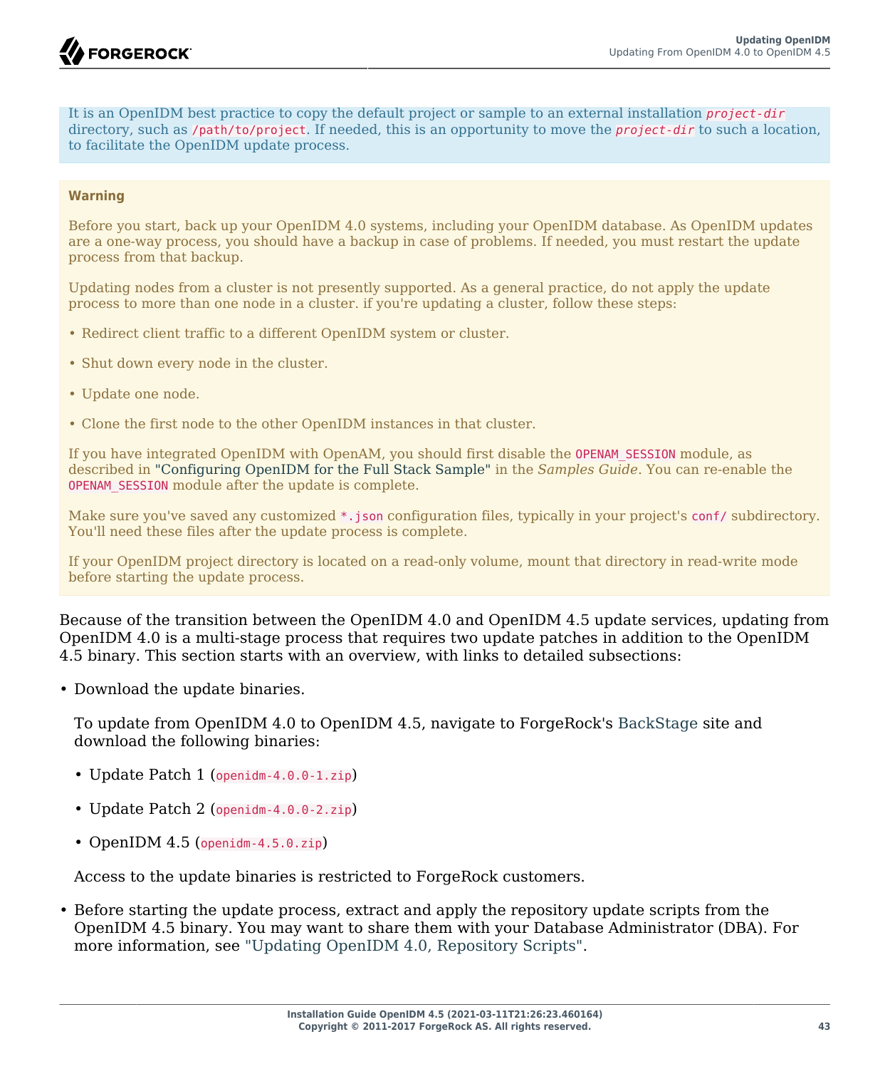It is an OpenIDM best practice to copy the default project or sample to an external installation *project-dir* directory, such as `/path/to/project`. If needed, this is an opportunity to move the *project-dir* to such a location, to facilitate the OpenIDM update process.

**Warning**

Before you start, back up your OpenIDM 4.0 systems, including your OpenIDM database. As OpenIDM updates are a one-way process, you should have a backup in case of problems. If needed, you must restart the update process from that backup.

Updating nodes from a cluster is not presently supported. As a general practice, do not apply the update process to more than one node in a cluster. if you're updating a cluster, follow these steps:

- Redirect client traffic to a different OpenIDM system or cluster.
- Shut down every node in the cluster.
- Update one node.
- Clone the first node to the other OpenIDM instances in that cluster.

If you have integrated OpenIDM with OpenAM, you should first disable the `OPENAM_SESSION` module, as described in "Configuring OpenIDM for the Full Stack Sample" in the *Samples Guide*. You can re-enable the `OPENAM_SESSION` module after the update is complete.

Make sure you've saved any customized `*.json` configuration files, typically in your project's `conf/` subdirectory. You'll need these files after the update process is complete.

If your OpenIDM project directory is located on a read-only volume, mount that directory in read-write mode before starting the update process.

Because of the transition between the OpenIDM 4.0 and OpenIDM 4.5 update services, updating from OpenIDM 4.0 is a multi-stage process that requires two update patches in addition to the OpenIDM 4.5 binary. This section starts with an overview, with links to detailed subsections:

- Download the update binaries.

  To update from OpenIDM 4.0 to OpenIDM 4.5, navigate to ForgeRock's BackStage site and download the following binaries:

  - Update Patch 1 (`openidm-4.0.0-1.zip`)
  - Update Patch 2 (`openidm-4.0.0-2.zip`)
  - OpenIDM 4.5 (`openidm-4.5.0.zip`)

  Access to the update binaries is restricted to ForgeRock customers.

- Before starting the update process, extract and apply the repository update scripts from the OpenIDM 4.5 binary. You may want to share them with your Database Administrator (DBA). For more information, see "Updating OpenIDM 4.0, Repository Scripts".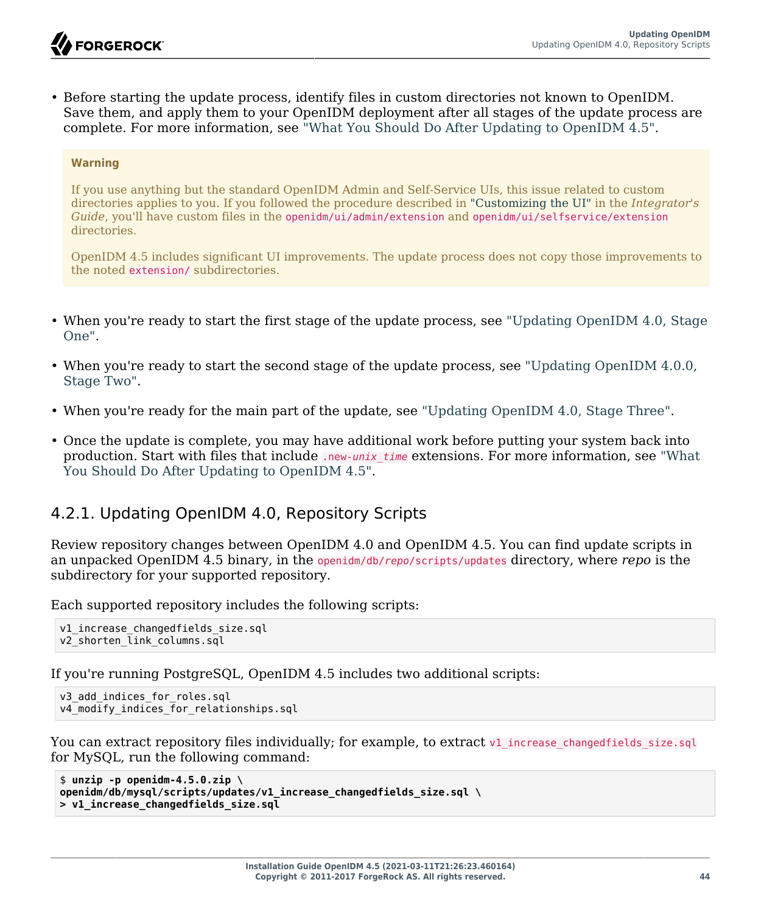- Before starting the update process, identify files in custom directories not known to OpenIDM. Save them, and apply them to your OpenIDM deployment after all stages of the update process are complete. For more information, see "What You Should Do After Updating to OpenIDM 4.5".

> **Warning**
>
> If you use anything but the standard OpenIDM Admin and Self-Service UIs, this issue related to custom directories applies to you. If you followed the procedure described in "Customizing the UI" in the *Integrator's Guide*, you'll have custom files in the `openidm/ui/admin/extension` and `openidm/ui/selfservice/extension` directories.
>
> OpenIDM 4.5 includes significant UI improvements. The update process does not copy those improvements to the noted `extension/` subdirectories.

- When you're ready to start the first stage of the update process, see "Updating OpenIDM 4.0, Stage One".
- When you're ready to start the second stage of the update process, see "Updating OpenIDM 4.0.0, Stage Two".
- When you're ready for the main part of the update, see "Updating OpenIDM 4.0, Stage Three".
- Once the update is complete, you may have additional work before putting your system back into production. Start with files that include `.new-unix_time` extensions. For more information, see "What You Should Do After Updating to OpenIDM 4.5".

## 4.2.1. Updating OpenIDM 4.0, Repository Scripts

Review repository changes between OpenIDM 4.0 and OpenIDM 4.5. You can find update scripts in an unpacked OpenIDM 4.5 binary, in the `openidm/db/repo/scripts/updates` directory, where *repo* is the subdirectory for your supported repository.

Each supported repository includes the following scripts:

```
v1_increase_changedfields_size.sql
v2_shorten_link_columns.sql
```

If you're running PostgreSQL, OpenIDM 4.5 includes two additional scripts:

```
v3_add_indices_for_roles.sql
v4_modify_indices_for_relationships.sql
```

You can extract repository files individually; for example, to extract `v1_increase_changedfields_size.sql` for MySQL, run the following command:

```
$ unzip -p openidm-4.5.0.zip \
openidm/db/mysql/scripts/updates/v1_increase_changedfields_size.sql \
> v1_increase_changedfields_size.sql
```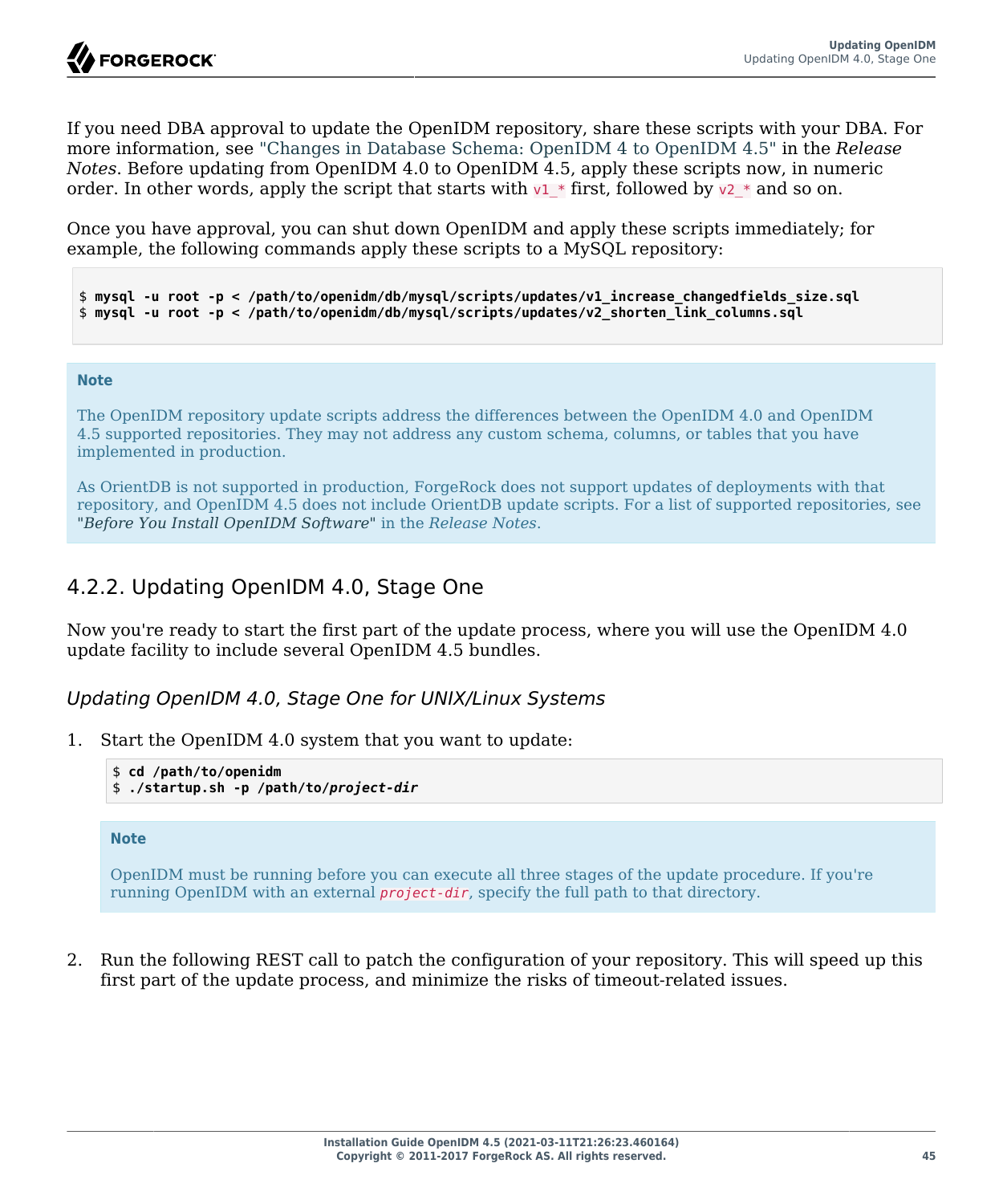If you need DBA approval to update the OpenIDM repository, share these scripts with your DBA. For more information, see "Changes in Database Schema: OpenIDM 4 to OpenIDM 4.5" in the *Release Notes*. Before updating from OpenIDM 4.0 to OpenIDM 4.5, apply these scripts now, in numeric order. In other words, apply the script that starts with `v1_*` first, followed by `v2_*` and so on.

Once you have approval, you can shut down OpenIDM and apply these scripts immediately; for example, the following commands apply these scripts to a MySQL repository:

```
$ mysql -u root -p < /path/to/openidm/db/mysql/scripts/updates/v1_increase_changedfields_size.sql
$ mysql -u root -p < /path/to/openidm/db/mysql/scripts/updates/v2_shorten_link_columns.sql
```

> **Note**
>
> The OpenIDM repository update scripts address the differences between the OpenIDM 4.0 and OpenIDM 4.5 supported repositories. They may not address any custom schema, columns, or tables that you have implemented in production.
>
> As OrientDB is not supported in production, ForgeRock does not support updates of deployments with that repository, and OpenIDM 4.5 does not include OrientDB update scripts. For a list of supported repositories, see "*Before You Install OpenIDM Software*" in the *Release Notes*.

## 4.2.2. Updating OpenIDM 4.0, Stage One

Now you're ready to start the first part of the update process, where you will use the OpenIDM 4.0 update facility to include several OpenIDM 4.5 bundles.

### *Updating OpenIDM 4.0, Stage One for UNIX/Linux Systems*

1. Start the OpenIDM 4.0 system that you want to update:

   ```
   $ cd /path/to/openidm
   $ ./startup.sh -p /path/to/project-dir
   ```

   > **Note**
   >
   > OpenIDM must be running before you can execute all three stages of the update procedure. If you're running OpenIDM with an external `project-dir`, specify the full path to that directory.

2. Run the following REST call to patch the configuration of your repository. This will speed up this first part of the update process, and minimize the risks of timeout-related issues.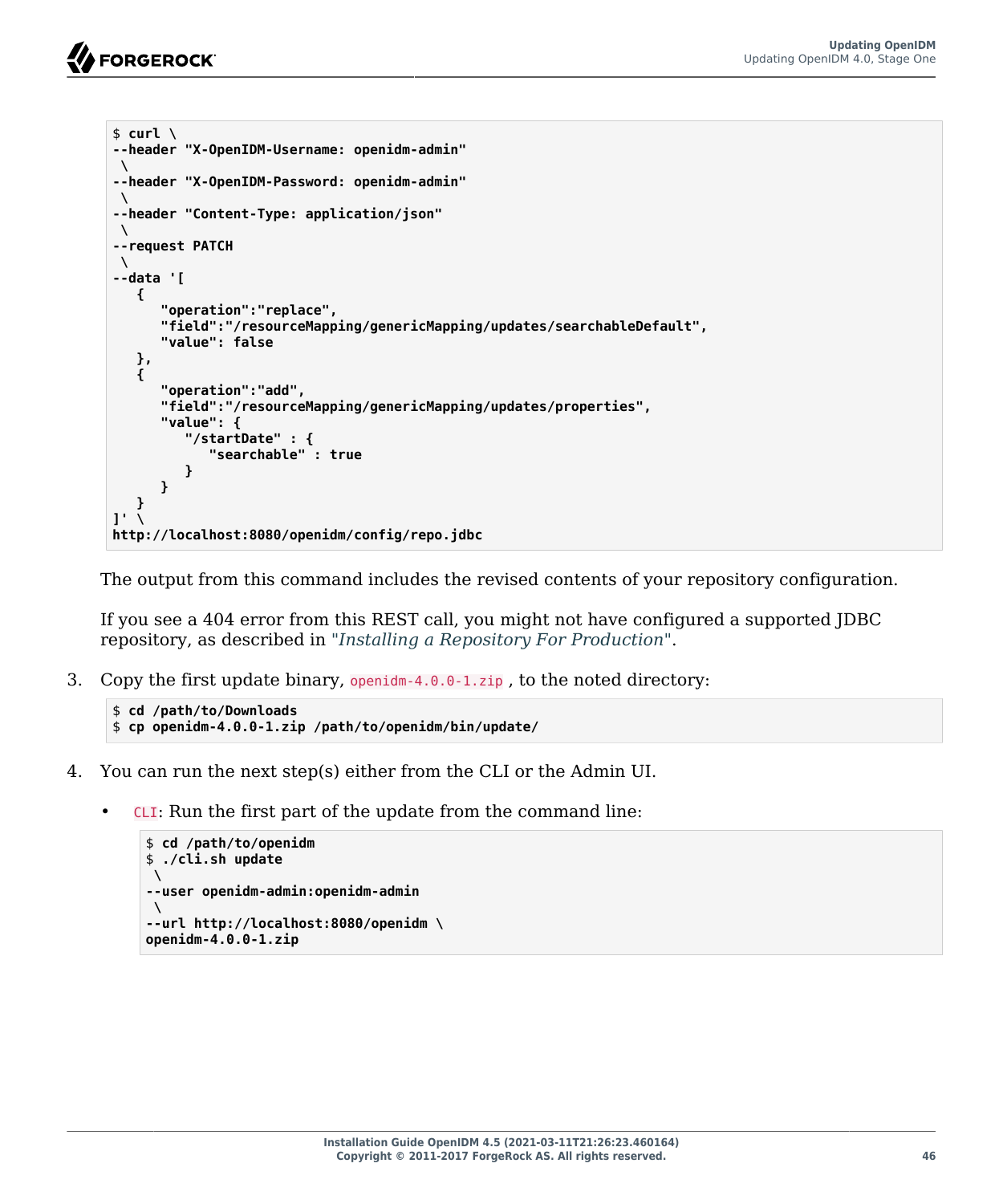```
$ curl \
--header "X-OpenIDM-Username: openidm-admin"
 \
--header "X-OpenIDM-Password: openidm-admin"
 \
--header "Content-Type: application/json"
 \
--request PATCH
 \
--data '[
   {
      "operation":"replace",
      "field":"/resourceMapping/genericMapping/updates/searchableDefault",
      "value": false
   },
   {
      "operation":"add",
      "field":"/resourceMapping/genericMapping/updates/properties",
      "value": {
         "/startDate" : {
            "searchable" : true
         }
      }
   }
]' \
http://localhost:8080/openidm/config/repo.jdbc
```

The output from this command includes the revised contents of your repository configuration.

If you see a 404 error from this REST call, you might not have configured a supported JDBC repository, as described in "*Installing a Repository For Production*".

3. Copy the first update binary, `openidm-4.0.0-1.zip` , to the noted directory:

```
$ cd /path/to/Downloads
$ cp openidm-4.0.0-1.zip /path/to/openidm/bin/update/
```

4. You can run the next step(s) either from the CLI or the Admin UI.

   - `CLI`: Run the first part of the update from the command line:

   ```
   $ cd /path/to/openidm
   $ ./cli.sh update
    \
   --user openidm-admin:openidm-admin
    \
   --url http://localhost:8080/openidm \
   openidm-4.0.0-1.zip
   ```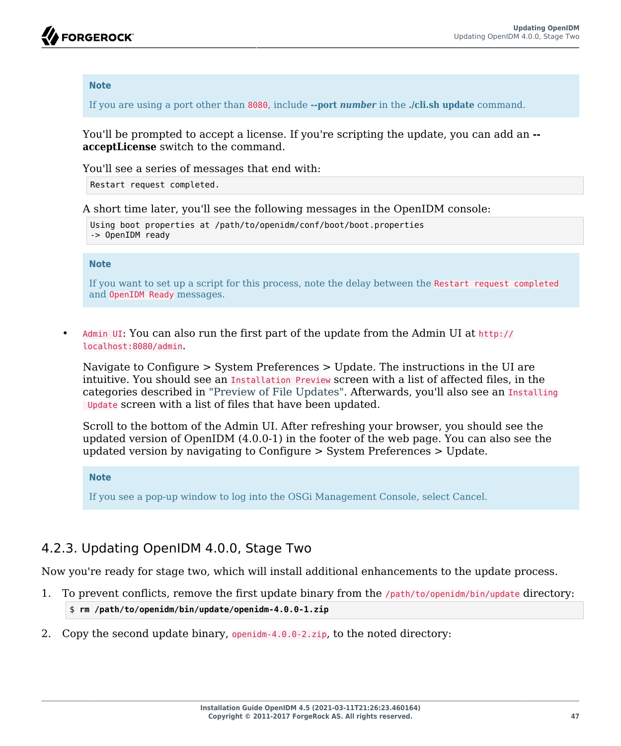> **Note**
>
> If you are using a port other than `8080`, include **--port *number*** in the **./cli.sh update** command.

You'll be prompted to accept a license. If you're scripting the update, you can add an **--acceptLicense** switch to the command.

You'll see a series of messages that end with:

```
Restart request completed.
```

A short time later, you'll see the following messages in the OpenIDM console:

```
Using boot properties at /path/to/openidm/conf/boot/boot.properties
-> OpenIDM ready
```

> **Note**
>
> If you want to set up a script for this process, note the delay between the `Restart request completed` and `OpenIDM Ready` messages.

- `Admin UI`: You can also run the first part of the update from the Admin UI at `http://localhost:8080/admin`.

  Navigate to Configure > System Preferences > Update. The instructions in the UI are intuitive. You should see an `Installation Preview` screen with a list of affected files, in the categories described in "Preview of File Updates". Afterwards, you'll also see an `Installing Update` screen with a list of files that have been updated.

  Scroll to the bottom of the Admin UI. After refreshing your browser, you should see the updated version of OpenIDM (4.0.0-1) in the footer of the web page. You can also see the updated version by navigating to Configure > System Preferences > Update.

  > **Note**
  >
  > If you see a pop-up window to log into the OSGi Management Console, select Cancel.

### 4.2.3. Updating OpenIDM 4.0.0, Stage Two

Now you're ready for stage two, which will install additional enhancements to the update process.

1. To prevent conflicts, remove the first update binary from the `/path/to/openidm/bin/update` directory:

   ```
   $ rm /path/to/openidm/bin/update/openidm-4.0.0-1.zip
   ```

2. Copy the second update binary, `openidm-4.0.0-2.zip`, to the noted directory: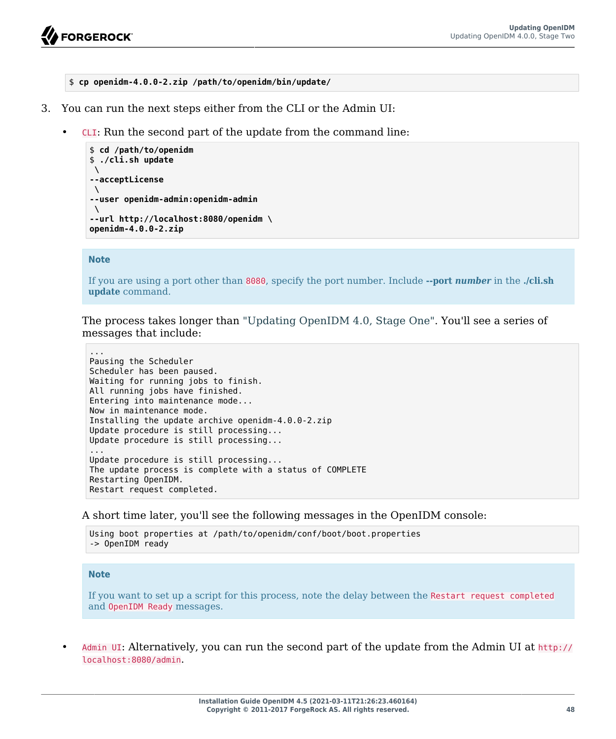```
$ cp openidm-4.0.0-2.zip /path/to/openidm/bin/update/
```

3. You can run the next steps either from the CLI or the Admin UI:

   - `CLI`: Run the second part of the update from the command line:

     ```
     $ cd /path/to/openidm
     $ ./cli.sh update
      \
     --acceptLicense
      \
     --user openidm-admin:openidm-admin
      \
     --url http://localhost:8080/openidm \
     openidm-4.0.0-2.zip
     ```

     > **Note**
     >
     > If you are using a port other than `8080`, specify the port number. Include **--port *number*** in the **./cli.sh update** command.

     The process takes longer than "Updating OpenIDM 4.0, Stage One". You'll see a series of messages that include:

     ```
     ...
     Pausing the Scheduler
     Scheduler has been paused.
     Waiting for running jobs to finish.
     All running jobs have finished.
     Entering into maintenance mode...
     Now in maintenance mode.
     Installing the update archive openidm-4.0.0-2.zip
     Update procedure is still processing...
     Update procedure is still processing...
     ...
     Update procedure is still processing...
     The update process is complete with a status of COMPLETE
     Restarting OpenIDM.
     Restart request completed.
     ```

     A short time later, you'll see the following messages in the OpenIDM console:

     ```
     Using boot properties at /path/to/openidm/conf/boot/boot.properties
     -> OpenIDM ready
     ```

     > **Note**
     >
     > If you want to set up a script for this process, note the delay between the `Restart request completed` and `OpenIDM Ready` messages.

   - `Admin UI`: Alternatively, you can run the second part of the update from the Admin UI at `http://localhost:8080/admin`.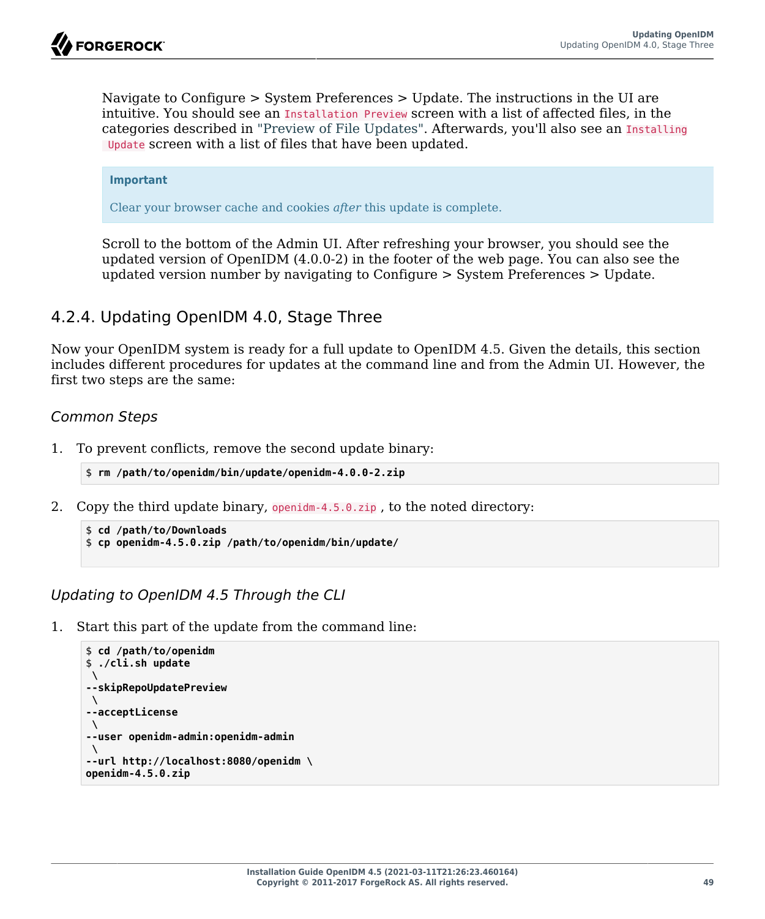Navigate to Configure > System Preferences > Update. The instructions in the UI are intuitive. You should see an `Installation Preview` screen with a list of affected files, in the categories described in "Preview of File Updates". Afterwards, you'll also see an `Installing Update` screen with a list of files that have been updated.

> **Important**
>
> Clear your browser cache and cookies *after* this update is complete.

Scroll to the bottom of the Admin UI. After refreshing your browser, you should see the updated version of OpenIDM (4.0.0-2) in the footer of the web page. You can also see the updated version number by navigating to Configure > System Preferences > Update.

### 4.2.4. Updating OpenIDM 4.0, Stage Three

Now your OpenIDM system is ready for a full update to OpenIDM 4.5. Given the details, this section includes different procedures for updates at the command line and from the Admin UI. However, the first two steps are the same:

#### *Common Steps*

1. To prevent conflicts, remove the second update binary:

```
$ rm /path/to/openidm/bin/update/openidm-4.0.0-2.zip
```

2. Copy the third update binary, `openidm-4.5.0.zip`, to the noted directory:

```
$ cd /path/to/Downloads
$ cp openidm-4.5.0.zip /path/to/openidm/bin/update/
```

#### *Updating to OpenIDM 4.5 Through the CLI*

1. Start this part of the update from the command line:

```
$ cd /path/to/openidm
$ ./cli.sh update
 \
--skipRepoUpdatePreview
 \
--acceptLicense
 \
--user openidm-admin:openidm-admin
 \
--url http://localhost:8080/openidm \
openidm-4.5.0.zip
```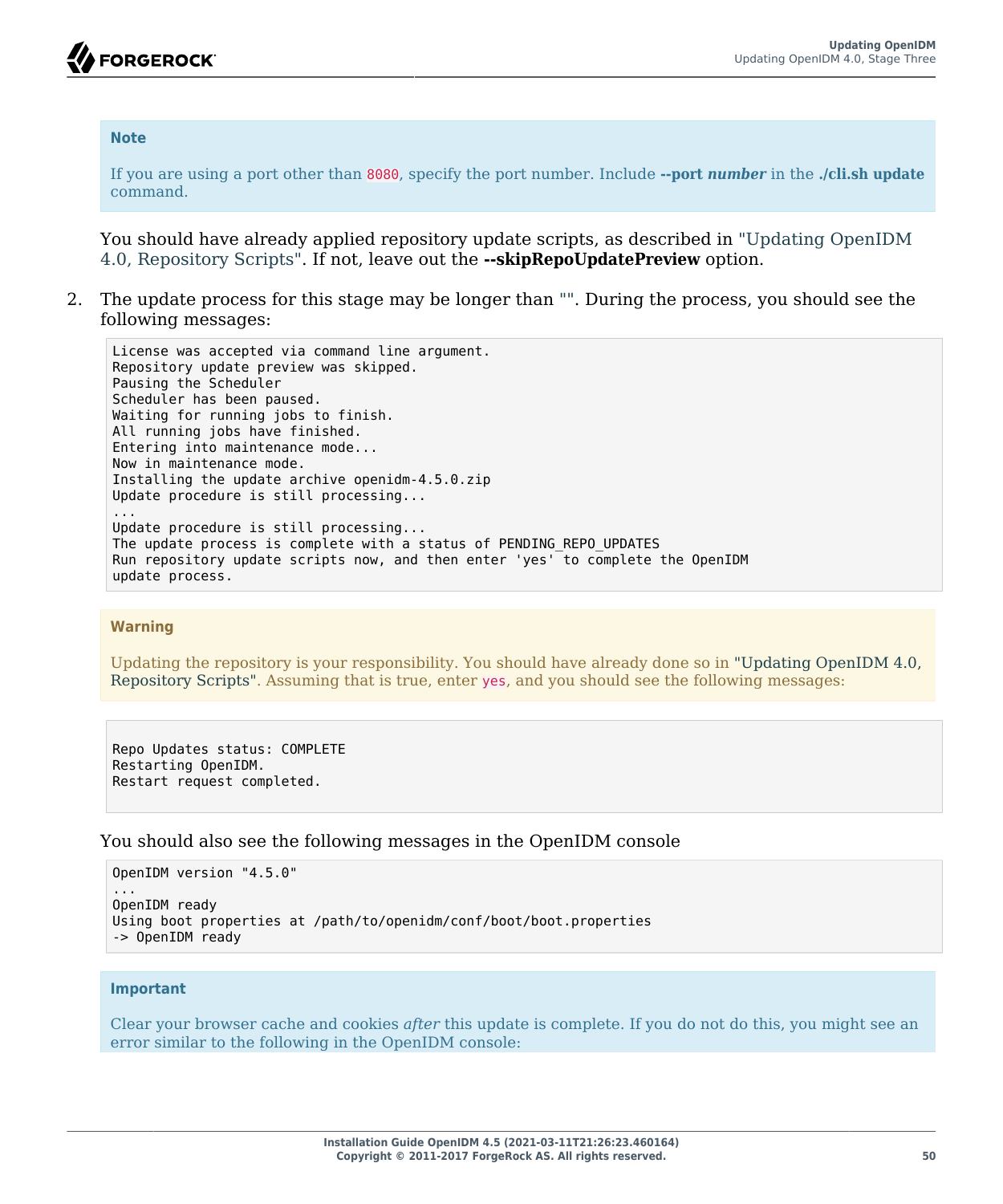**Note**

If you are using a port other than `8080`, specify the port number. Include **--port *number*** in the **./cli.sh update** command.

You should have already applied repository update scripts, as described in "Updating OpenIDM 4.0, Repository Scripts". If not, leave out the **--skipRepoUpdatePreview** option.

2. The update process for this stage may be longer than "". During the process, you should see the following messages:

```
License was accepted via command line argument.
Repository update preview was skipped.
Pausing the Scheduler
Scheduler has been paused.
Waiting for running jobs to finish.
All running jobs have finished.
Entering into maintenance mode...
Now in maintenance mode.
Installing the update archive openidm-4.5.0.zip
Update procedure is still processing...
...
Update procedure is still processing...
The update process is complete with a status of PENDING_REPO_UPDATES
Run repository update scripts now, and then enter 'yes' to complete the OpenIDM
update process.
```

**Warning**

Updating the repository is your responsibility. You should have already done so in "Updating OpenIDM 4.0, Repository Scripts". Assuming that is true, enter `yes`, and you should see the following messages:

```
Repo Updates status: COMPLETE
Restarting OpenIDM.
Restart request completed.
```

You should also see the following messages in the OpenIDM console

```
OpenIDM version "4.5.0"
...
OpenIDM ready
Using boot properties at /path/to/openidm/conf/boot/boot.properties
-> OpenIDM ready
```

**Important**

Clear your browser cache and cookies *after* this update is complete. If you do not do this, you might see an error similar to the following in the OpenIDM console: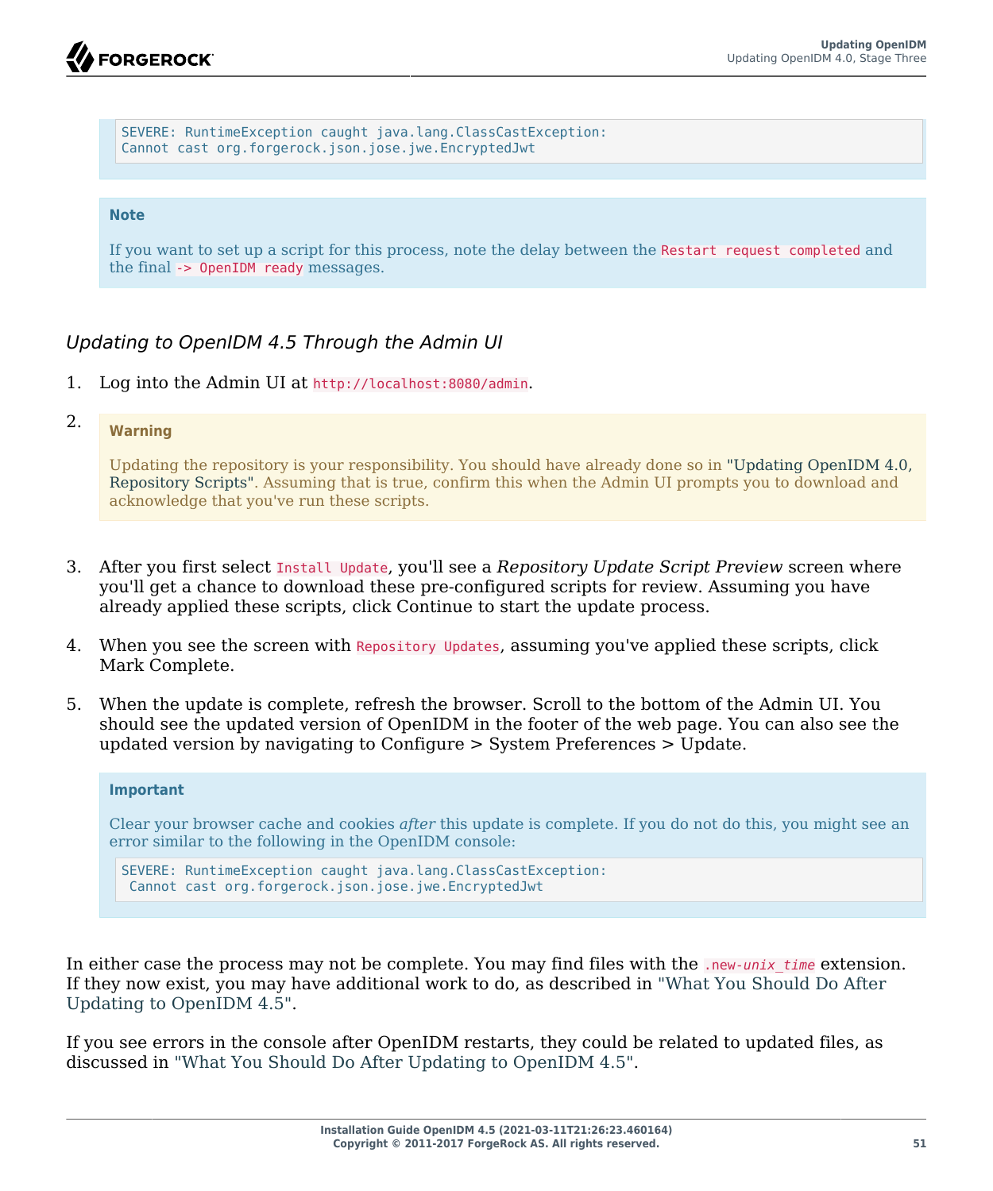```
SEVERE: RuntimeException caught java.lang.ClassCastException:
Cannot cast org.forgerock.json.jose.jwe.EncryptedJwt
```

> **Note**
>
> If you want to set up a script for this process, note the delay between the `Restart request completed` and the final `-> OpenIDM ready` messages.

### *Updating to OpenIDM 4.5 Through the Admin UI*

1. Log into the Admin UI at `http://localhost:8080/admin`.

2. > **Warning**
   >
   > Updating the repository is your responsibility. You should have already done so in "Updating OpenIDM 4.0, Repository Scripts". Assuming that is true, confirm this when the Admin UI prompts you to download and acknowledge that you've run these scripts.

3. After you first select `Install Update`, you'll see a *Repository Update Script Preview* screen where you'll get a chance to download these pre-configured scripts for review. Assuming you have already applied these scripts, click Continue to start the update process.

4. When you see the screen with `Repository Updates`, assuming you've applied these scripts, click Mark Complete.

5. When the update is complete, refresh the browser. Scroll to the bottom of the Admin UI. You should see the updated version of OpenIDM in the footer of the web page. You can also see the updated version by navigating to Configure > System Preferences > Update.

> **Important**
>
> Clear your browser cache and cookies *after* this update is complete. If you do not do this, you might see an error similar to the following in the OpenIDM console:
>
> ```
> SEVERE: RuntimeException caught java.lang.ClassCastException:
>  Cannot cast org.forgerock.json.jose.jwe.EncryptedJwt
> ```

In either case the process may not be complete. You may find files with the `.new-unix_time` extension. If they now exist, you may have additional work to do, as described in "What You Should Do After Updating to OpenIDM 4.5".

If you see errors in the console after OpenIDM restarts, they could be related to updated files, as discussed in "What You Should Do After Updating to OpenIDM 4.5".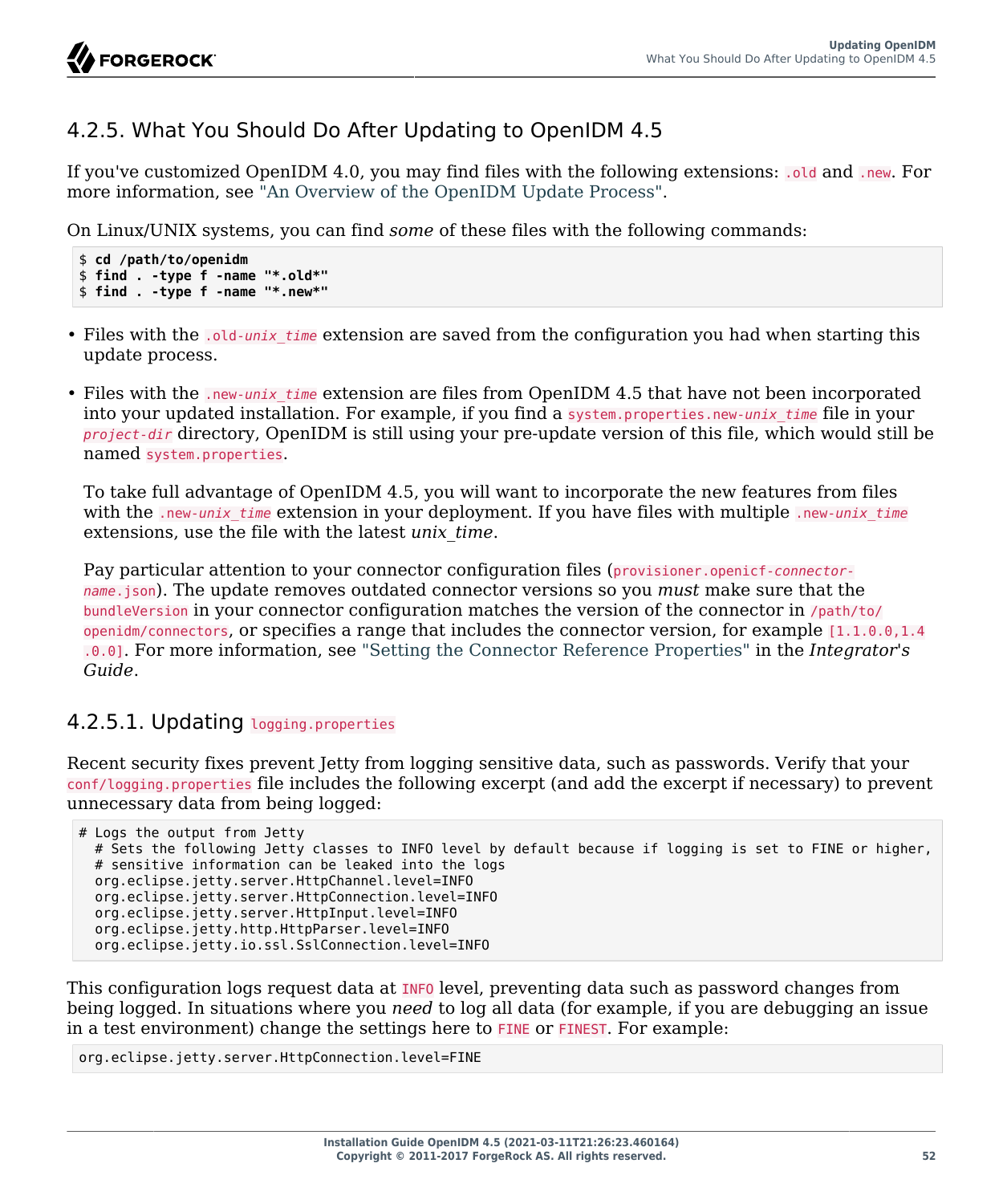### 4.2.5. What You Should Do After Updating to OpenIDM 4.5

If you've customized OpenIDM 4.0, you may find files with the following extensions: `.old` and `.new`. For more information, see "An Overview of the OpenIDM Update Process".

On Linux/UNIX systems, you can find *some* of these files with the following commands:

```
$ cd /path/to/openidm
$ find . -type f -name "*.old*"
$ find . -type f -name "*.new*"
```

- Files with the `.old-unix_time` extension are saved from the configuration you had when starting this update process.
- Files with the `.new-unix_time` extension are files from OpenIDM 4.5 that have not been incorporated into your updated installation. For example, if you find a `system.properties.new-unix_time` file in your `project-dir` directory, OpenIDM is still using your pre-update version of this file, which would still be named `system.properties`.

  To take full advantage of OpenIDM 4.5, you will want to incorporate the new features from files with the `.new-unix_time` extension in your deployment. If you have files with multiple `.new-unix_time` extensions, use the file with the latest *unix_time*.

  Pay particular attention to your connector configuration files (`provisioner.openicf-connector-name.json`). The update removes outdated connector versions so you *must* make sure that the `bundleVersion` in your connector configuration matches the version of the connector in `/path/to/openidm/connectors`, or specifies a range that includes the connector version, for example `[1.1.0.0,1.4.0.0]`. For more information, see "Setting the Connector Reference Properties" in the *Integrator's Guide*.

#### 4.2.5.1. Updating `logging.properties`

Recent security fixes prevent Jetty from logging sensitive data, such as passwords. Verify that your `conf/logging.properties` file includes the following excerpt (and add the excerpt if necessary) to prevent unnecessary data from being logged:

```
# Logs the output from Jetty
  # Sets the following Jetty classes to INFO level by default because if logging is set to FINE or higher,
  # sensitive information can be leaked into the logs
  org.eclipse.jetty.server.HttpChannel.level=INFO
  org.eclipse.jetty.server.HttpConnection.level=INFO
  org.eclipse.jetty.server.HttpInput.level=INFO
  org.eclipse.jetty.http.HttpParser.level=INFO
  org.eclipse.jetty.io.ssl.SslConnection.level=INFO
```

This configuration logs request data at `INFO` level, preventing data such as password changes from being logged. In situations where you *need* to log all data (for example, if you are debugging an issue in a test environment) change the settings here to `FINE` or `FINEST`. For example:

```
org.eclipse.jetty.server.HttpConnection.level=FINE
```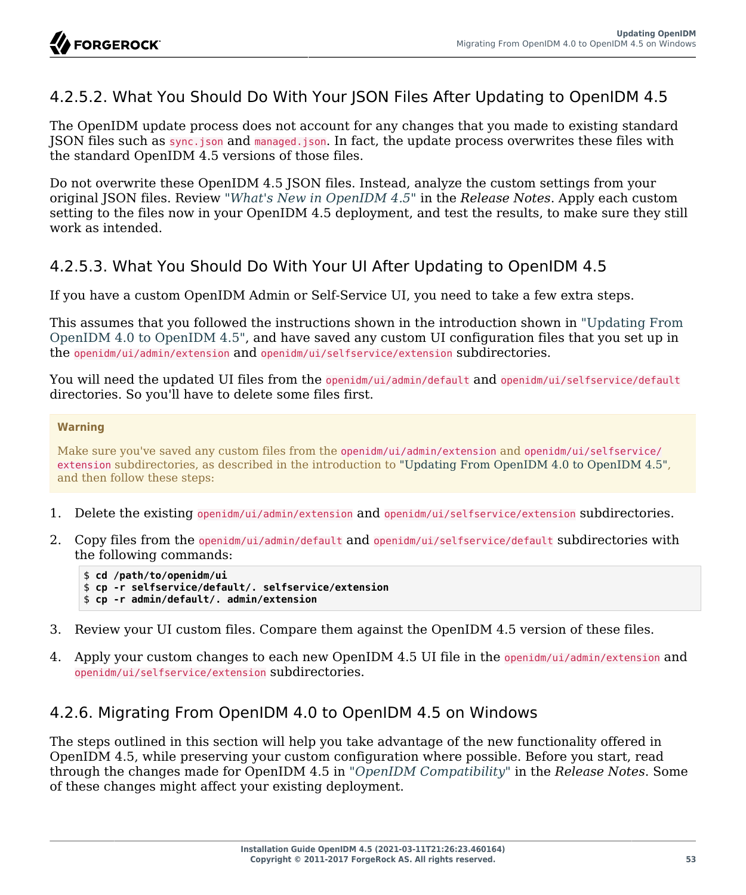### 4.2.5.2. What You Should Do With Your JSON Files After Updating to OpenIDM 4.5

The OpenIDM update process does not account for any changes that you made to existing standard JSON files such as `sync.json` and `managed.json`. In fact, the update process overwrites these files with the standard OpenIDM 4.5 versions of those files.

Do not overwrite these OpenIDM 4.5 JSON files. Instead, analyze the custom settings from your original JSON files. Review "*What's New in OpenIDM 4.5*" in the *Release Notes*. Apply each custom setting to the files now in your OpenIDM 4.5 deployment, and test the results, to make sure they still work as intended.

### 4.2.5.3. What You Should Do With Your UI After Updating to OpenIDM 4.5

If you have a custom OpenIDM Admin or Self-Service UI, you need to take a few extra steps.

This assumes that you followed the instructions shown in the introduction shown in "Updating From OpenIDM 4.0 to OpenIDM 4.5", and have saved any custom UI configuration files that you set up in the `openidm/ui/admin/extension` and `openidm/ui/selfservice/extension` subdirectories.

You will need the updated UI files from the `openidm/ui/admin/default` and `openidm/ui/selfservice/default` directories. So you'll have to delete some files first.

> **Warning**
>
> Make sure you've saved any custom files from the `openidm/ui/admin/extension` and `openidm/ui/selfservice/extension` subdirectories, as described in the introduction to "Updating From OpenIDM 4.0 to OpenIDM 4.5", and then follow these steps:

1. Delete the existing `openidm/ui/admin/extension` and `openidm/ui/selfservice/extension` subdirectories.
2. Copy files from the `openidm/ui/admin/default` and `openidm/ui/selfservice/default` subdirectories with the following commands:

```
$ cd /path/to/openidm/ui
$ cp -r selfservice/default/. selfservice/extension
$ cp -r admin/default/. admin/extension
```

3. Review your UI custom files. Compare them against the OpenIDM 4.5 version of these files.
4. Apply your custom changes to each new OpenIDM 4.5 UI file in the `openidm/ui/admin/extension` and `openidm/ui/selfservice/extension` subdirectories.

## 4.2.6. Migrating From OpenIDM 4.0 to OpenIDM 4.5 on Windows

The steps outlined in this section will help you take advantage of the new functionality offered in OpenIDM 4.5, while preserving your custom configuration where possible. Before you start, read through the changes made for OpenIDM 4.5 in "*OpenIDM Compatibility*" in the *Release Notes*. Some of these changes might affect your existing deployment.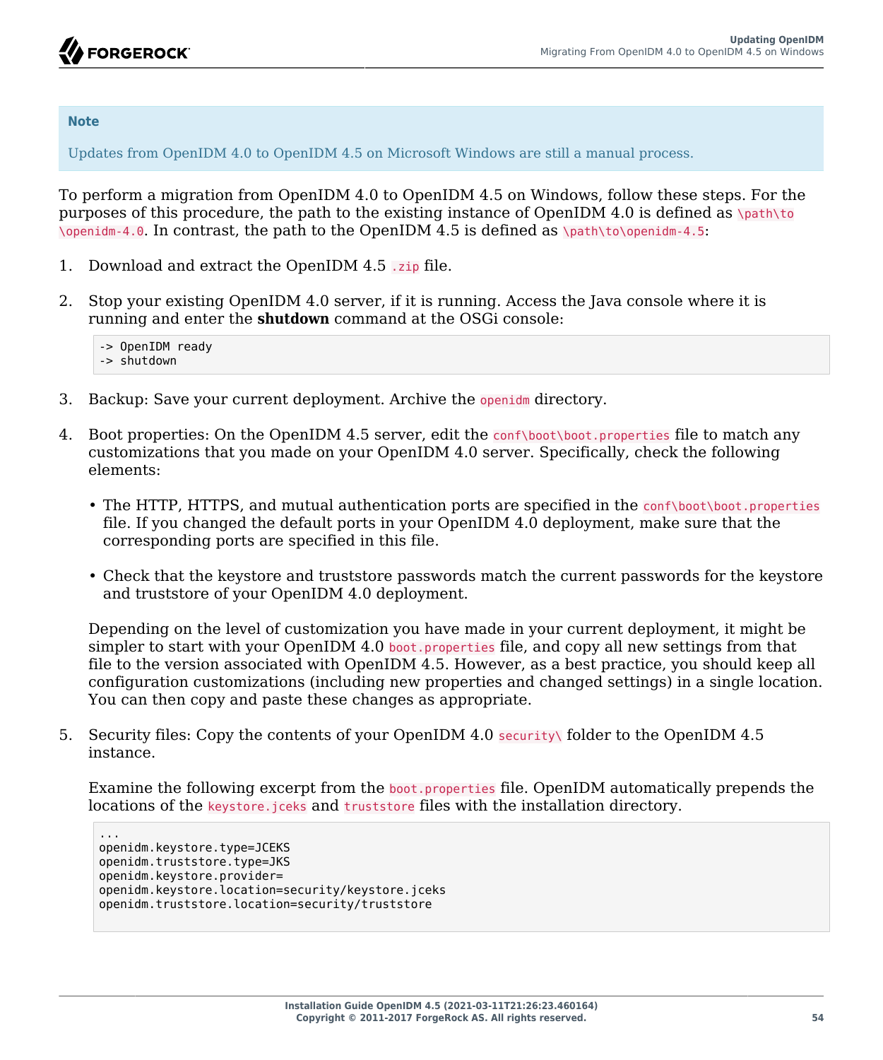**Note**

Updates from OpenIDM 4.0 to OpenIDM 4.5 on Microsoft Windows are still a manual process.

To perform a migration from OpenIDM 4.0 to OpenIDM 4.5 on Windows, follow these steps. For the purposes of this procedure, the path to the existing instance of OpenIDM 4.0 is defined as `\path\to\openidm-4.0`. In contrast, the path to the OpenIDM 4.5 is defined as `\path\to\openidm-4.5`:

1. Download and extract the OpenIDM 4.5 `.zip` file.

2. Stop your existing OpenIDM 4.0 server, if it is running. Access the Java console where it is running and enter the **shutdown** command at the OSGi console:

   ```
   -> OpenIDM ready
   -> shutdown
   ```

3. Backup: Save your current deployment. Archive the `openidm` directory.

4. Boot properties: On the OpenIDM 4.5 server, edit the `conf\boot\boot.properties` file to match any customizations that you made on your OpenIDM 4.0 server. Specifically, check the following elements:

   - The HTTP, HTTPS, and mutual authentication ports are specified in the `conf\boot\boot.properties` file. If you changed the default ports in your OpenIDM 4.0 deployment, make sure that the corresponding ports are specified in this file.

   - Check that the keystore and truststore passwords match the current passwords for the keystore and truststore of your OpenIDM 4.0 deployment.

   Depending on the level of customization you have made in your current deployment, it might be simpler to start with your OpenIDM 4.0 `boot.properties` file, and copy all new settings from that file to the version associated with OpenIDM 4.5. However, as a best practice, you should keep all configuration customizations (including new properties and changed settings) in a single location. You can then copy and paste these changes as appropriate.

5. Security files: Copy the contents of your OpenIDM 4.0 `security\` folder to the OpenIDM 4.5 instance.

   Examine the following excerpt from the `boot.properties` file. OpenIDM automatically prepends the locations of the `keystore.jceks` and `truststore` files with the installation directory.

   ```
   ...
   openidm.keystore.type=JCEKS
   openidm.truststore.type=JKS
   openidm.keystore.provider=
   openidm.keystore.location=security/keystore.jceks
   openidm.truststore.location=security/truststore
   ```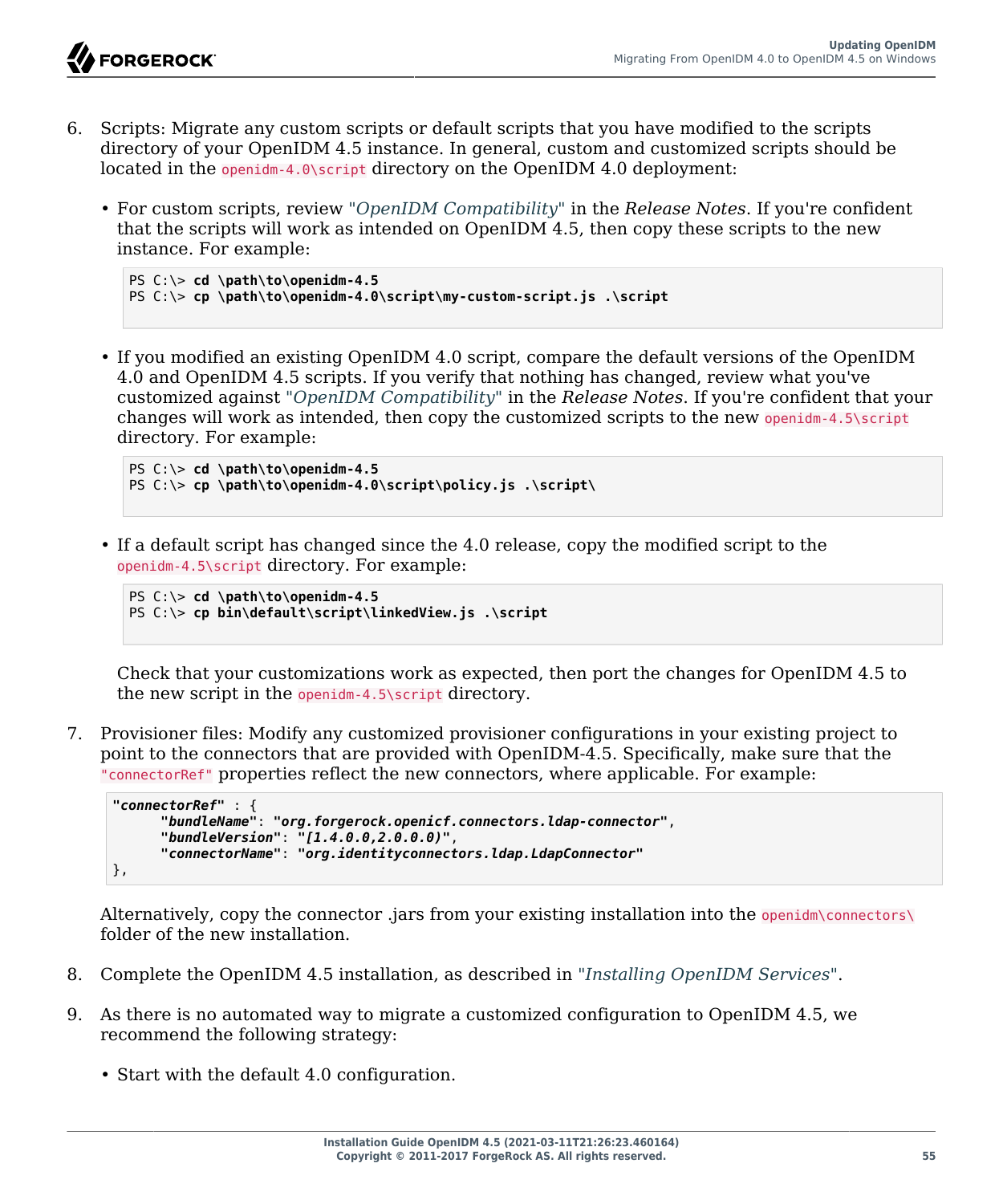6. Scripts: Migrate any custom scripts or default scripts that you have modified to the scripts directory of your OpenIDM 4.5 instance. In general, custom and customized scripts should be located in the `openidm-4.0\script` directory on the OpenIDM 4.0 deployment:

   - For custom scripts, review "*OpenIDM Compatibility*" in the *Release Notes*. If you're confident that the scripts will work as intended on OpenIDM 4.5, then copy these scripts to the new instance. For example:

     ```
     PS C:\> cd \path\to\openidm-4.5
     PS C:\> cp \path\to\openidm-4.0\script\my-custom-script.js .\script
     ```

   - If you modified an existing OpenIDM 4.0 script, compare the default versions of the OpenIDM 4.0 and OpenIDM 4.5 scripts. If you verify that nothing has changed, review what you've customized against "*OpenIDM Compatibility*" in the *Release Notes*. If you're confident that your changes will work as intended, then copy the customized scripts to the new `openidm-4.5\script` directory. For example:

     ```
     PS C:\> cd \path\to\openidm-4.5
     PS C:\> cp \path\to\openidm-4.0\script\policy.js .\script\
     ```

   - If a default script has changed since the 4.0 release, copy the modified script to the `openidm-4.5\script` directory. For example:

     ```
     PS C:\> cd \path\to\openidm-4.5
     PS C:\> cp bin\default\script\linkedView.js .\script
     ```

     Check that your customizations work as expected, then port the changes for OpenIDM 4.5 to the new script in the `openidm-4.5\script` directory.

7. Provisioner files: Modify any customized provisioner configurations in your existing project to point to the connectors that are provided with OpenIDM-4.5. Specifically, make sure that the `"connectorRef"` properties reflect the new connectors, where applicable. For example:

   ```
   "connectorRef" : {
         "bundleName": "org.forgerock.openicf.connectors.ldap-connector",
         "bundleVersion": "[1.4.0.0,2.0.0.0)",
         "connectorName": "org.identityconnectors.ldap.LdapConnector"
   },
   ```

   Alternatively, copy the connector .jars from your existing installation into the `openidm\connectors\` folder of the new installation.

8. Complete the OpenIDM 4.5 installation, as described in "*Installing OpenIDM Services*".

9. As there is no automated way to migrate a customized configuration to OpenIDM 4.5, we recommend the following strategy:

   - Start with the default 4.0 configuration.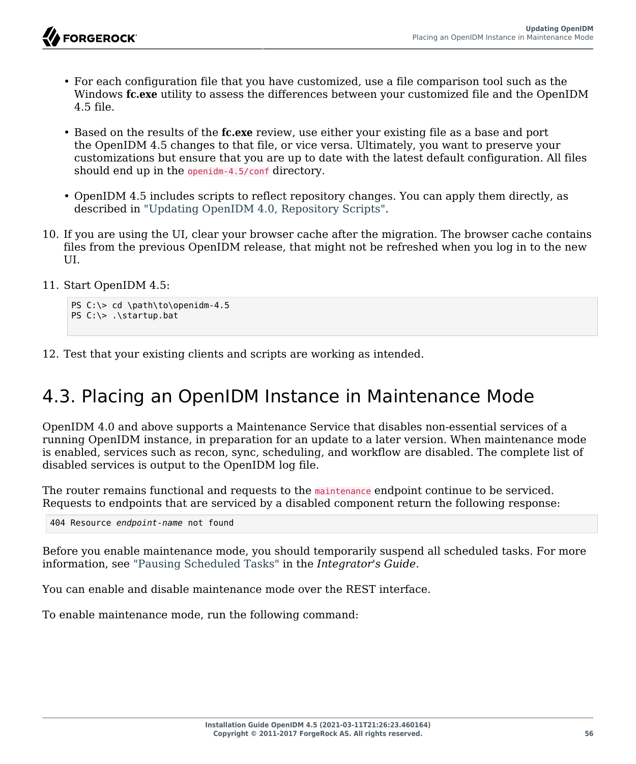- For each configuration file that you have customized, use a file comparison tool such as the Windows **fc.exe** utility to assess the differences between your customized file and the OpenIDM 4.5 file.
- Based on the results of the **fc.exe** review, use either your existing file as a base and port the OpenIDM 4.5 changes to that file, or vice versa. Ultimately, you want to preserve your customizations but ensure that you are up to date with the latest default configuration. All files should end up in the `openidm-4.5/conf` directory.
- OpenIDM 4.5 includes scripts to reflect repository changes. You can apply them directly, as described in "Updating OpenIDM 4.0, Repository Scripts".

10. If you are using the UI, clear your browser cache after the migration. The browser cache contains files from the previous OpenIDM release, that might not be refreshed when you log in to the new UI.

11. Start OpenIDM 4.5:

```
PS C:\> cd \path\to\openidm-4.5
PS C:\> .\startup.bat
```

12. Test that your existing clients and scripts are working as intended.

## 4.3. Placing an OpenIDM Instance in Maintenance Mode

OpenIDM 4.0 and above supports a Maintenance Service that disables non-essential services of a running OpenIDM instance, in preparation for an update to a later version. When maintenance mode is enabled, services such as recon, sync, scheduling, and workflow are disabled. The complete list of disabled services is output to the OpenIDM log file.

The router remains functional and requests to the `maintenance` endpoint continue to be serviced. Requests to endpoints that are serviced by a disabled component return the following response:

```
404 Resource endpoint-name not found
```

Before you enable maintenance mode, you should temporarily suspend all scheduled tasks. For more information, see "Pausing Scheduled Tasks" in the *Integrator's Guide*.

You can enable and disable maintenance mode over the REST interface.

To enable maintenance mode, run the following command: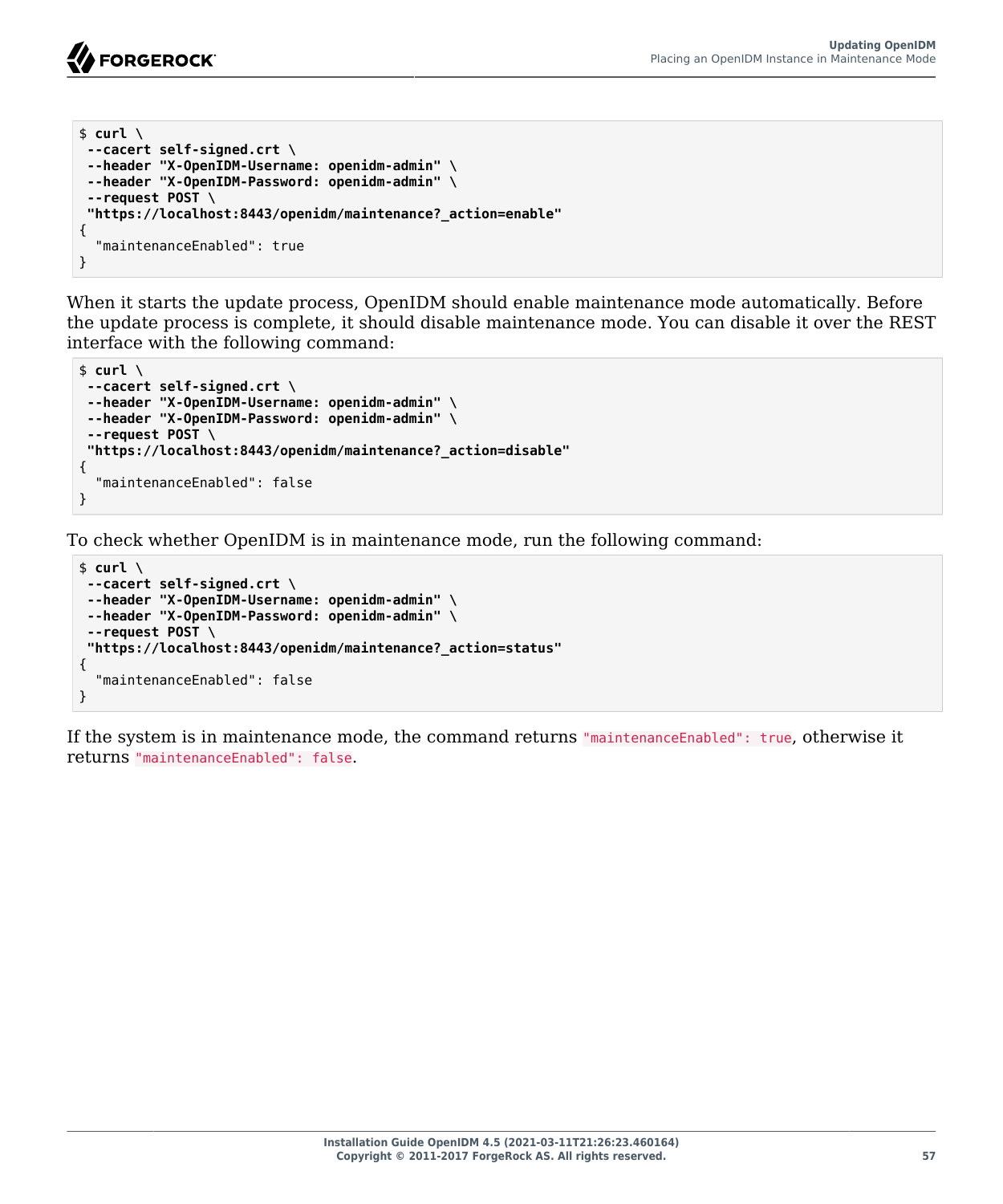```
$ curl \
 --cacert self-signed.crt \
 --header "X-OpenIDM-Username: openidm-admin" \
 --header "X-OpenIDM-Password: openidm-admin" \
 --request POST \
 "https://localhost:8443/openidm/maintenance?_action=enable"
{
  "maintenanceEnabled": true
}
```

When it starts the update process, OpenIDM should enable maintenance mode automatically. Before the update process is complete, it should disable maintenance mode. You can disable it over the REST interface with the following command:

```
$ curl \
 --cacert self-signed.crt \
 --header "X-OpenIDM-Username: openidm-admin" \
 --header "X-OpenIDM-Password: openidm-admin" \
 --request POST \
 "https://localhost:8443/openidm/maintenance?_action=disable"
{
  "maintenanceEnabled": false
}
```

To check whether OpenIDM is in maintenance mode, run the following command:

```
$ curl \
 --cacert self-signed.crt \
 --header "X-OpenIDM-Username: openidm-admin" \
 --header "X-OpenIDM-Password: openidm-admin" \
 --request POST \
 "https://localhost:8443/openidm/maintenance?_action=status"
{
  "maintenanceEnabled": false
}
```

If the system is in maintenance mode, the command returns `"maintenanceEnabled": true`, otherwise it returns `"maintenanceEnabled": false`.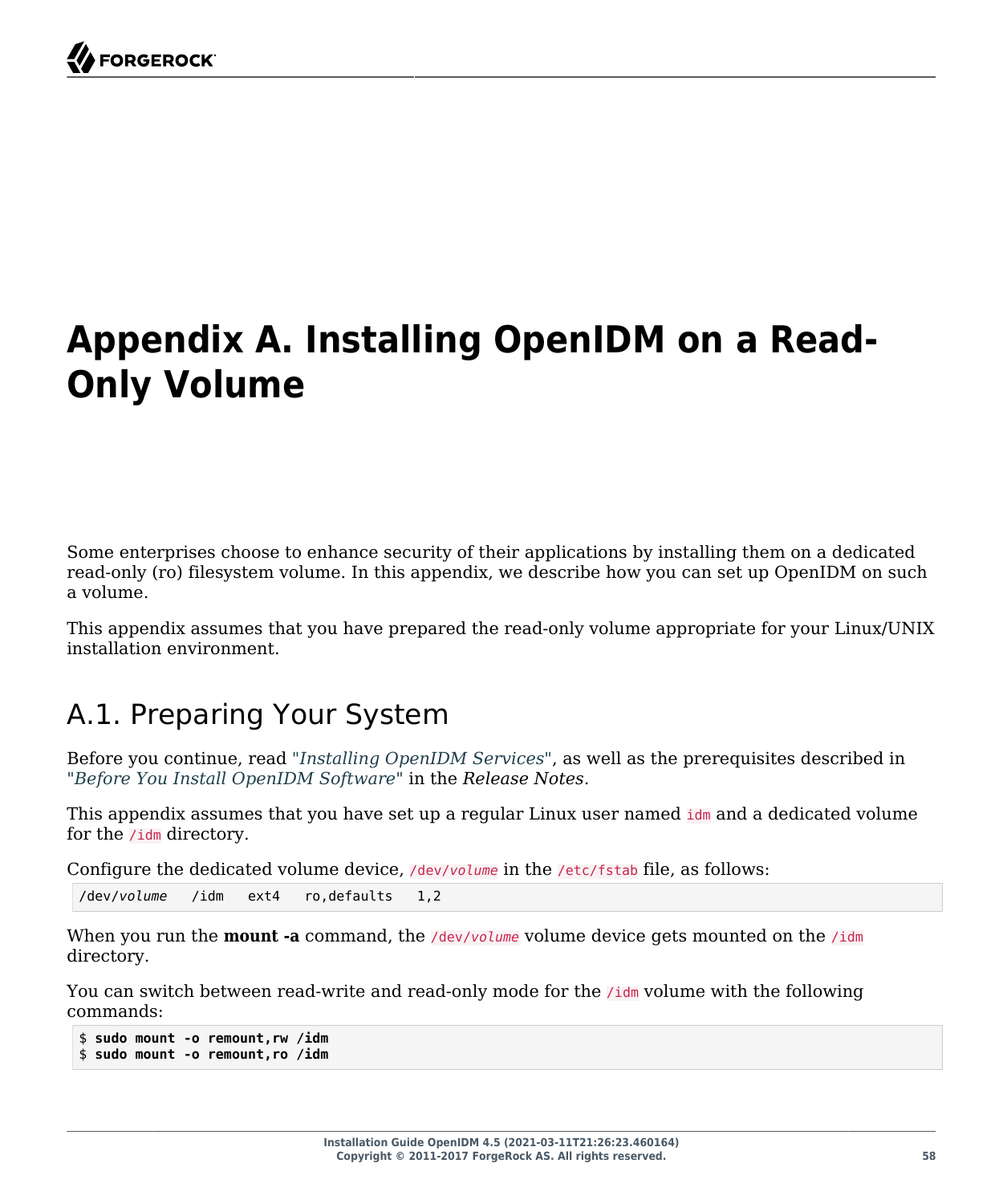# Appendix A. Installing OpenIDM on a Read-Only Volume

Some enterprises choose to enhance security of their applications by installing them on a dedicated read-only (ro) filesystem volume. In this appendix, we describe how you can set up OpenIDM on such a volume.

This appendix assumes that you have prepared the read-only volume appropriate for your Linux/UNIX installation environment.

## A.1. Preparing Your System

Before you continue, read "*Installing OpenIDM Services*", as well as the prerequisites described in "*Before You Install OpenIDM Software*" in the *Release Notes*.

This appendix assumes that you have set up a regular Linux user named `idm` and a dedicated volume for the `/idm` directory.

Configure the dedicated volume device, `/dev/volume` in the `/etc/fstab` file, as follows:

```
/dev/volume   /idm   ext4   ro,defaults   1,2
```

When you run the **mount -a** command, the `/dev/volume` volume device gets mounted on the `/idm` directory.

You can switch between read-write and read-only mode for the `/idm` volume with the following commands:

```
$ sudo mount -o remount,rw /idm
$ sudo mount -o remount,ro /idm
```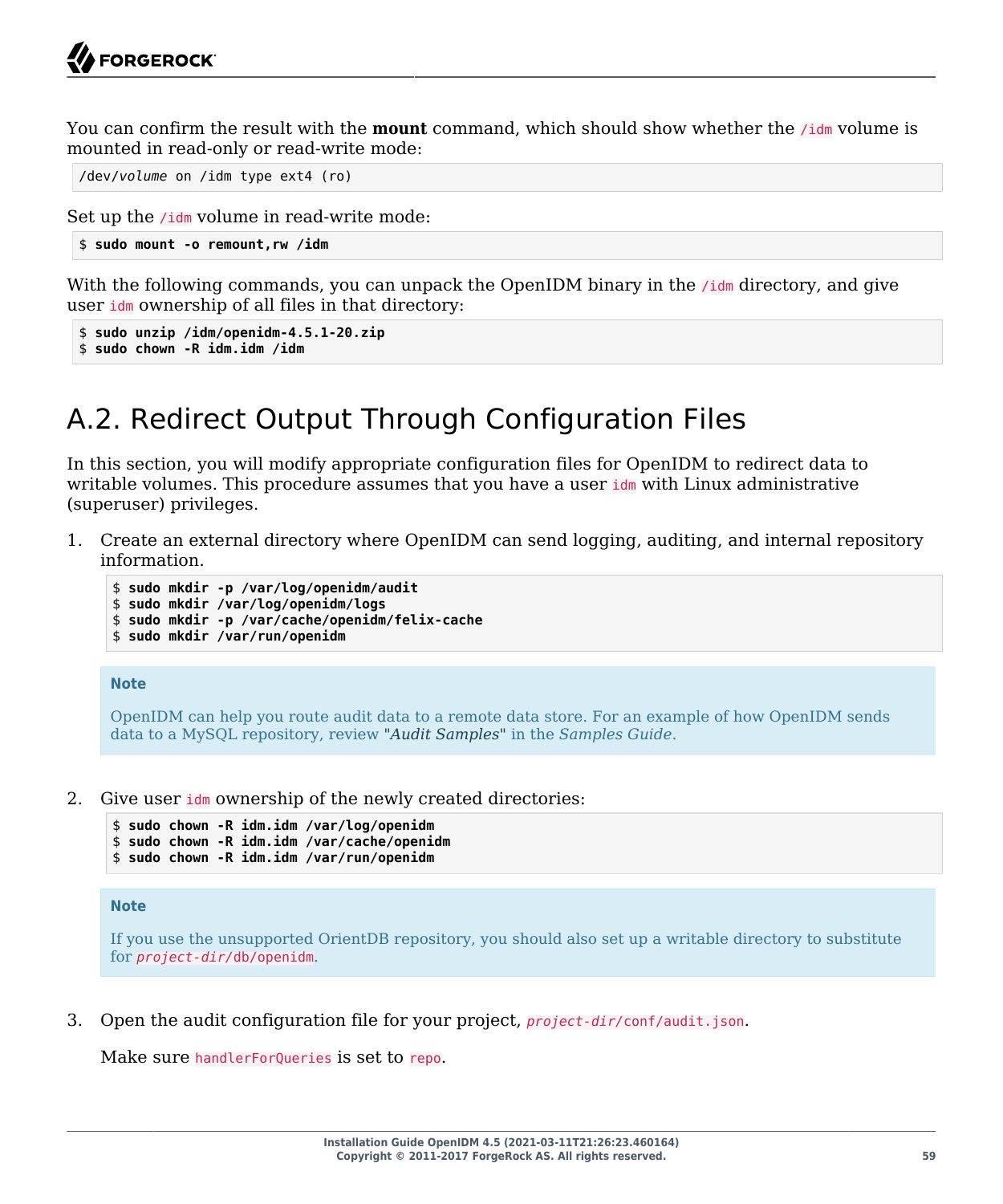You can confirm the result with the **mount** command, which should show whether the `/idm` volume is mounted in read-only or read-write mode:

```
/dev/volume on /idm type ext4 (ro)
```

Set up the `/idm` volume in read-write mode:

```
$ sudo mount -o remount,rw /idm
```

With the following commands, you can unpack the OpenIDM binary in the `/idm` directory, and give user `idm` ownership of all files in that directory:

```
$ sudo unzip /idm/openidm-4.5.1-20.zip
$ sudo chown -R idm.idm /idm
```

## A.2. Redirect Output Through Configuration Files

In this section, you will modify appropriate configuration files for OpenIDM to redirect data to writable volumes. This procedure assumes that you have a user `idm` with Linux administrative (superuser) privileges.

1. Create an external directory where OpenIDM can send logging, auditing, and internal repository information.

   ```
   $ sudo mkdir -p /var/log/openidm/audit
   $ sudo mkdir /var/log/openidm/logs
   $ sudo mkdir -p /var/cache/openidm/felix-cache
   $ sudo mkdir /var/run/openidm
   ```

   > **Note**
   >
   > OpenIDM can help you route audit data to a remote data store. For an example of how OpenIDM sends data to a MySQL repository, review "*Audit Samples*" in the *Samples Guide*.

2. Give user `idm` ownership of the newly created directories:

   ```
   $ sudo chown -R idm.idm /var/log/openidm
   $ sudo chown -R idm.idm /var/cache/openidm
   $ sudo chown -R idm.idm /var/run/openidm
   ```

   > **Note**
   >
   > If you use the unsupported OrientDB repository, you should also set up a writable directory to substitute for `project-dir/db/openidm`.

3. Open the audit configuration file for your project, `project-dir/conf/audit.json`.

   Make sure `handlerForQueries` is set to `repo`.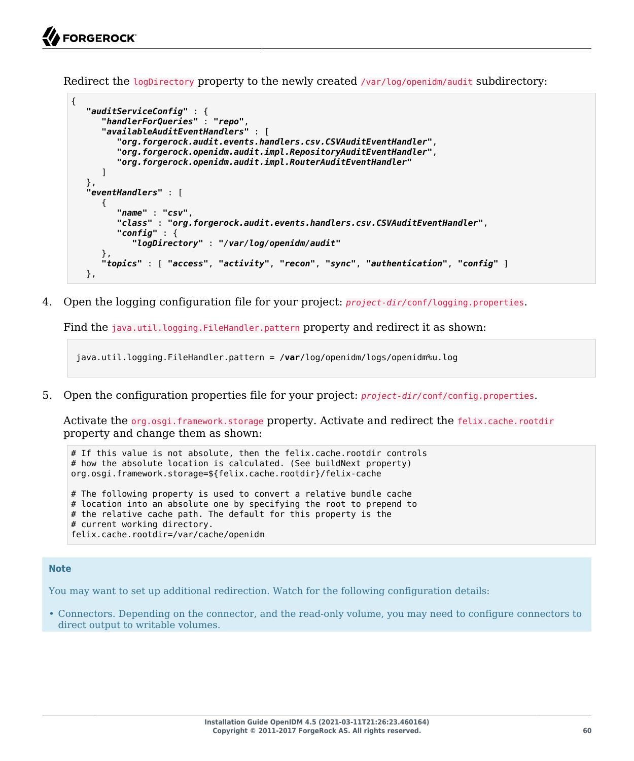Redirect the `logDirectory` property to the newly created `/var/log/openidm/audit` subdirectory:

```
{
   "auditServiceConfig" : {
      "handlerForQueries" : "repo",
      "availableAuditEventHandlers" : [
         "org.forgerock.audit.events.handlers.csv.CSVAuditEventHandler",
         "org.forgerock.openidm.audit.impl.RepositoryAuditEventHandler",
         "org.forgerock.openidm.audit.impl.RouterAuditEventHandler"
      ]
   },
   "eventHandlers" : [
      {
         "name" : "csv",
         "class" : "org.forgerock.audit.events.handlers.csv.CSVAuditEventHandler",
         "config" : {
            "logDirectory" : "/var/log/openidm/audit"
      },
      "topics" : [ "access", "activity", "recon", "sync", "authentication", "config" ]
   },
```

4. Open the logging configuration file for your project: *project-dir*`/conf/logging.properties`.

   Find the `java.util.logging.FileHandler.pattern` property and redirect it as shown:

```
java.util.logging.FileHandler.pattern = /var/log/openidm/logs/openidm%u.log
```

5. Open the configuration properties file for your project: *project-dir*`/conf/config.properties`.

   Activate the `org.osgi.framework.storage` property. Activate and redirect the `felix.cache.rootdir` property and change them as shown:

```
# If this value is not absolute, then the felix.cache.rootdir controls
# how the absolute location is calculated. (See buildNext property)
org.osgi.framework.storage=${felix.cache.rootdir}/felix-cache

# The following property is used to convert a relative bundle cache
# location into an absolute one by specifying the root to prepend to
# the relative cache path. The default for this property is the
# current working directory.
felix.cache.rootdir=/var/cache/openidm
```

**Note**

You may want to set up additional redirection. Watch for the following configuration details:

- Connectors. Depending on the connector, and the read-only volume, you may need to configure connectors to direct output to writable volumes.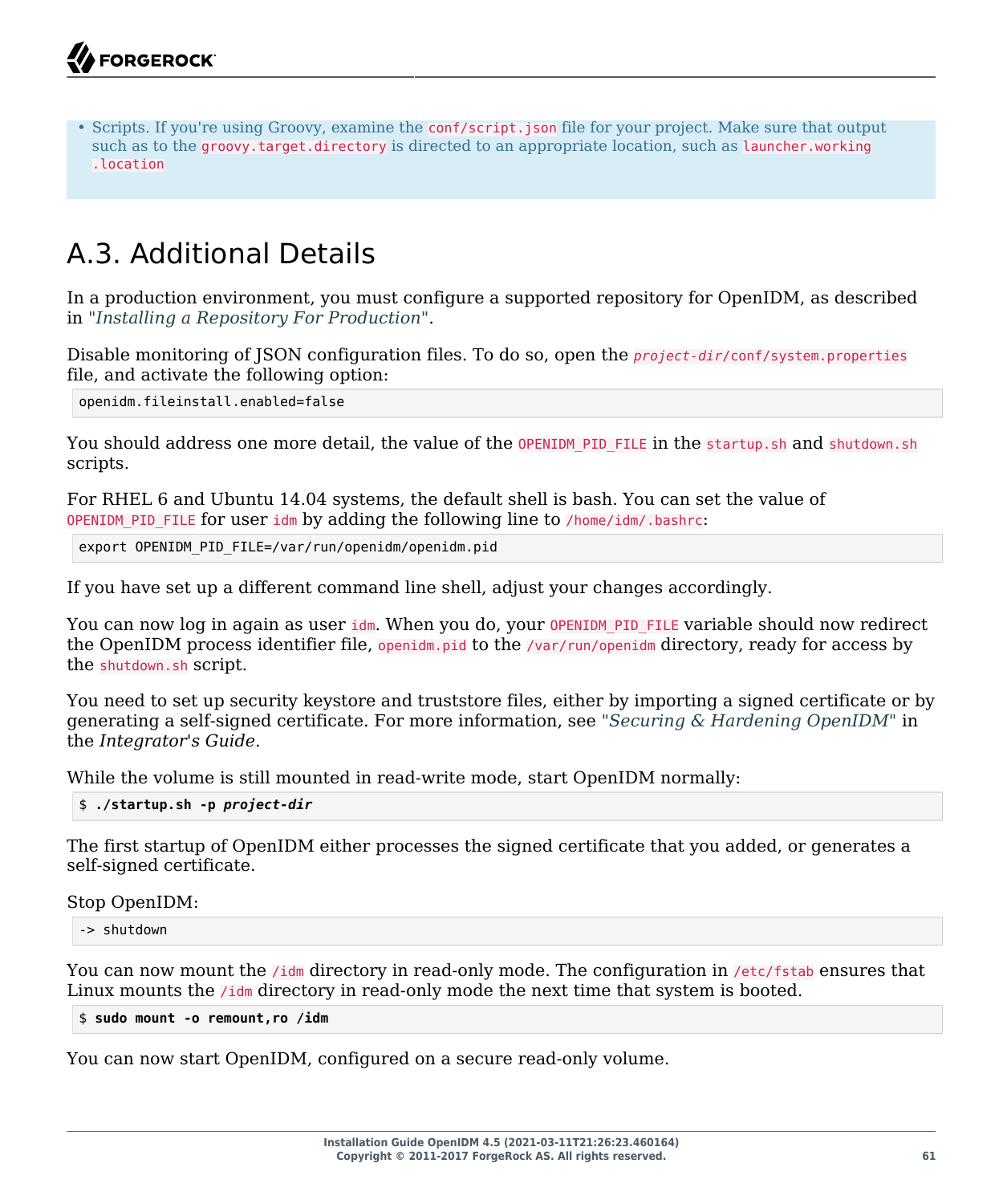- Scripts. If you're using Groovy, examine the `conf/script.json` file for your project. Make sure that output such as to the `groovy.target.directory` is directed to an appropriate location, such as `launcher.working .location`

## A.3. Additional Details

In a production environment, you must configure a supported repository for OpenIDM, as described in "*Installing a Repository For Production*".

Disable monitoring of JSON configuration files. To do so, open the `project-dir/conf/system.properties` file, and activate the following option:

```
openidm.fileinstall.enabled=false
```

You should address one more detail, the value of the `OPENIDM_PID_FILE` in the `startup.sh` and `shutdown.sh` scripts.

For RHEL 6 and Ubuntu 14.04 systems, the default shell is bash. You can set the value of `OPENIDM_PID_FILE` for user `idm` by adding the following line to `/home/idm/.bashrc`:

```
export OPENIDM_PID_FILE=/var/run/openidm/openidm.pid
```

If you have set up a different command line shell, adjust your changes accordingly.

You can now log in again as user `idm`. When you do, your `OPENIDM_PID_FILE` variable should now redirect the OpenIDM process identifier file, `openidm.pid` to the `/var/run/openidm` directory, ready for access by the `shutdown.sh` script.

You need to set up security keystore and truststore files, either by importing a signed certificate or by generating a self-signed certificate. For more information, see "*Securing & Hardening OpenIDM*" in the *Integrator's Guide*.

While the volume is still mounted in read-write mode, start OpenIDM normally:

```
$ ./startup.sh -p project-dir
```

The first startup of OpenIDM either processes the signed certificate that you added, or generates a self-signed certificate.

Stop OpenIDM:

```
-> shutdown
```

You can now mount the `/idm` directory in read-only mode. The configuration in `/etc/fstab` ensures that Linux mounts the `/idm` directory in read-only mode the next time that system is booted.

```
$ sudo mount -o remount,ro /idm
```

You can now start OpenIDM, configured on a secure read-only volume.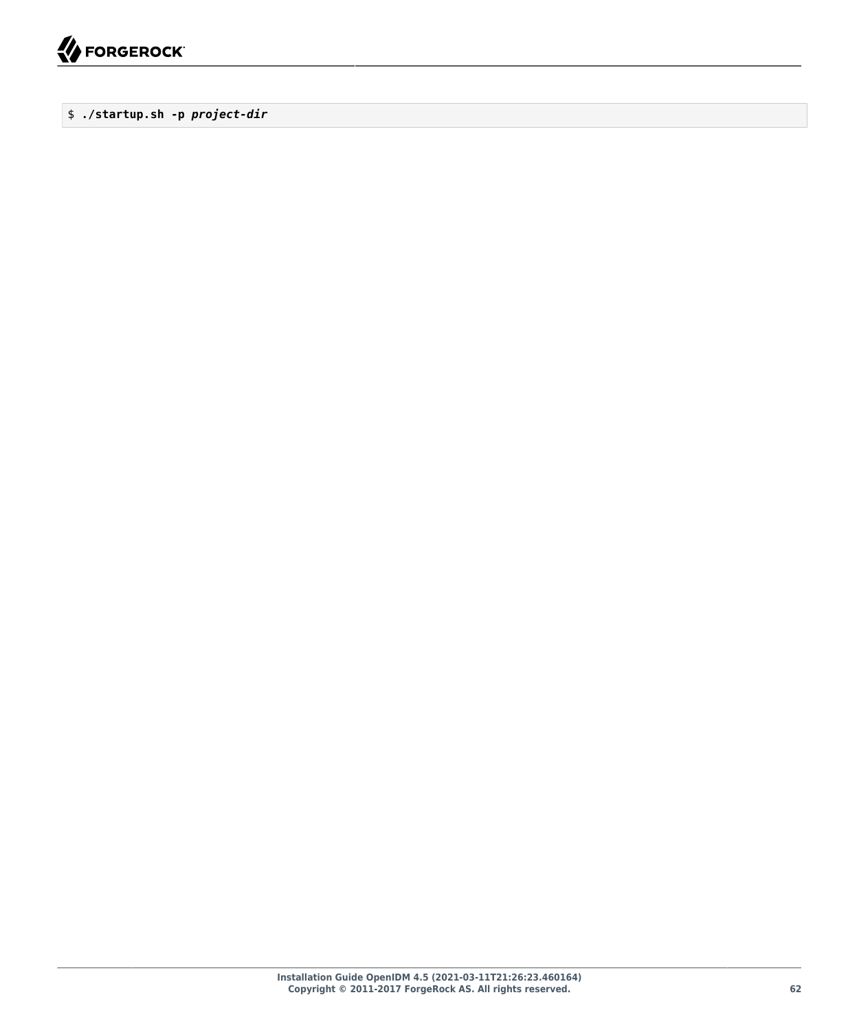```
$ ./startup.sh -p project-dir
```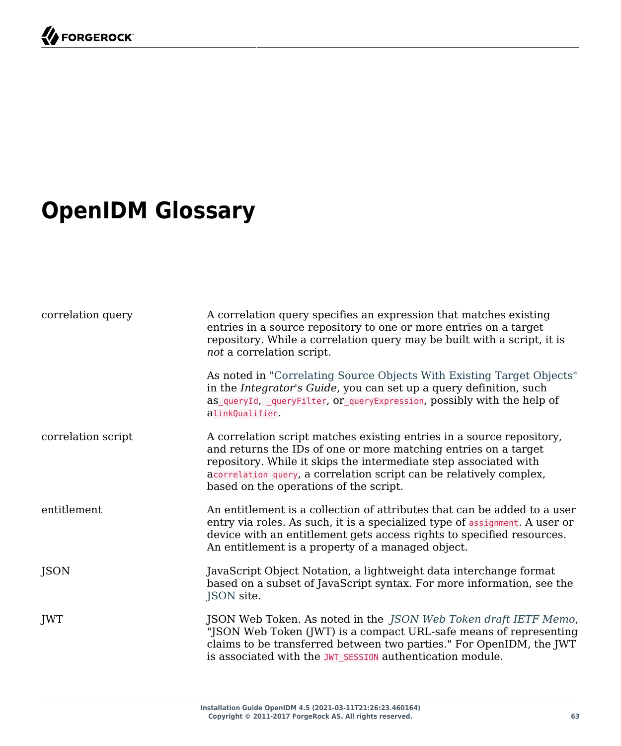# OpenIDM Glossary

correlation query
: A correlation query specifies an expression that matches existing entries in a source repository to one or more entries on a target repository. While a correlation query may be built with a script, it is *not* a correlation script.

  As noted in "Correlating Source Objects With Existing Target Objects" in the *Integrator's Guide*, you can set up a query definition, such as `_queryId`, `_queryFilter`, or `_queryExpression`, possibly with the help of a `linkQualifier`.

correlation script
: A correlation script matches existing entries in a source repository, and returns the IDs of one or more matching entries on a target repository. While it skips the intermediate step associated with a `correlation query`, a correlation script can be relatively complex, based on the operations of the script.

entitlement
: An entitlement is a collection of attributes that can be added to a user entry via roles. As such, it is a specialized type of `assignment`. A user or device with an entitlement gets access rights to specified resources. An entitlement is a property of a managed object.

JSON
: JavaScript Object Notation, a lightweight data interchange format based on a subset of JavaScript syntax. For more information, see the JSON site.

JWT
: JSON Web Token. As noted in the *JSON Web Token draft IETF Memo*, "JSON Web Token (JWT) is a compact URL-safe means of representing claims to be transferred between two parties." For OpenIDM, the JWT is associated with the `JWT_SESSION` authentication module.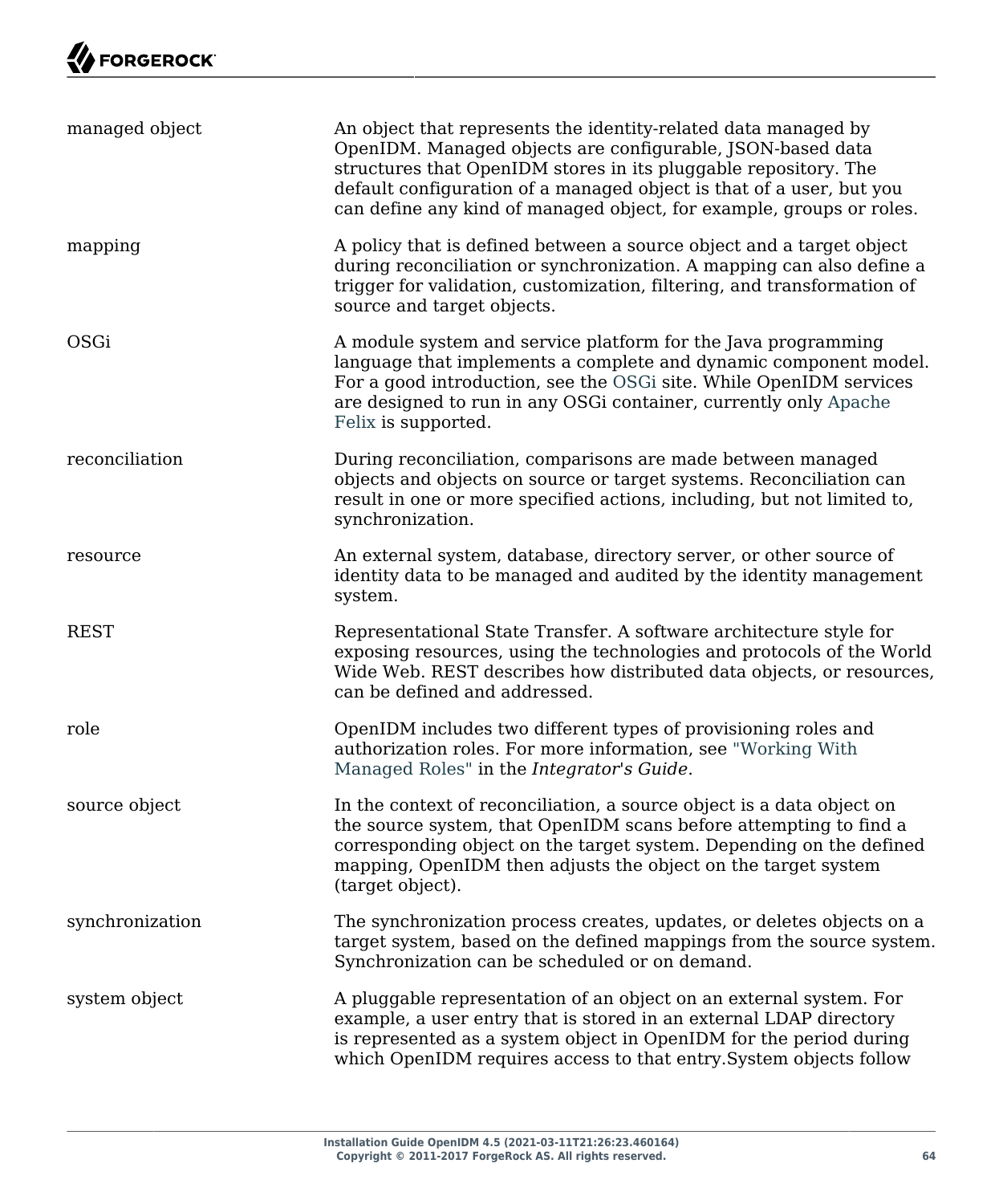| | |
|---|---|
| managed object | An object that represents the identity-related data managed by OpenIDM. Managed objects are configurable, JSON-based data structures that OpenIDM stores in its pluggable repository. The default configuration of a managed object is that of a user, but you can define any kind of managed object, for example, groups or roles. |
| mapping | A policy that is defined between a source object and a target object during reconciliation or synchronization. A mapping can also define a trigger for validation, customization, filtering, and transformation of source and target objects. |
| OSGi | A module system and service platform for the Java programming language that implements a complete and dynamic component model. For a good introduction, see the OSGi site. While OpenIDM services are designed to run in any OSGi container, currently only Apache Felix is supported. |
| reconciliation | During reconciliation, comparisons are made between managed objects and objects on source or target systems. Reconciliation can result in one or more specified actions, including, but not limited to, synchronization. |
| resource | An external system, database, directory server, or other source of identity data to be managed and audited by the identity management system. |
| REST | Representational State Transfer. A software architecture style for exposing resources, using the technologies and protocols of the World Wide Web. REST describes how distributed data objects, or resources, can be defined and addressed. |
| role | OpenIDM includes two different types of provisioning roles and authorization roles. For more information, see "Working With Managed Roles" in the *Integrator's Guide*. |
| source object | In the context of reconciliation, a source object is a data object on the source system, that OpenIDM scans before attempting to find a corresponding object on the target system. Depending on the defined mapping, OpenIDM then adjusts the object on the target system (target object). |
| synchronization | The synchronization process creates, updates, or deletes objects on a target system, based on the defined mappings from the source system. Synchronization can be scheduled or on demand. |
| system object | A pluggable representation of an object on an external system. For example, a user entry that is stored in an external LDAP directory is represented as a system object in OpenIDM for the period during which OpenIDM requires access to that entry.System objects follow |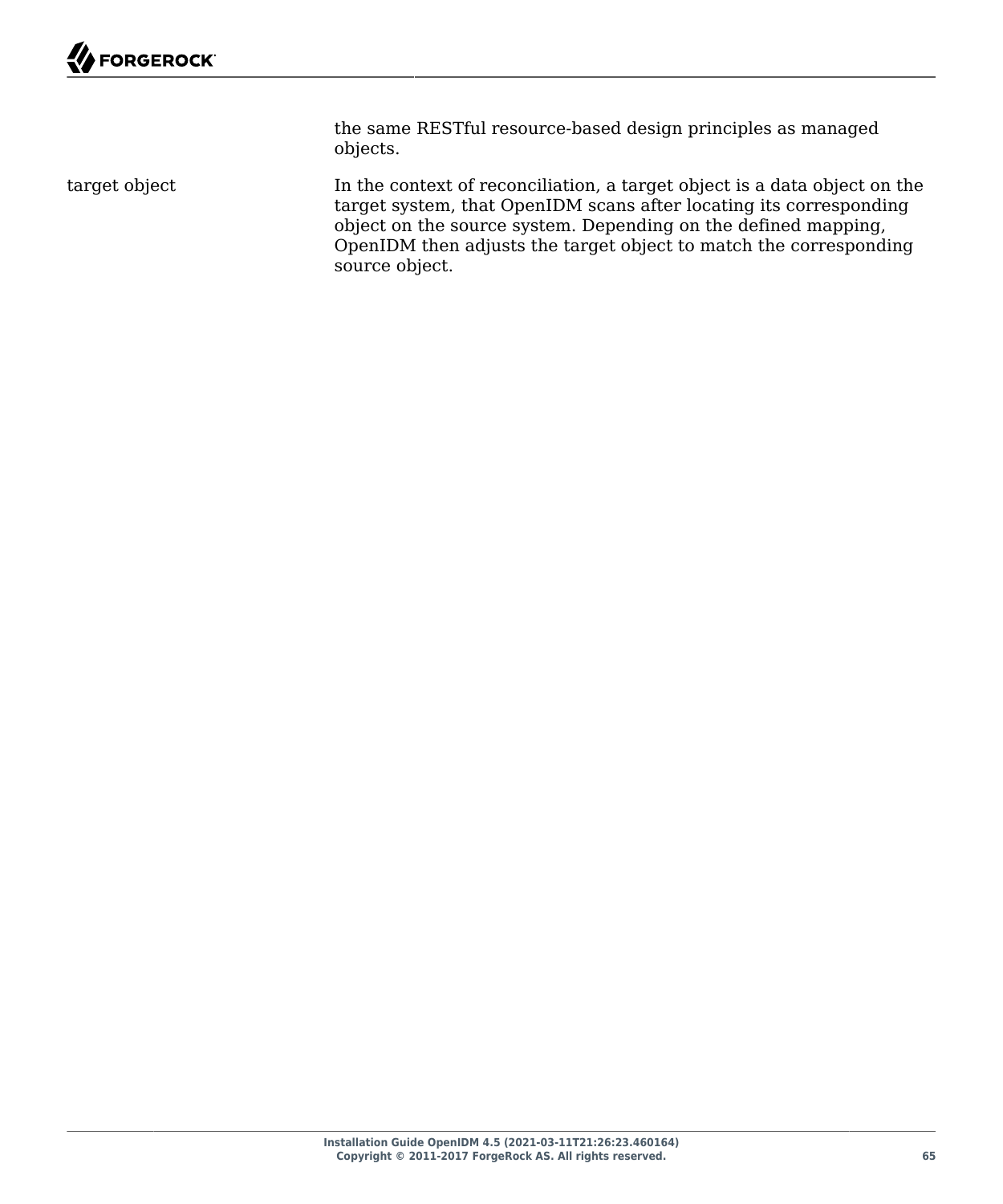the same RESTful resource-based design principles as managed objects.

target object
: In the context of reconciliation, a target object is a data object on the target system, that OpenIDM scans after locating its corresponding object on the source system. Depending on the defined mapping, OpenIDM then adjusts the target object to match the corresponding source object.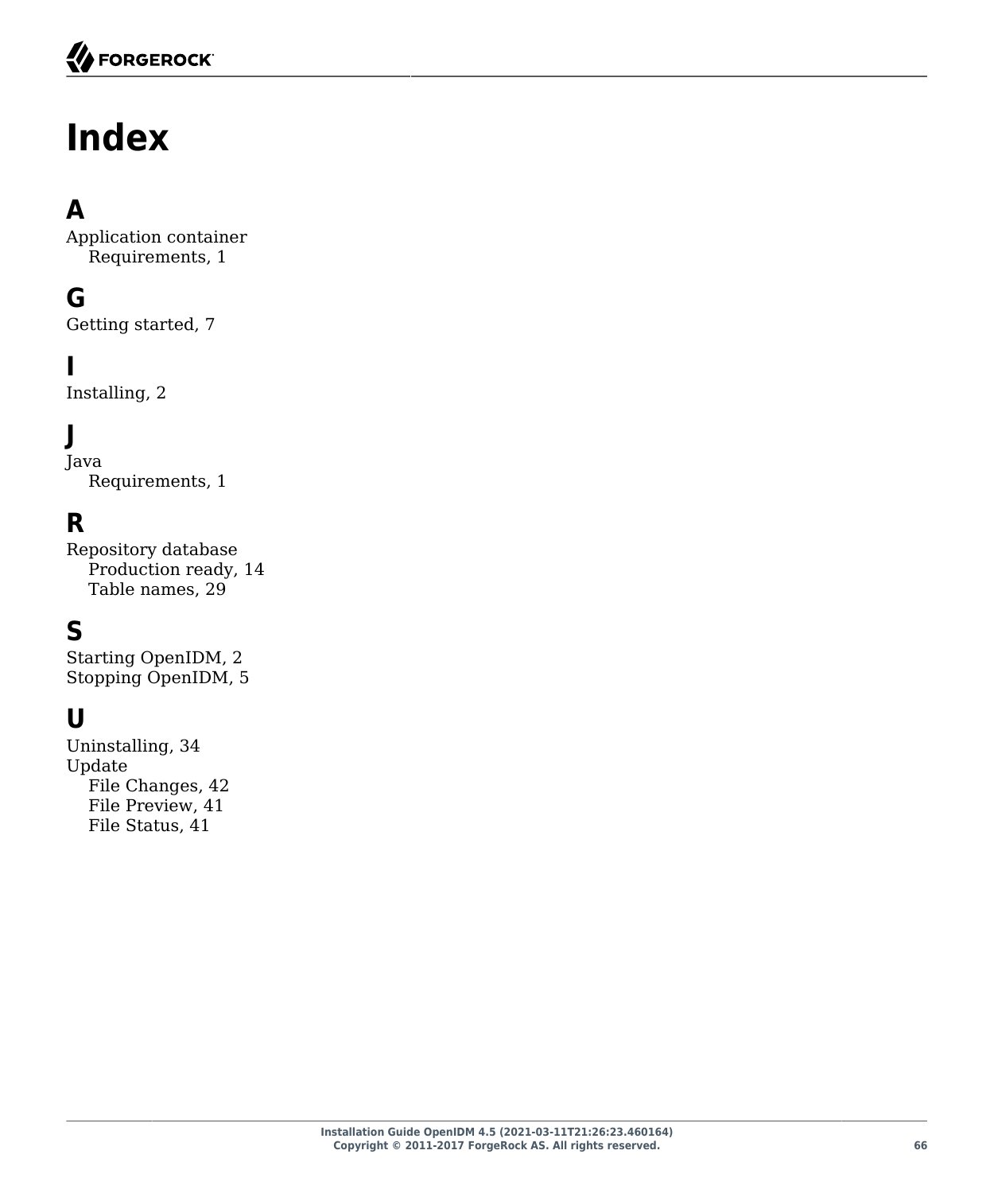# Index

## A

Application container
    Requirements, 1

## G

Getting started, 7

## I

Installing, 2

## J

Java
    Requirements, 1

## R

Repository database
    Production ready, 14
    Table names, 29

## S

Starting OpenIDM, 2
Stopping OpenIDM, 5

## U

Uninstalling, 34
Update
    File Changes, 42
    File Preview, 41
    File Status, 41